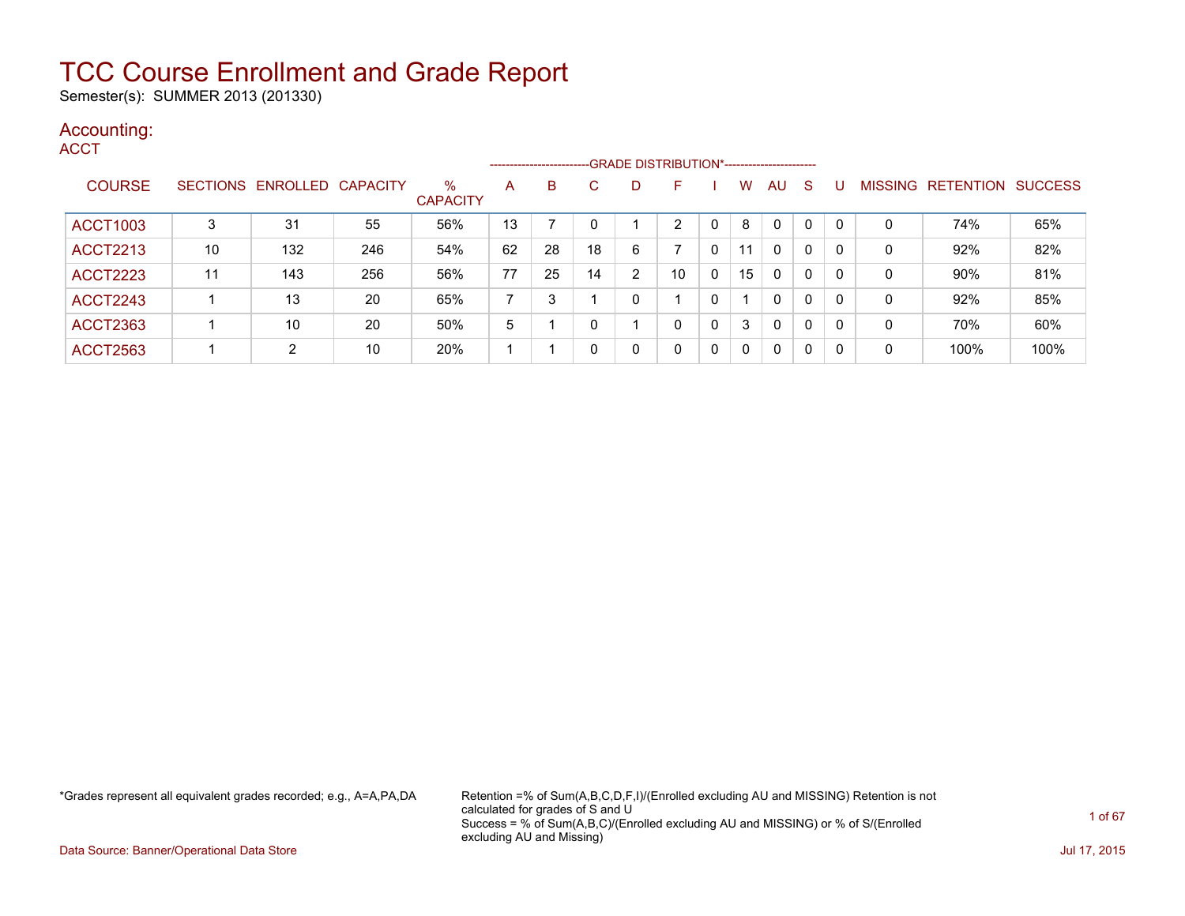# TCC Course Enrollment and Grade Report

Semester(s): SUMMER 2013 (201330)

## Accounting:

### ACCT

| COURSE | SECTIONS | ENROLLED | CAPACITY | % CAPACITY | A | B | C | D | F | I | W | AU | S | U | MISSING | RETENTION | SUCCESS |
|---|---|---|---|---|---|---|---|---|---|---|---|---|---|---|---|---|---|
| | | | | | GRADE DISTRIBUTION* | | | | | | | | | | | | |
| ACCT1003 | 3 | 31 | 55 | 56% | 13 | 7 | 0 | 1 | 2 | 0 | 8 | 0 | 0 | 0 | 0 | 74% | 65% |
| ACCT2213 | 10 | 132 | 246 | 54% | 62 | 28 | 18 | 6 | 7 | 0 | 11 | 0 | 0 | 0 | 0 | 92% | 82% |
| ACCT2223 | 11 | 143 | 256 | 56% | 77 | 25 | 14 | 2 | 10 | 0 | 15 | 0 | 0 | 0 | 0 | 90% | 81% |
| ACCT2243 | 1 | 13 | 20 | 65% | 7 | 3 | 1 | 0 | 1 | 0 | 1 | 0 | 0 | 0 | 0 | 92% | 85% |
| ACCT2363 | 1 | 10 | 20 | 50% | 5 | 1 | 0 | 1 | 0 | 0 | 3 | 0 | 0 | 0 | 0 | 70% | 60% |
| ACCT2563 | 1 | 2 | 10 | 20% | 1 | 1 | 0 | 0 | 0 | 0 | 0 | 0 | 0 | 0 | 0 | 100% | 100% |

*Grades represent all equivalent grades recorded; e.g., A=A,PA,DA

Retention =% of Sum(A,B,C,D,F,I)/(Enrolled excluding AU and MISSING) Retention is not calculated for grades of S and U
Success = % of Sum(A,B,C)/(Enrolled excluding AU and MISSING) or % of S/(Enrolled excluding AU and Missing)

Data Source: Banner/Operational Data Store

Jul 17, 2015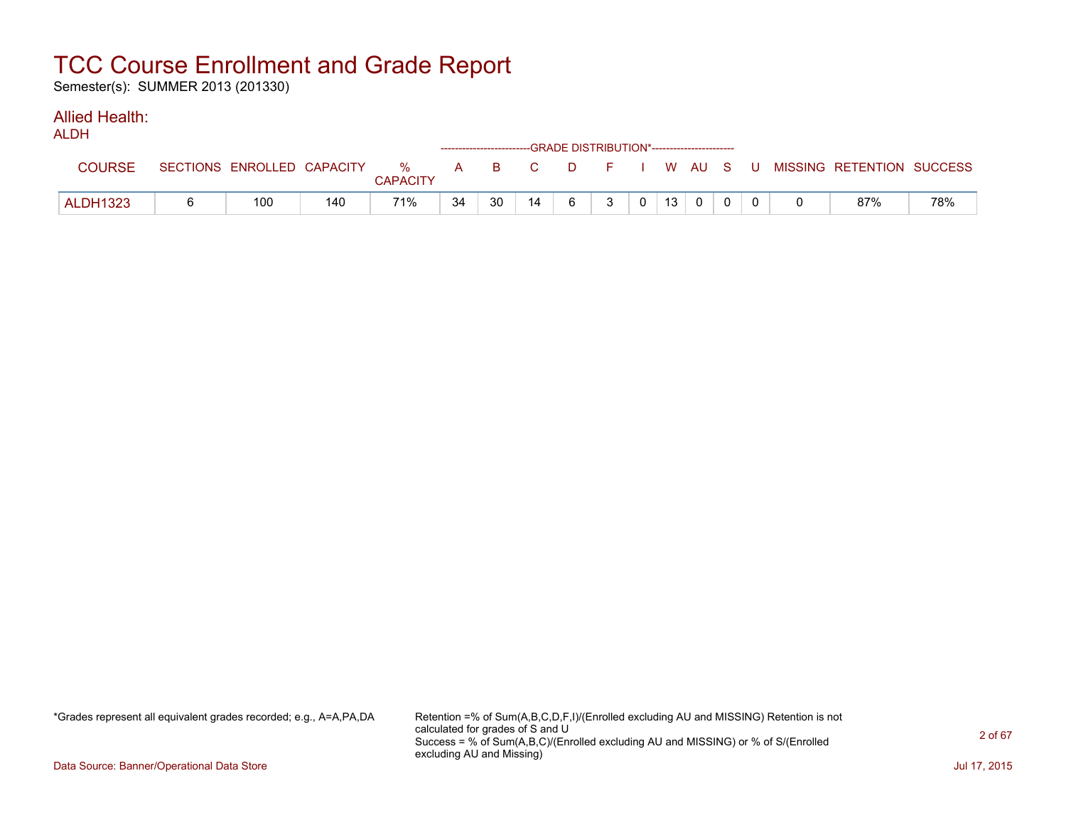# TCC Course Enrollment and Grade Report

Semester(s): SUMMER 2013 (201330)

## Allied Health:

### ALDH

| COURSE | SECTIONS | ENROLLED | CAPACITY | % CAPACITY | GRADE DISTRIBUTION* A | B | C | D | F | I | W | AU | S | U | MISSING | RETENTION | SUCCESS |
|---|---|---|---|---|---|---|---|---|---|---|---|---|---|---|---|---|---|
| ALDH1323 | 6 | 100 | 140 | 71% | 34 | 30 | 14 | 6 | 3 | 0 | 13 | 0 | 0 | 0 | 0 | 87% | 78% |

*Grades represent all equivalent grades recorded; e.g., A=A,PA,DA

Retention =% of Sum(A,B,C,D,F,I)/(Enrolled excluding AU and MISSING) Retention is not calculated for grades of S and U
Success = % of Sum(A,B,C)/(Enrolled excluding AU and MISSING) or % of S/(Enrolled excluding AU and Missing)

Data Source: Banner/Operational Data Store

Jul 17, 2015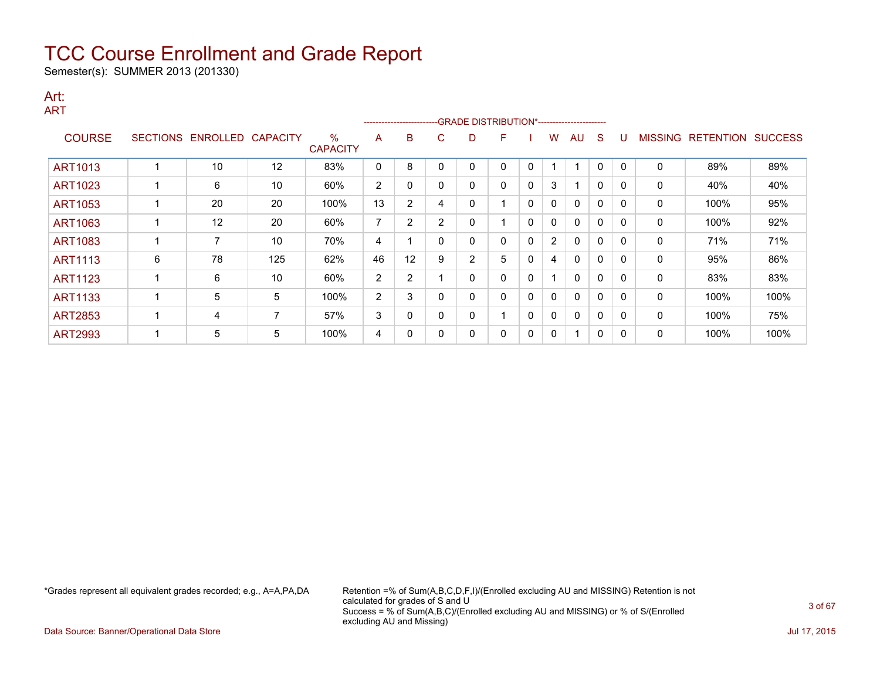# TCC Course Enrollment and Grade Report

Semester(s): SUMMER 2013 (201330)

## Art:

### ART

| COURSE | SECTIONS | ENROLLED | CAPACITY | % CAPACITY | A | B | C | D | F | I | W | AU | S | U | MISSING | RETENTION | SUCCESS |
|---|---|---|---|---|---|---|---|---|---|---|---|---|---|---|---|---|---|
| | | | | | GRADE DISTRIBUTION* | | | | | | | | | | | | |
| ART1013 | 1 | 10 | 12 | 83% | 0 | 8 | 0 | 0 | 0 | 0 | 1 | 1 | 0 | 0 | 0 | 89% | 89% |
| ART1023 | 1 | 6 | 10 | 60% | 2 | 0 | 0 | 0 | 0 | 0 | 3 | 1 | 0 | 0 | 0 | 40% | 40% |
| ART1053 | 1 | 20 | 20 | 100% | 13 | 2 | 4 | 0 | 1 | 0 | 0 | 0 | 0 | 0 | 0 | 100% | 95% |
| ART1063 | 1 | 12 | 20 | 60% | 7 | 2 | 2 | 0 | 1 | 0 | 0 | 0 | 0 | 0 | 0 | 100% | 92% |
| ART1083 | 1 | 7 | 10 | 70% | 4 | 1 | 0 | 0 | 0 | 0 | 2 | 0 | 0 | 0 | 0 | 71% | 71% |
| ART1113 | 6 | 78 | 125 | 62% | 46 | 12 | 9 | 2 | 5 | 0 | 4 | 0 | 0 | 0 | 0 | 95% | 86% |
| ART1123 | 1 | 6 | 10 | 60% | 2 | 2 | 1 | 0 | 0 | 0 | 1 | 0 | 0 | 0 | 0 | 83% | 83% |
| ART1133 | 1 | 5 | 5 | 100% | 2 | 3 | 0 | 0 | 0 | 0 | 0 | 0 | 0 | 0 | 0 | 100% | 100% |
| ART2853 | 1 | 4 | 7 | 57% | 3 | 0 | 0 | 0 | 1 | 0 | 0 | 0 | 0 | 0 | 0 | 100% | 75% |
| ART2993 | 1 | 5 | 5 | 100% | 4 | 0 | 0 | 0 | 0 | 0 | 0 | 1 | 0 | 0 | 0 | 100% | 100% |

*Grades represent all equivalent grades recorded; e.g., A=A,PA,DA

Retention =% of Sum(A,B,C,D,F,I)/(Enrolled excluding AU and MISSING) Retention is not calculated for grades of S and U
Success = % of Sum(A,B,C)/(Enrolled excluding AU and MISSING) or % of S/(Enrolled excluding AU and Missing)

Data Source: Banner/Operational Data Store

Jul 17, 2015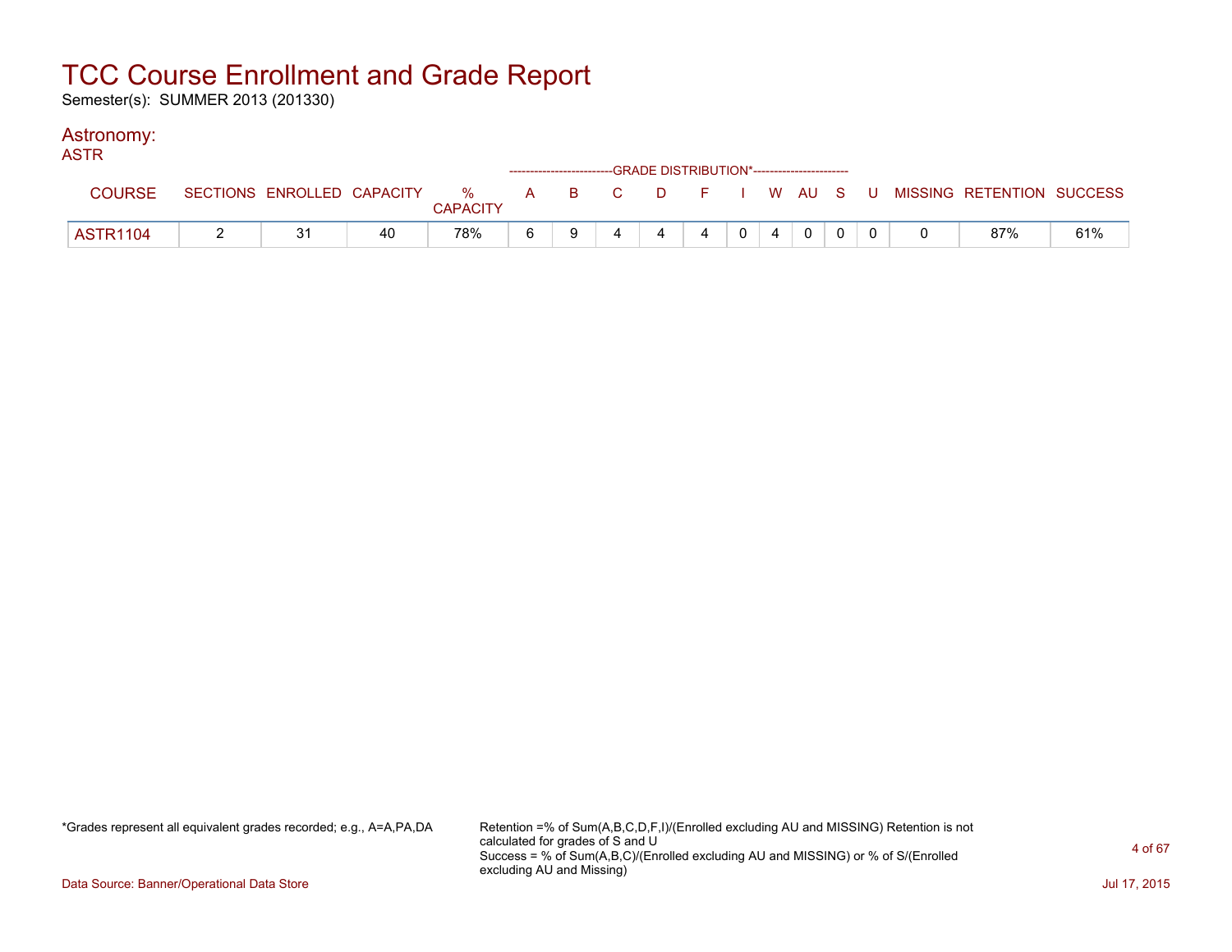# TCC Course Enrollment and Grade Report

Semester(s): SUMMER 2013 (201330)

## Astronomy:

### ASTR

| COURSE | SECTIONS | ENROLLED | CAPACITY | % CAPACITY | A | B | C | D | F | I | W | AU | S | U | MISSING | RETENTION | SUCCESS |
|---|---|---|---|---|---|---|---|---|---|---|---|---|---|---|---|---|---|
| | | | | | GRADE DISTRIBUTION* | | | | | | | | | | | | |
| ASTR1104 | 2 | 31 | 40 | 78% | 6 | 9 | 4 | 4 | 4 | 0 | 4 | 0 | 0 | 0 | 0 | 87% | 61% |

*Grades represent all equivalent grades recorded; e.g., A=A,PA,DA

Retention =% of Sum(A,B,C,D,F,I)/(Enrolled excluding AU and MISSING) Retention is not calculated for grades of S and U
Success = % of Sum(A,B,C)/(Enrolled excluding AU and MISSING) or % of S/(Enrolled excluding AU and Missing)

Data Source: Banner/Operational Data Store

Jul 17, 2015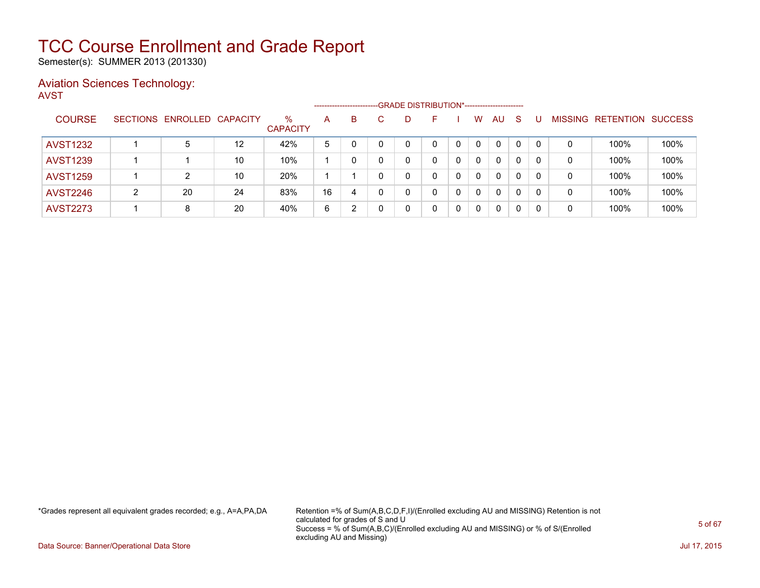# TCC Course Enrollment and Grade Report

Semester(s): SUMMER 2013 (201330)

## Aviation Sciences Technology:

AVST

| COURSE | SECTIONS | ENROLLED | CAPACITY | % CAPACITY | A | B | C | D | F | I | W | AU | S | U | MISSING | RETENTION | SUCCESS |
|---|---|---|---|---|---|---|---|---|---|---|---|---|---|---|---|---|---|
| | | | | | GRADE DISTRIBUTION* | | | | | | | | | | | | |
| AVST1232 | 1 | 5 | 12 | 42% | 5 | 0 | 0 | 0 | 0 | 0 | 0 | 0 | 0 | 0 | 0 | 100% | 100% |
| AVST1239 | 1 | 1 | 10 | 10% | 1 | 0 | 0 | 0 | 0 | 0 | 0 | 0 | 0 | 0 | 0 | 100% | 100% |
| AVST1259 | 1 | 2 | 10 | 20% | 1 | 1 | 0 | 0 | 0 | 0 | 0 | 0 | 0 | 0 | 0 | 100% | 100% |
| AVST2246 | 2 | 20 | 24 | 83% | 16 | 4 | 0 | 0 | 0 | 0 | 0 | 0 | 0 | 0 | 0 | 100% | 100% |
| AVST2273 | 1 | 8 | 20 | 40% | 6 | 2 | 0 | 0 | 0 | 0 | 0 | 0 | 0 | 0 | 0 | 100% | 100% |

*Grades represent all equivalent grades recorded; e.g., A=A,PA,DA

Retention =% of Sum(A,B,C,D,F,I)/(Enrolled excluding AU and MISSING) Retention is not calculated for grades of S and U
Success = % of Sum(A,B,C)/(Enrolled excluding AU and MISSING) or % of S/(Enrolled excluding AU and Missing)

Data Source: Banner/Operational Data Store

Jul 17, 2015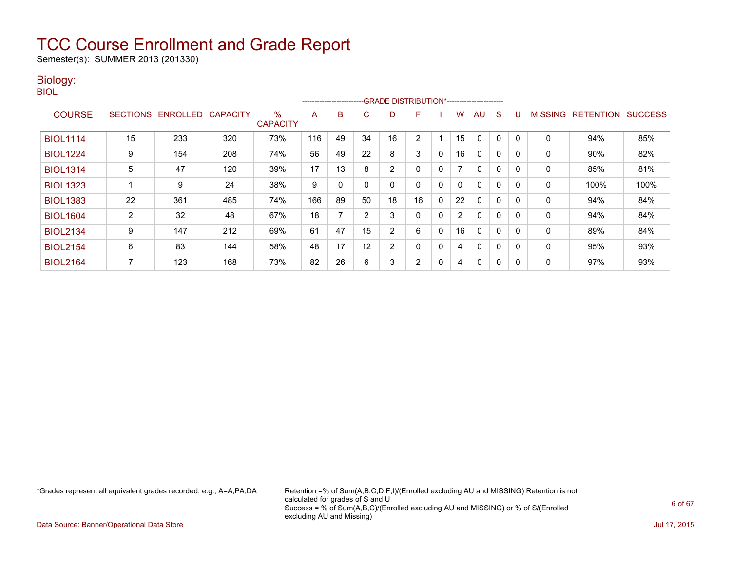# TCC Course Enrollment and Grade Report

Semester(s): SUMMER 2013 (201330)

## Biology:

BIOL

| COURSE | SECTIONS | ENROLLED | CAPACITY | % CAPACITY | A | B | C | D | F | I | W | AU | S | U | MISSING | RETENTION | SUCCESS |
|---|---|---|---|---|---|---|---|---|---|---|---|---|---|---|---|---|---|
| | | | | | GRADE DISTRIBUTION* | | | | | | | | | | | | |
| BIOL1114 | 15 | 233 | 320 | 73% | 116 | 49 | 34 | 16 | 2 | 1 | 15 | 0 | 0 | 0 | 0 | 94% | 85% |
| BIOL1224 | 9 | 154 | 208 | 74% | 56 | 49 | 22 | 8 | 3 | 0 | 16 | 0 | 0 | 0 | 0 | 90% | 82% |
| BIOL1314 | 5 | 47 | 120 | 39% | 17 | 13 | 8 | 2 | 0 | 0 | 7 | 0 | 0 | 0 | 0 | 85% | 81% |
| BIOL1323 | 1 | 9 | 24 | 38% | 9 | 0 | 0 | 0 | 0 | 0 | 0 | 0 | 0 | 0 | 0 | 100% | 100% |
| BIOL1383 | 22 | 361 | 485 | 74% | 166 | 89 | 50 | 18 | 16 | 0 | 22 | 0 | 0 | 0 | 0 | 94% | 84% |
| BIOL1604 | 2 | 32 | 48 | 67% | 18 | 7 | 2 | 3 | 0 | 0 | 2 | 0 | 0 | 0 | 0 | 94% | 84% |
| BIOL2134 | 9 | 147 | 212 | 69% | 61 | 47 | 15 | 2 | 6 | 0 | 16 | 0 | 0 | 0 | 0 | 89% | 84% |
| BIOL2154 | 6 | 83 | 144 | 58% | 48 | 17 | 12 | 2 | 0 | 0 | 4 | 0 | 0 | 0 | 0 | 95% | 93% |
| BIOL2164 | 7 | 123 | 168 | 73% | 82 | 26 | 6 | 3 | 2 | 0 | 4 | 0 | 0 | 0 | 0 | 97% | 93% |

*Grades represent all equivalent grades recorded; e.g., A=A,PA,DA

Retention =% of Sum(A,B,C,D,F,I)/(Enrolled excluding AU and MISSING) Retention is not calculated for grades of S and U
Success = % of Sum(A,B,C)/(Enrolled excluding AU and MISSING) or % of S/(Enrolled excluding AU and Missing)

Data Source: Banner/Operational Data Store

Jul 17, 2015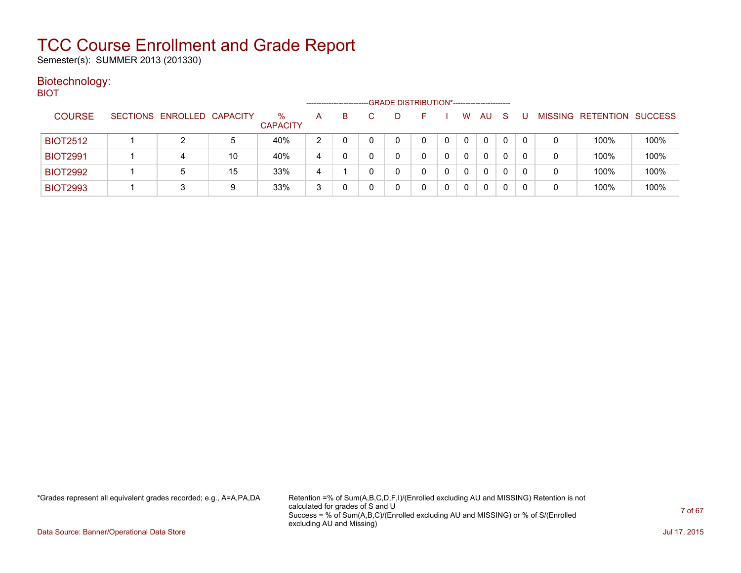# TCC Course Enrollment and Grade Report

Semester(s): SUMMER 2013 (201330)

## Biotechnology:

BIOT

| COURSE | SECTIONS | ENROLLED | CAPACITY | % CAPACITY | A | B | C | D | F | I | W | AU | S | U | MISSING | RETENTION | SUCCESS |
|---|---|---|---|---|---|---|---|---|---|---|---|---|---|---|---|---|---|
| | | | | | GRADE DISTRIBUTION* | | | | | | | | | | | | |
| BIOT2512 | 1 | 2 | 5 | 40% | 2 | 0 | 0 | 0 | 0 | 0 | 0 | 0 | 0 | 0 | 0 | 100% | 100% |
| BIOT2991 | 1 | 4 | 10 | 40% | 4 | 0 | 0 | 0 | 0 | 0 | 0 | 0 | 0 | 0 | 0 | 100% | 100% |
| BIOT2992 | 1 | 5 | 15 | 33% | 4 | 1 | 0 | 0 | 0 | 0 | 0 | 0 | 0 | 0 | 0 | 100% | 100% |
| BIOT2993 | 1 | 3 | 9 | 33% | 3 | 0 | 0 | 0 | 0 | 0 | 0 | 0 | 0 | 0 | 0 | 100% | 100% |

*Grades represent all equivalent grades recorded; e.g., A=A,PA,DA

Retention =% of Sum(A,B,C,D,F,I)/(Enrolled excluding AU and MISSING) Retention is not calculated for grades of S and U
Success = % of Sum(A,B,C)/(Enrolled excluding AU and MISSING) or % of S/(Enrolled excluding AU and Missing)

Data Source: Banner/Operational Data Store

Jul 17, 2015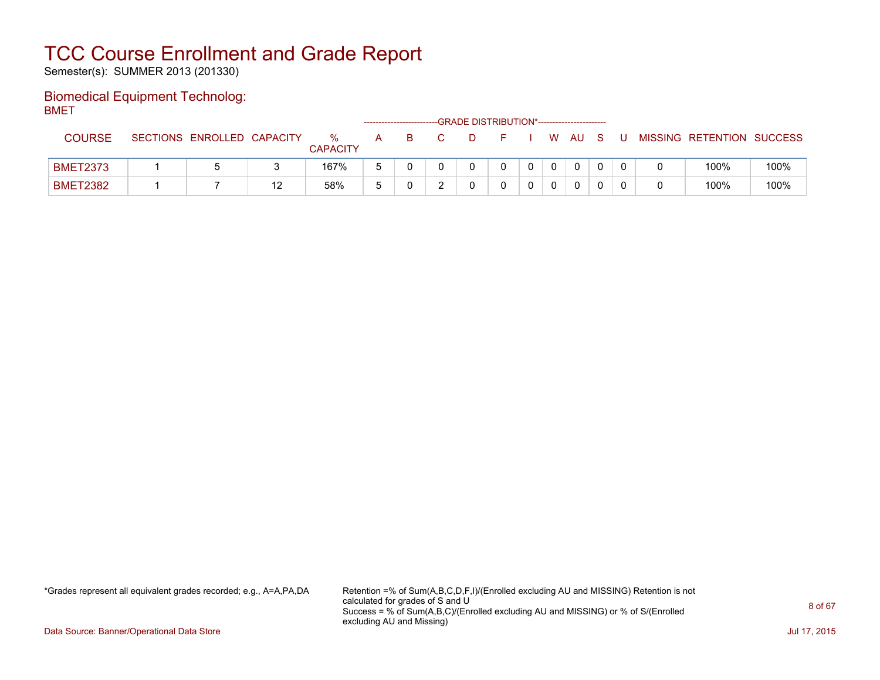# TCC Course Enrollment and Grade Report

Semester(s): SUMMER 2013 (201330)

## Biomedical Equipment Technolog:

BMET

| COURSE | SECTIONS | ENROLLED | CAPACITY | % CAPACITY | A | B | C | D | F | I | W | AU | S | U | MISSING | RETENTION | SUCCESS |
|---|---|---|---|---|---|---|---|---|---|---|---|---|---|---|---|---|---|
| | | | | | GRADE DISTRIBUTION* | | | | | | | | | | | | |
| BMET2373 | 1 | 5 | 3 | 167% | 5 | 0 | 0 | 0 | 0 | 0 | 0 | 0 | 0 | 0 | 0 | 100% | 100% |
| BMET2382 | 1 | 7 | 12 | 58% | 5 | 0 | 2 | 0 | 0 | 0 | 0 | 0 | 0 | 0 | 0 | 100% | 100% |

*Grades represent all equivalent grades recorded; e.g., A=A,PA,DA

Retention =% of Sum(A,B,C,D,F,I)/(Enrolled excluding AU and MISSING) Retention is not calculated for grades of S and U
Success = % of Sum(A,B,C)/(Enrolled excluding AU and MISSING) or % of S/(Enrolled excluding AU and Missing)

Data Source: Banner/Operational Data Store

Jul 17, 2015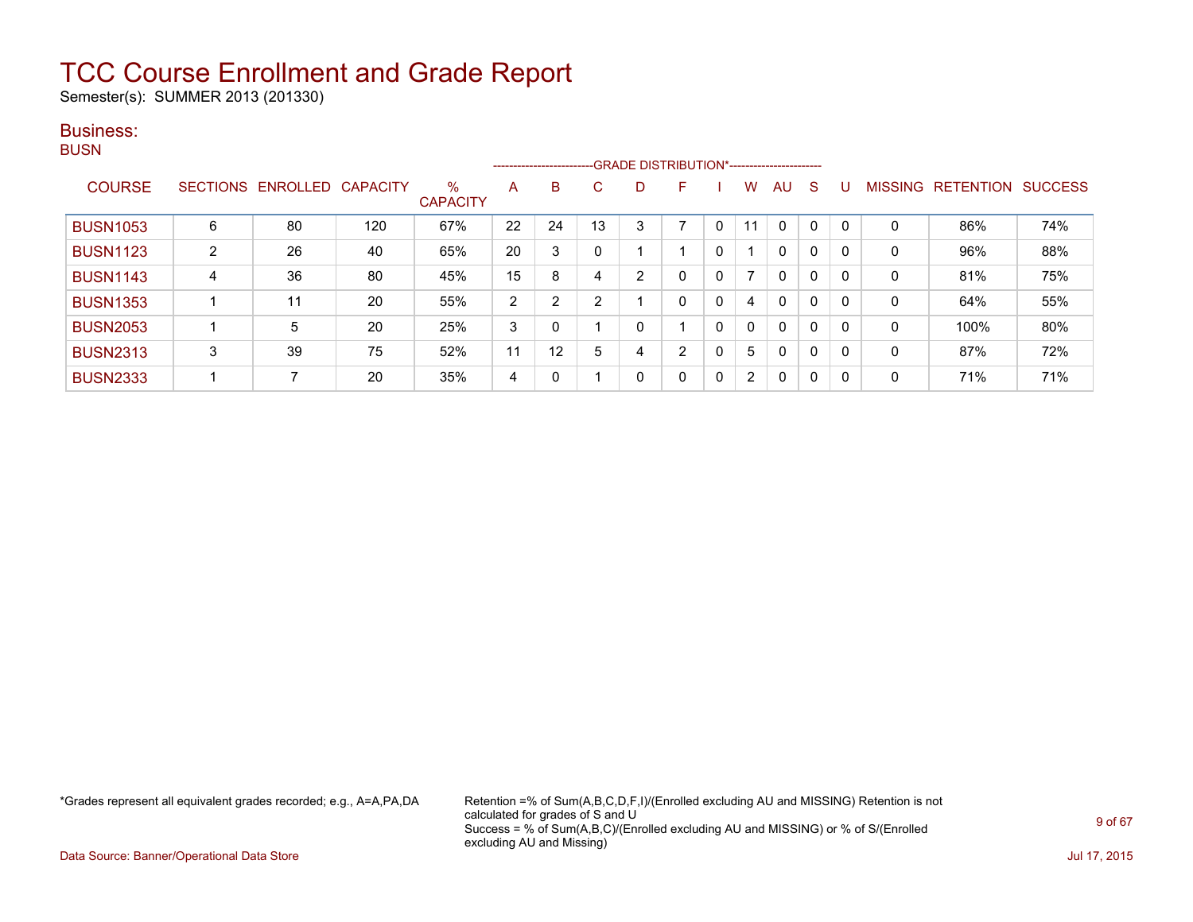# TCC Course Enrollment and Grade Report

Semester(s): SUMMER 2013 (201330)

## Business:

### BUSN

| COURSE | SECTIONS | ENROLLED | CAPACITY | % CAPACITY | A | B | C | D | F | I | W | AU | S | U | MISSING | RETENTION | SUCCESS |
|---|---|---|---|---|---|---|---|---|---|---|---|---|---|---|---|---|---|
| | | | | | GRADE DISTRIBUTION* | | | | | | | | | | | | |
| BUSN1053 | 6 | 80 | 120 | 67% | 22 | 24 | 13 | 3 | 7 | 0 | 11 | 0 | 0 | 0 | 0 | 86% | 74% |
| BUSN1123 | 2 | 26 | 40 | 65% | 20 | 3 | 0 | 1 | 1 | 0 | 1 | 0 | 0 | 0 | 0 | 96% | 88% |
| BUSN1143 | 4 | 36 | 80 | 45% | 15 | 8 | 4 | 2 | 0 | 0 | 7 | 0 | 0 | 0 | 0 | 81% | 75% |
| BUSN1353 | 1 | 11 | 20 | 55% | 2 | 2 | 2 | 1 | 0 | 0 | 4 | 0 | 0 | 0 | 0 | 64% | 55% |
| BUSN2053 | 1 | 5 | 20 | 25% | 3 | 0 | 1 | 0 | 1 | 0 | 0 | 0 | 0 | 0 | 0 | 100% | 80% |
| BUSN2313 | 3 | 39 | 75 | 52% | 11 | 12 | 5 | 4 | 2 | 0 | 5 | 0 | 0 | 0 | 0 | 87% | 72% |
| BUSN2333 | 1 | 7 | 20 | 35% | 4 | 0 | 1 | 0 | 0 | 0 | 2 | 0 | 0 | 0 | 0 | 71% | 71% |

*Grades represent all equivalent grades recorded; e.g., A=A,PA,DA

Retention =% of Sum(A,B,C,D,F,I)/(Enrolled excluding AU and MISSING) Retention is not calculated for grades of S and U
Success = % of Sum(A,B,C)/(Enrolled excluding AU and MISSING) or % of S/(Enrolled excluding AU and Missing)

Data Source: Banner/Operational Data Store

Jul 17, 2015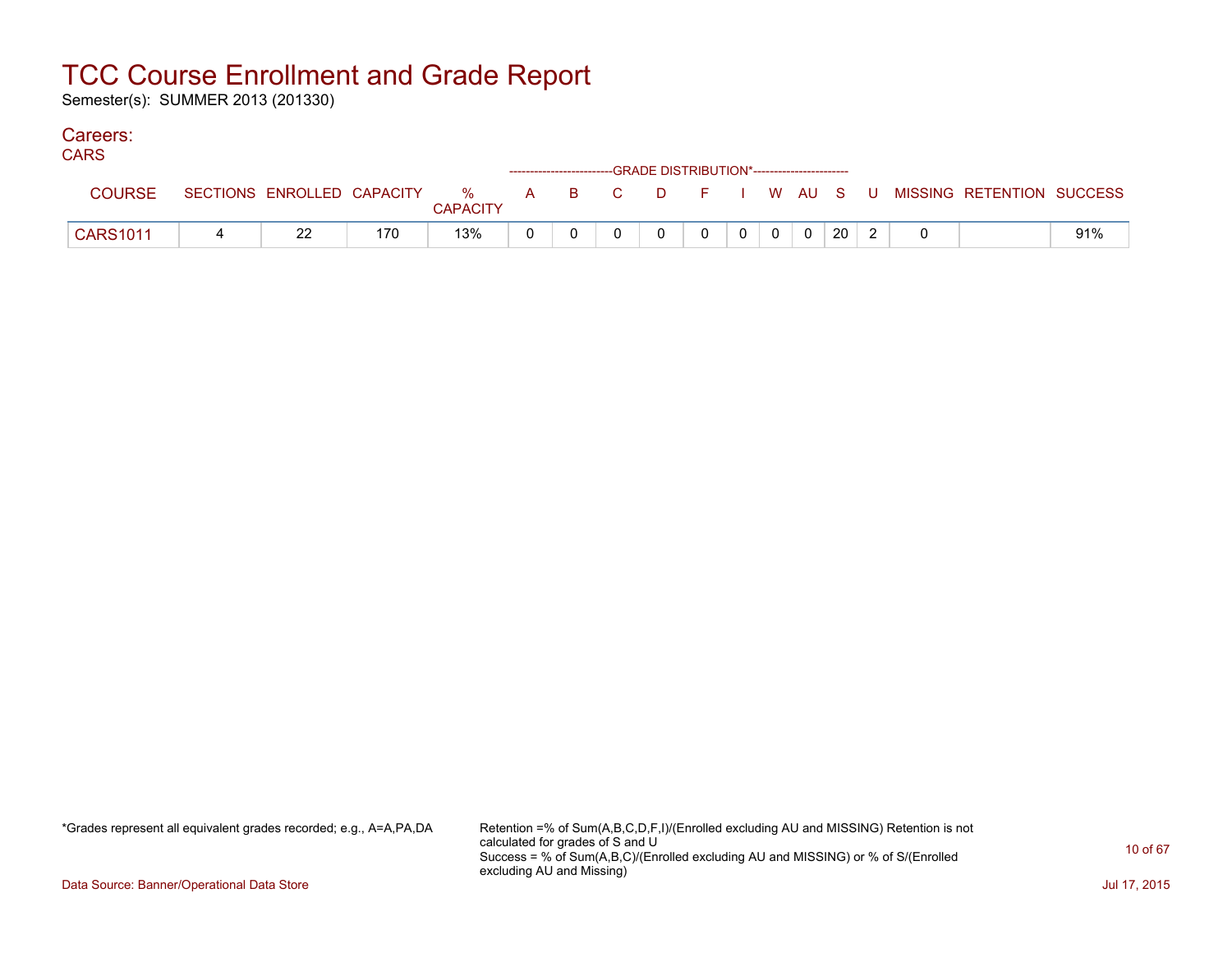# TCC Course Enrollment and Grade Report

Semester(s): SUMMER 2013 (201330)

## Careers:

### CARS

| COURSE | SECTIONS | ENROLLED | CAPACITY | % CAPACITY | A | B | C | D | F | I | W | AU | S | U | MISSING | RETENTION | SUCCESS |
|---|---|---|---|---|---|---|---|---|---|---|---|---|---|---|---|---|---|
| | | | | | GRADE DISTRIBUTION* | | | | | | | | | | | | |
| CARS1011 | 4 | 22 | 170 | 13% | 0 | 0 | 0 | 0 | 0 | 0 | 0 | 0 | 20 | 2 | 0 | | 91% |

*Grades represent all equivalent grades recorded; e.g., A=A,PA,DA

Retention =% of Sum(A,B,C,D,F,I)/(Enrolled excluding AU and MISSING) Retention is not calculated for grades of S and U
Success = % of Sum(A,B,C)/(Enrolled excluding AU and MISSING) or % of S/(Enrolled excluding AU and Missing)

Data Source: Banner/Operational Data Store

Jul 17, 2015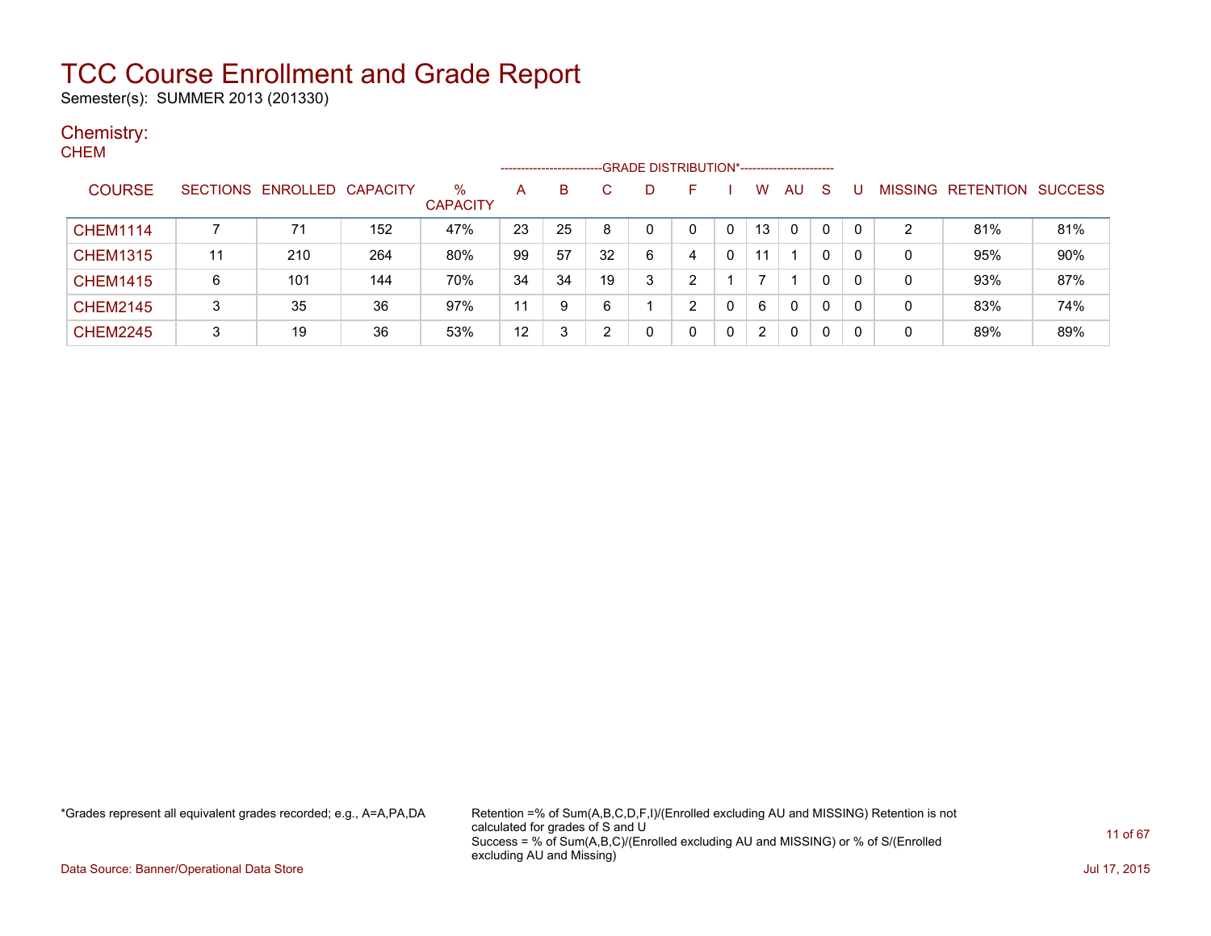# TCC Course Enrollment and Grade Report

Semester(s): SUMMER 2013 (201330)

## Chemistry:

### CHEM

| COURSE | SECTIONS | ENROLLED | CAPACITY | % CAPACITY | A | B | C | D | F | I | W | AU | S | U | MISSING | RETENTION | SUCCESS |
|---|---|---|---|---|---|---|---|---|---|---|---|---|---|---|---|---|---|
| | | | | | GRADE DISTRIBUTION* | | | | | | | | | | | | |
| CHEM1114 | 7 | 71 | 152 | 47% | 23 | 25 | 8 | 0 | 0 | 0 | 13 | 0 | 0 | 0 | 2 | 81% | 81% |
| CHEM1315 | 11 | 210 | 264 | 80% | 99 | 57 | 32 | 6 | 4 | 0 | 11 | 1 | 0 | 0 | 0 | 95% | 90% |
| CHEM1415 | 6 | 101 | 144 | 70% | 34 | 34 | 19 | 3 | 2 | 1 | 7 | 1 | 0 | 0 | 0 | 93% | 87% |
| CHEM2145 | 3 | 35 | 36 | 97% | 11 | 9 | 6 | 1 | 2 | 0 | 6 | 0 | 0 | 0 | 0 | 83% | 74% |
| CHEM2245 | 3 | 19 | 36 | 53% | 12 | 3 | 2 | 0 | 0 | 0 | 2 | 0 | 0 | 0 | 0 | 89% | 89% |

*Grades represent all equivalent grades recorded; e.g., A=A,PA,DA

Retention =% of Sum(A,B,C,D,F,I)/(Enrolled excluding AU and MISSING) Retention is not calculated for grades of S and U
Success = % of Sum(A,B,C)/(Enrolled excluding AU and MISSING) or % of S/(Enrolled excluding AU and Missing)

Data Source: Banner/Operational Data Store

Jul 17, 2015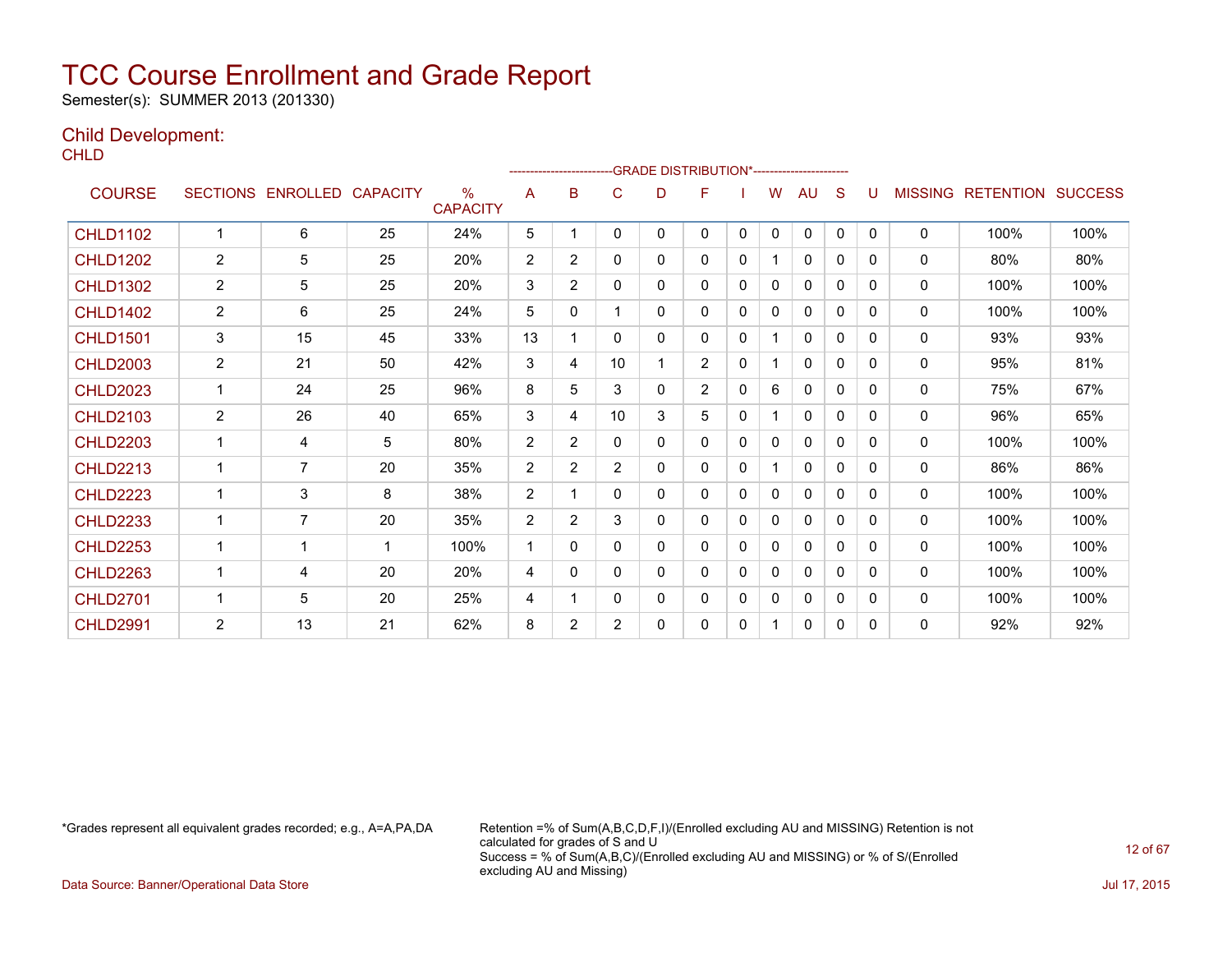# TCC Course Enrollment and Grade Report

Semester(s): SUMMER 2013 (201330)

## Child Development:

CHLD

| COURSE | SECTIONS | ENROLLED | CAPACITY | % CAPACITY | A | B | C | D | F | I | W | AU | S | U | MISSING | RETENTION | SUCCESS |
|---|---|---|---|---|---|---|---|---|---|---|---|---|---|---|---|---|---|
| | | | | | GRADE DISTRIBUTION* | | | | | | | | | | | | |
| CHLD1102 | 1 | 6 | 25 | 24% | 5 | 1 | 0 | 0 | 0 | 0 | 0 | 0 | 0 | 0 | 0 | 100% | 100% |
| CHLD1202 | 2 | 5 | 25 | 20% | 2 | 2 | 0 | 0 | 0 | 0 | 1 | 0 | 0 | 0 | 0 | 80% | 80% |
| CHLD1302 | 2 | 5 | 25 | 20% | 3 | 2 | 0 | 0 | 0 | 0 | 0 | 0 | 0 | 0 | 0 | 100% | 100% |
| CHLD1402 | 2 | 6 | 25 | 24% | 5 | 0 | 1 | 0 | 0 | 0 | 0 | 0 | 0 | 0 | 0 | 100% | 100% |
| CHLD1501 | 3 | 15 | 45 | 33% | 13 | 1 | 0 | 0 | 0 | 0 | 1 | 0 | 0 | 0 | 0 | 93% | 93% |
| CHLD2003 | 2 | 21 | 50 | 42% | 3 | 4 | 10 | 1 | 2 | 0 | 1 | 0 | 0 | 0 | 0 | 95% | 81% |
| CHLD2023 | 1 | 24 | 25 | 96% | 8 | 5 | 3 | 0 | 2 | 0 | 6 | 0 | 0 | 0 | 0 | 75% | 67% |
| CHLD2103 | 2 | 26 | 40 | 65% | 3 | 4 | 10 | 3 | 5 | 0 | 1 | 0 | 0 | 0 | 0 | 96% | 65% |
| CHLD2203 | 1 | 4 | 5 | 80% | 2 | 2 | 0 | 0 | 0 | 0 | 0 | 0 | 0 | 0 | 0 | 100% | 100% |
| CHLD2213 | 1 | 7 | 20 | 35% | 2 | 2 | 2 | 0 | 0 | 0 | 1 | 0 | 0 | 0 | 0 | 86% | 86% |
| CHLD2223 | 1 | 3 | 8 | 38% | 2 | 1 | 0 | 0 | 0 | 0 | 0 | 0 | 0 | 0 | 0 | 100% | 100% |
| CHLD2233 | 1 | 7 | 20 | 35% | 2 | 2 | 3 | 0 | 0 | 0 | 0 | 0 | 0 | 0 | 0 | 100% | 100% |
| CHLD2253 | 1 | 1 | 1 | 100% | 1 | 0 | 0 | 0 | 0 | 0 | 0 | 0 | 0 | 0 | 0 | 100% | 100% |
| CHLD2263 | 1 | 4 | 20 | 20% | 4 | 0 | 0 | 0 | 0 | 0 | 0 | 0 | 0 | 0 | 0 | 100% | 100% |
| CHLD2701 | 1 | 5 | 20 | 25% | 4 | 1 | 0 | 0 | 0 | 0 | 0 | 0 | 0 | 0 | 0 | 100% | 100% |
| CHLD2991 | 2 | 13 | 21 | 62% | 8 | 2 | 2 | 0 | 0 | 0 | 1 | 0 | 0 | 0 | 0 | 92% | 92% |

*Grades represent all equivalent grades recorded; e.g., A=A,PA,DA

Retention =% of Sum(A,B,C,D,F,I)/(Enrolled excluding AU and MISSING) Retention is not calculated for grades of S and U
Success = % of Sum(A,B,C)/(Enrolled excluding AU and MISSING) or % of S/(Enrolled excluding AU and Missing)

Data Source: Banner/Operational Data Store

Jul 17, 2015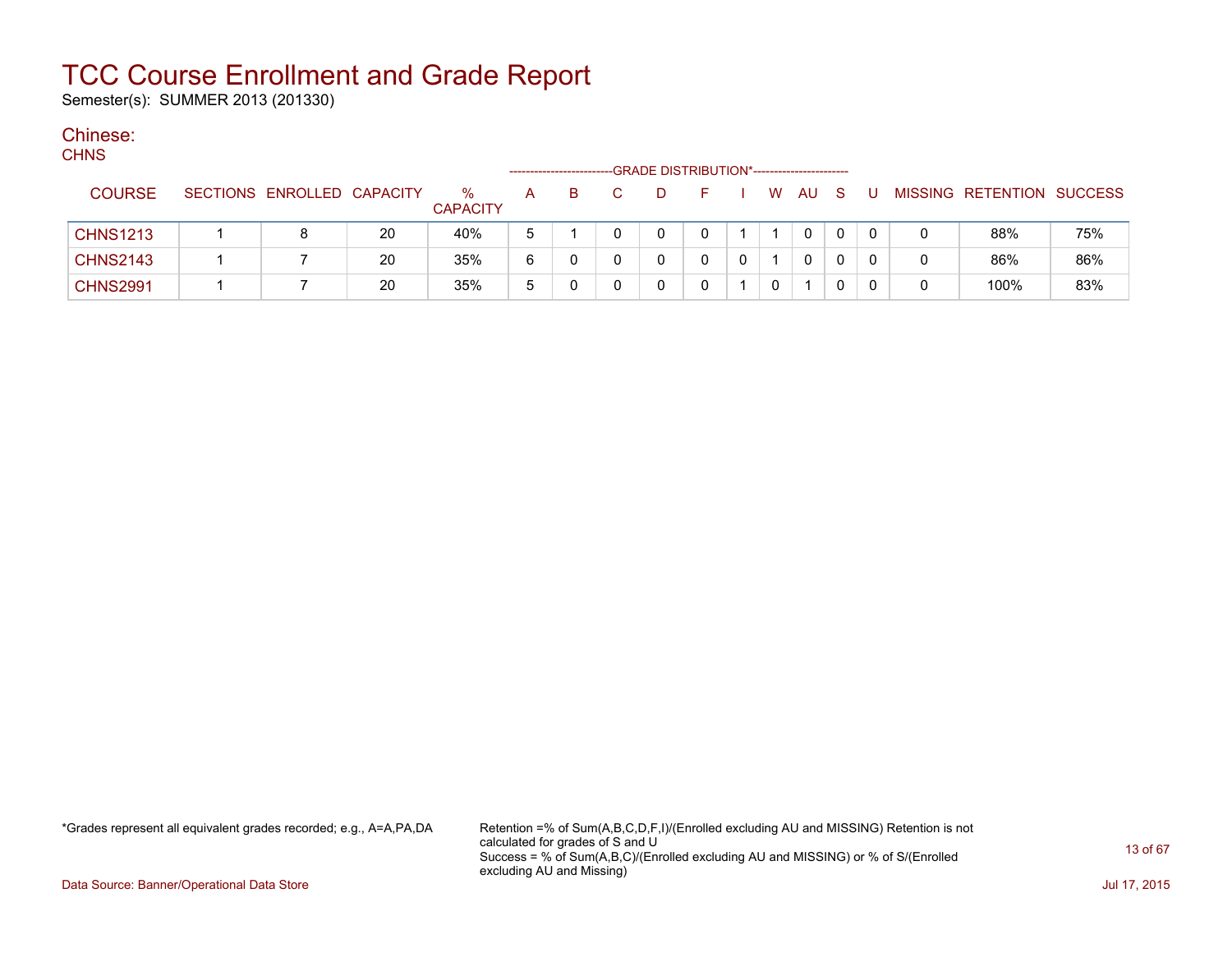# TCC Course Enrollment and Grade Report

Semester(s): SUMMER 2013 (201330)

## Chinese:

CHNS

| COURSE | SECTIONS | ENROLLED | CAPACITY | % CAPACITY | A | B | C | D | F | I | W | AU | S | U | MISSING | RETENTION | SUCCESS |
|---|---|---|---|---|---|---|---|---|---|---|---|---|---|---|---|---|---|
| | | | | | GRADE DISTRIBUTION* | | | | | | | | | | | | |
| CHNS1213 | 1 | 8 | 20 | 40% | 5 | 1 | 0 | 0 | 0 | 1 | 1 | 0 | 0 | 0 | 0 | 88% | 75% |
| CHNS2143 | 1 | 7 | 20 | 35% | 6 | 0 | 0 | 0 | 0 | 0 | 1 | 0 | 0 | 0 | 0 | 86% | 86% |
| CHNS2991 | 1 | 7 | 20 | 35% | 5 | 0 | 0 | 0 | 0 | 1 | 0 | 1 | 0 | 0 | 0 | 100% | 83% |

*Grades represent all equivalent grades recorded; e.g., A=A,PA,DA

Retention =% of Sum(A,B,C,D,F,I)/(Enrolled excluding AU and MISSING) Retention is not calculated for grades of S and U
Success = % of Sum(A,B,C)/(Enrolled excluding AU and MISSING) or % of S/(Enrolled excluding AU and Missing)

Data Source: Banner/Operational Data Store

Jul 17, 2015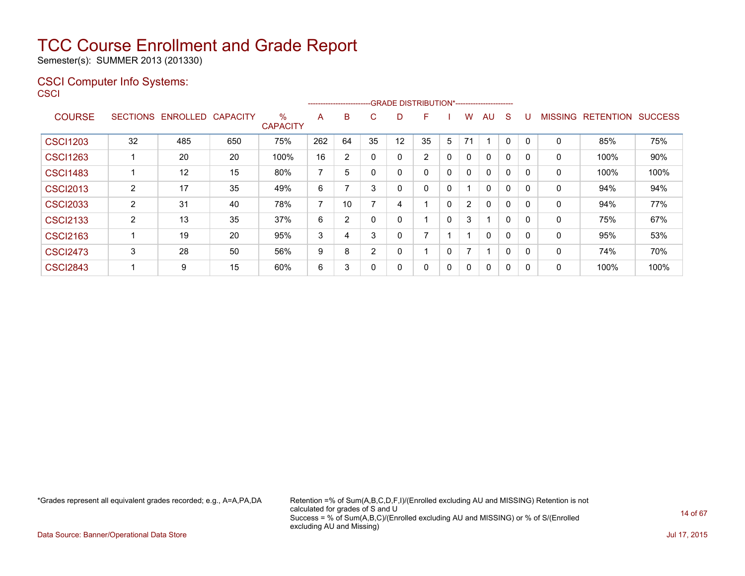# TCC Course Enrollment and Grade Report

Semester(s): SUMMER 2013 (201330)

## CSCI Computer Info Systems:

CSCI

| COURSE | SECTIONS | ENROLLED | CAPACITY | % CAPACITY | A | B | C | D | F | I | W | AU | S | U | MISSING | RETENTION | SUCCESS |
|---|---|---|---|---|---|---|---|---|---|---|---|---|---|---|---|---|---|
| | | | | | GRADE DISTRIBUTION* | | | | | | | | | | | | |
| CSCI1203 | 32 | 485 | 650 | 75% | 262 | 64 | 35 | 12 | 35 | 5 | 71 | 1 | 0 | 0 | 0 | 85% | 75% |
| CSCI1263 | 1 | 20 | 20 | 100% | 16 | 2 | 0 | 0 | 2 | 0 | 0 | 0 | 0 | 0 | 0 | 100% | 90% |
| CSCI1483 | 1 | 12 | 15 | 80% | 7 | 5 | 0 | 0 | 0 | 0 | 0 | 0 | 0 | 0 | 0 | 100% | 100% |
| CSCI2013 | 2 | 17 | 35 | 49% | 6 | 7 | 3 | 0 | 0 | 0 | 1 | 0 | 0 | 0 | 0 | 94% | 94% |
| CSCI2033 | 2 | 31 | 40 | 78% | 7 | 10 | 7 | 4 | 1 | 0 | 2 | 0 | 0 | 0 | 0 | 94% | 77% |
| CSCI2133 | 2 | 13 | 35 | 37% | 6 | 2 | 0 | 0 | 1 | 0 | 3 | 1 | 0 | 0 | 0 | 75% | 67% |
| CSCI2163 | 1 | 19 | 20 | 95% | 3 | 4 | 3 | 0 | 7 | 1 | 1 | 0 | 0 | 0 | 0 | 95% | 53% |
| CSCI2473 | 3 | 28 | 50 | 56% | 9 | 8 | 2 | 0 | 1 | 0 | 7 | 1 | 0 | 0 | 0 | 74% | 70% |
| CSCI2843 | 1 | 9 | 15 | 60% | 6 | 3 | 0 | 0 | 0 | 0 | 0 | 0 | 0 | 0 | 0 | 100% | 100% |

*Grades represent all equivalent grades recorded; e.g., A=A,PA,DA

Retention =% of Sum(A,B,C,D,F,I)/(Enrolled excluding AU and MISSING) Retention is not calculated for grades of S and U
Success = % of Sum(A,B,C)/(Enrolled excluding AU and MISSING) or % of S/(Enrolled excluding AU and Missing)

Data Source: Banner/Operational Data Store

Jul 17, 2015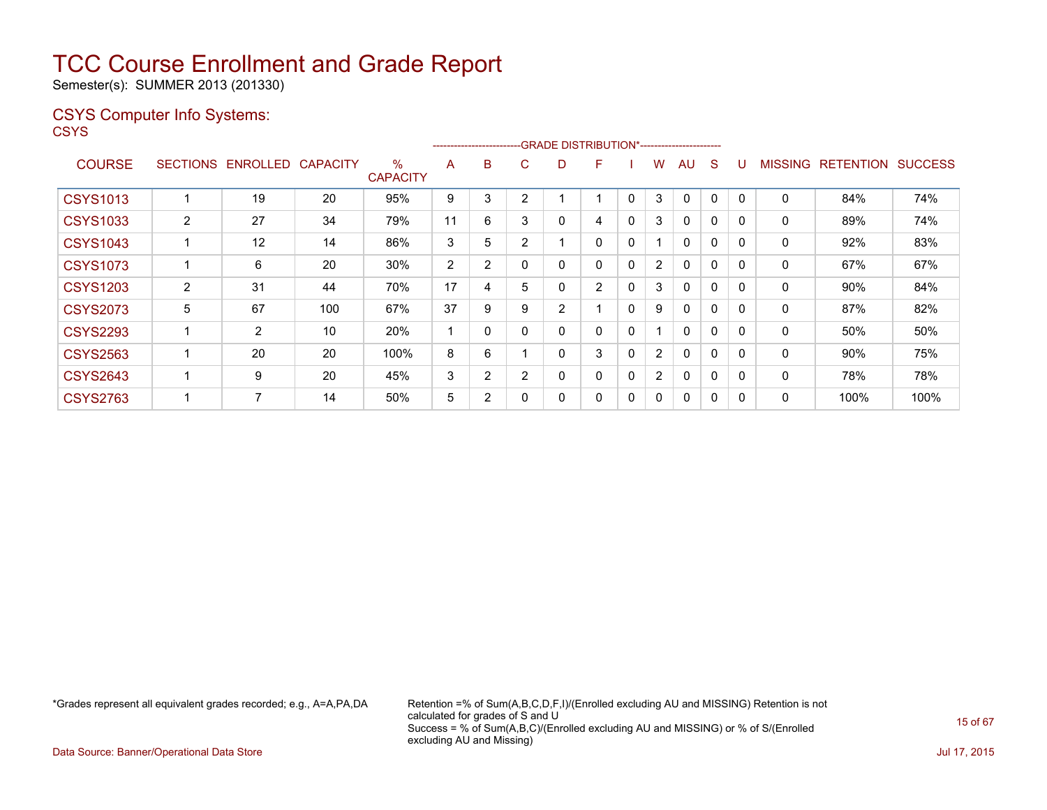# TCC Course Enrollment and Grade Report

Semester(s): SUMMER 2013 (201330)

## CSYS Computer Info Systems:

CSYS

| COURSE | SECTIONS | ENROLLED | CAPACITY | % CAPACITY | A | B | C | D | F | I | W | AU | S | U | MISSING | RETENTION | SUCCESS |
|---|---|---|---|---|---|---|---|---|---|---|---|---|---|---|---|---|---|
| | | | | | GRADE DISTRIBUTION* | | | | | | | | | | | | |
| CSYS1013 | 1 | 19 | 20 | 95% | 9 | 3 | 2 | 1 | 1 | 0 | 3 | 0 | 0 | 0 | 0 | 84% | 74% |
| CSYS1033 | 2 | 27 | 34 | 79% | 11 | 6 | 3 | 0 | 4 | 0 | 3 | 0 | 0 | 0 | 0 | 89% | 74% |
| CSYS1043 | 1 | 12 | 14 | 86% | 3 | 5 | 2 | 1 | 0 | 0 | 1 | 0 | 0 | 0 | 0 | 92% | 83% |
| CSYS1073 | 1 | 6 | 20 | 30% | 2 | 2 | 0 | 0 | 0 | 0 | 2 | 0 | 0 | 0 | 0 | 67% | 67% |
| CSYS1203 | 2 | 31 | 44 | 70% | 17 | 4 | 5 | 0 | 2 | 0 | 3 | 0 | 0 | 0 | 0 | 90% | 84% |
| CSYS2073 | 5 | 67 | 100 | 67% | 37 | 9 | 9 | 2 | 1 | 0 | 9 | 0 | 0 | 0 | 0 | 87% | 82% |
| CSYS2293 | 1 | 2 | 10 | 20% | 1 | 0 | 0 | 0 | 0 | 0 | 1 | 0 | 0 | 0 | 0 | 50% | 50% |
| CSYS2563 | 1 | 20 | 20 | 100% | 8 | 6 | 1 | 0 | 3 | 0 | 2 | 0 | 0 | 0 | 0 | 90% | 75% |
| CSYS2643 | 1 | 9 | 20 | 45% | 3 | 2 | 2 | 0 | 0 | 0 | 2 | 0 | 0 | 0 | 0 | 78% | 78% |
| CSYS2763 | 1 | 7 | 14 | 50% | 5 | 2 | 0 | 0 | 0 | 0 | 0 | 0 | 0 | 0 | 0 | 100% | 100% |

*Grades represent all equivalent grades recorded; e.g., A=A,PA,DA

Retention =% of Sum(A,B,C,D,F,I)/(Enrolled excluding AU and MISSING) Retention is not calculated for grades of S and U
Success = % of Sum(A,B,C)/(Enrolled excluding AU and MISSING) or % of S/(Enrolled excluding AU and Missing)

Data Source: Banner/Operational Data Store

Jul 17, 2015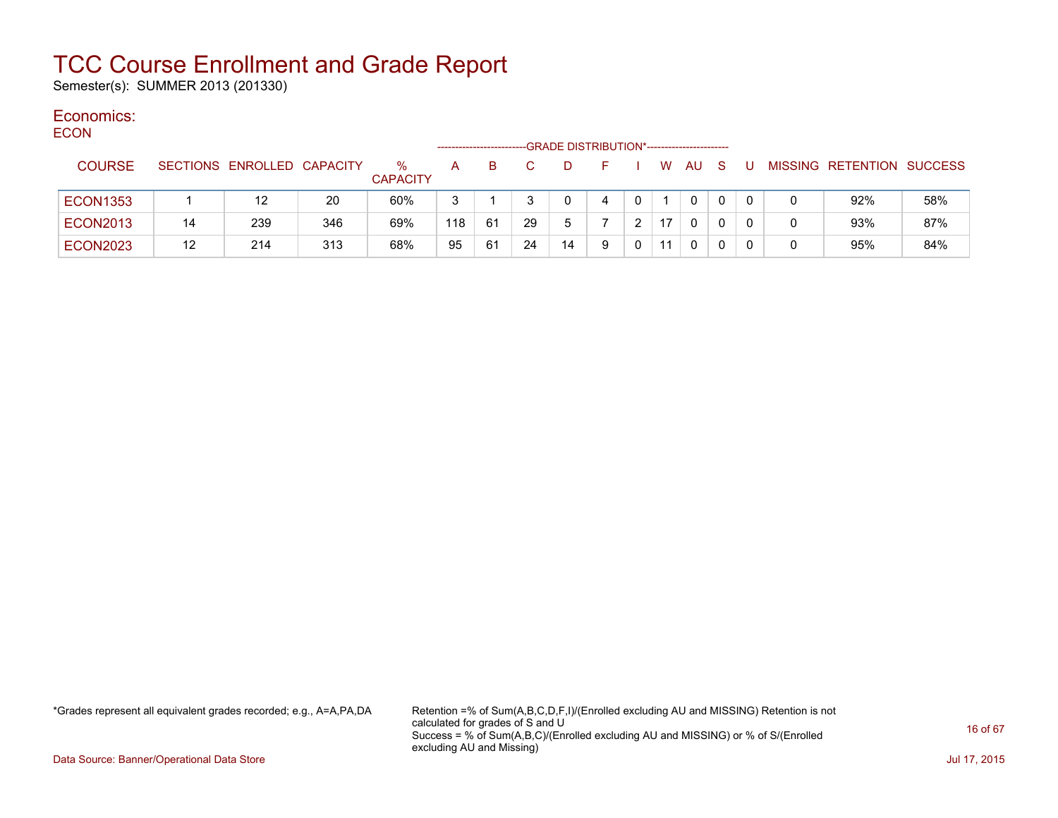# TCC Course Enrollment and Grade Report

Semester(s): SUMMER 2013 (201330)

## Economics:

### ECON

| COURSE | SECTIONS | ENROLLED | CAPACITY | % CAPACITY | A | B | C | D | F | I | W | AU | S | U | MISSING | RETENTION | SUCCESS |
|---|---|---|---|---|---|---|---|---|---|---|---|---|---|---|---|---|---|
| | | | | | GRADE DISTRIBUTION* | | | | | | | | | | | | |
| ECON1353 | 1 | 12 | 20 | 60% | 3 | 1 | 3 | 0 | 4 | 0 | 1 | 0 | 0 | 0 | 0 | 92% | 58% |
| ECON2013 | 14 | 239 | 346 | 69% | 118 | 61 | 29 | 5 | 7 | 2 | 17 | 0 | 0 | 0 | 0 | 93% | 87% |
| ECON2023 | 12 | 214 | 313 | 68% | 95 | 61 | 24 | 14 | 9 | 0 | 11 | 0 | 0 | 0 | 0 | 95% | 84% |

*Grades represent all equivalent grades recorded; e.g., A=A,PA,DA

Retention =% of Sum(A,B,C,D,F,I)/(Enrolled excluding AU and MISSING) Retention is not calculated for grades of S and U
Success = % of Sum(A,B,C)/(Enrolled excluding AU and MISSING) or % of S/(Enrolled excluding AU and Missing)

Data Source: Banner/Operational Data Store

Jul 17, 2015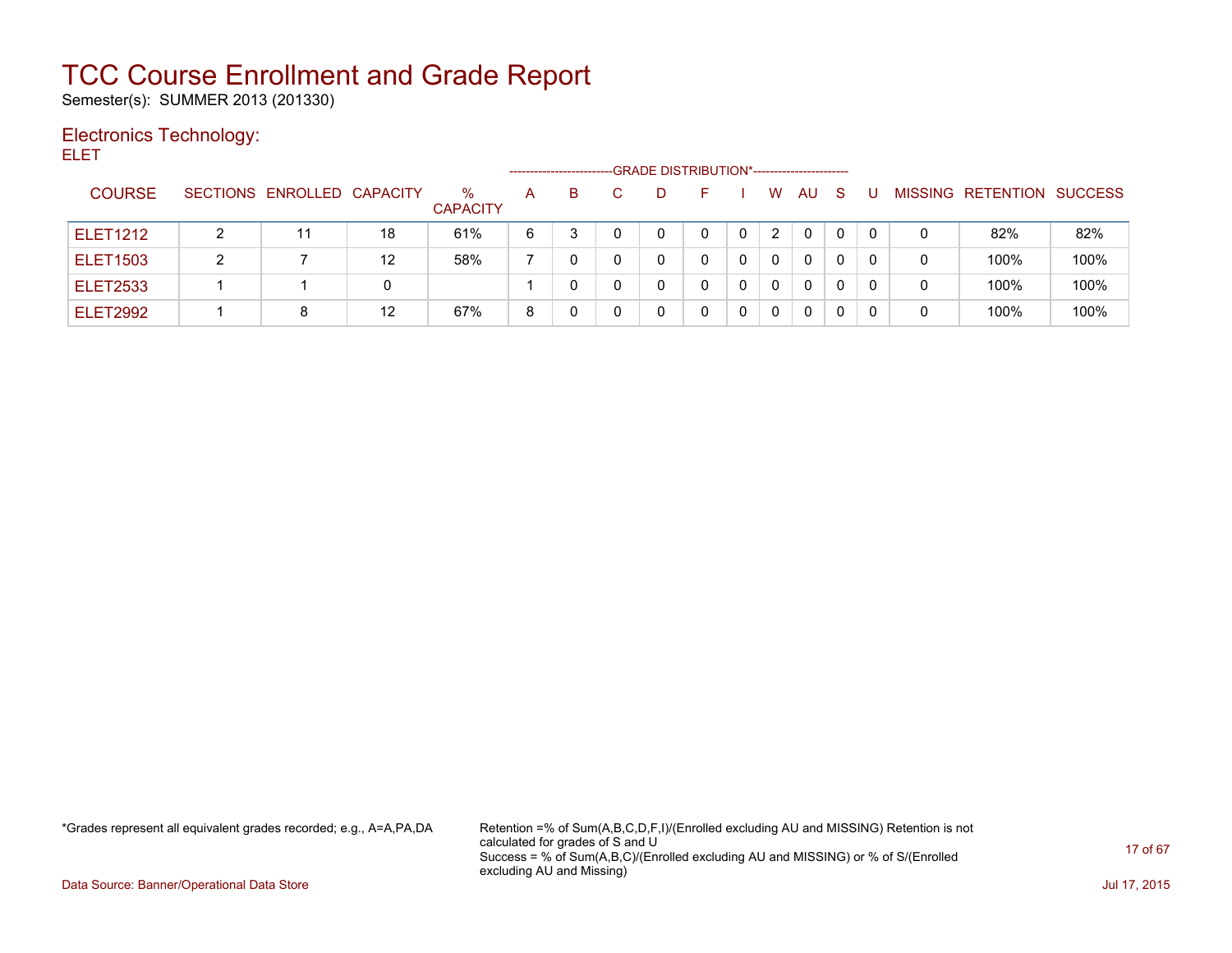# TCC Course Enrollment and Grade Report

Semester(s): SUMMER 2013 (201330)

## Electronics Technology:

ELET

| COURSE | SECTIONS | ENROLLED | CAPACITY | % CAPACITY | A | B | C | D | F | I | W | AU | S | U | MISSING | RETENTION | SUCCESS |
|---|---|---|---|---|---|---|---|---|---|---|---|---|---|---|---|---|---|
| | | | | | GRADE DISTRIBUTION* | | | | | | | | | | | | |
| ELET1212 | 2 | 11 | 18 | 61% | 6 | 3 | 0 | 0 | 0 | 0 | 2 | 0 | 0 | 0 | 0 | 82% | 82% |
| ELET1503 | 2 | 7 | 12 | 58% | 7 | 0 | 0 | 0 | 0 | 0 | 0 | 0 | 0 | 0 | 0 | 100% | 100% |
| ELET2533 | 1 | 1 | 0 | | 1 | 0 | 0 | 0 | 0 | 0 | 0 | 0 | 0 | 0 | 0 | 100% | 100% |
| ELET2992 | 1 | 8 | 12 | 67% | 8 | 0 | 0 | 0 | 0 | 0 | 0 | 0 | 0 | 0 | 0 | 100% | 100% |

*Grades represent all equivalent grades recorded; e.g., A=A,PA,DA

Retention =% of Sum(A,B,C,D,F,I)/(Enrolled excluding AU and MISSING) Retention is not calculated for grades of S and U
Success = % of Sum(A,B,C)/(Enrolled excluding AU and MISSING) or % of S/(Enrolled excluding AU and Missing)

Data Source: Banner/Operational Data Store

Jul 17, 2015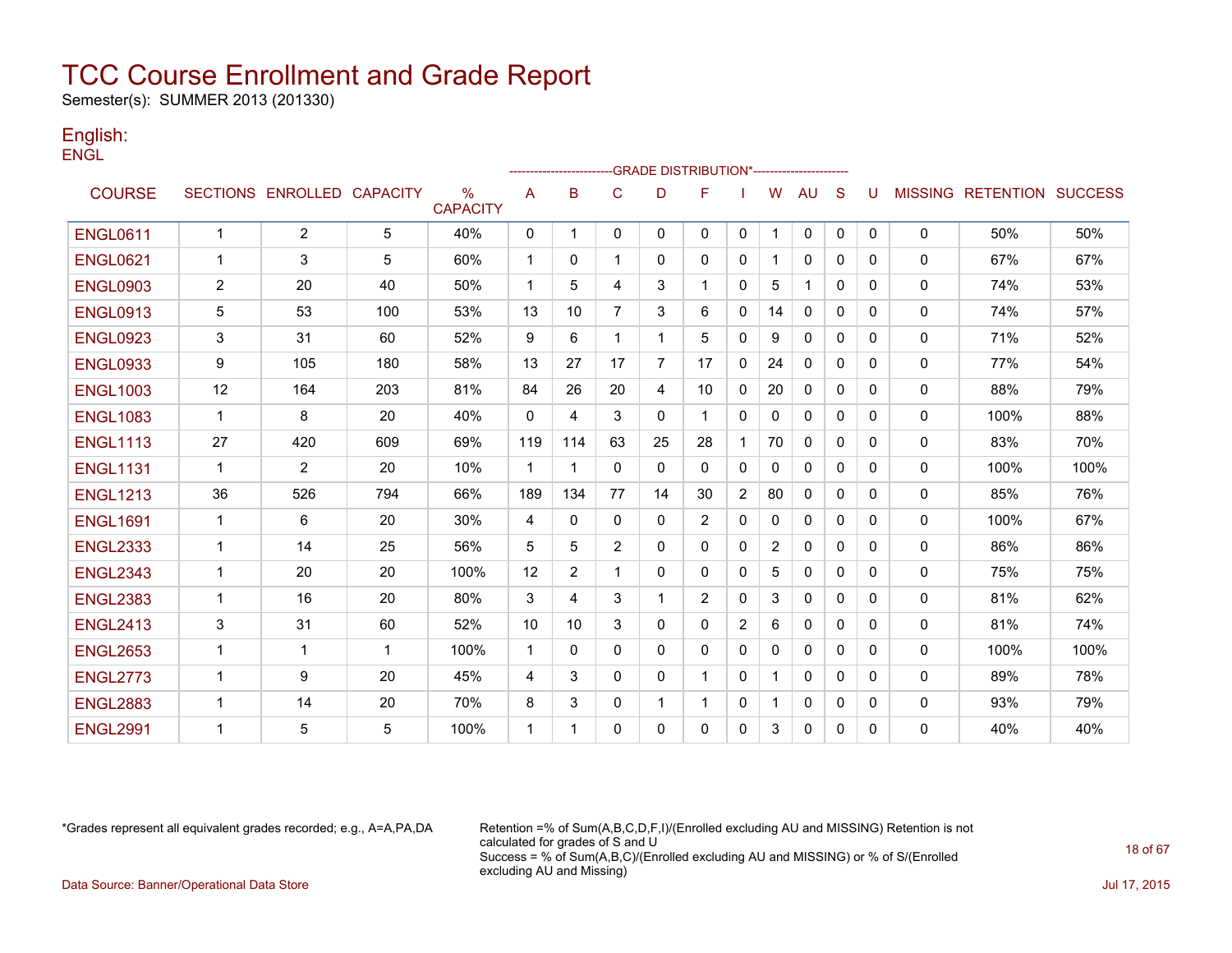# TCC Course Enrollment and Grade Report

Semester(s): SUMMER 2013 (201330)

## English:

ENGL

| COURSE | SECTIONS | ENROLLED | CAPACITY | % CAPACITY | A | B | C | D | F | I | W | AU | S | U | MISSING | RETENTION | SUCCESS |
|---|---|---|---|---|---|---|---|---|---|---|---|---|---|---|---|---|---|
| | | | | | GRADE DISTRIBUTION* | | | | | | | | | | | | |
| ENGL0611 | 1 | 2 | 5 | 40% | 0 | 1 | 0 | 0 | 0 | 0 | 1 | 0 | 0 | 0 | 0 | 50% | 50% |
| ENGL0621 | 1 | 3 | 5 | 60% | 1 | 0 | 1 | 0 | 0 | 0 | 1 | 0 | 0 | 0 | 0 | 67% | 67% |
| ENGL0903 | 2 | 20 | 40 | 50% | 1 | 5 | 4 | 3 | 1 | 0 | 5 | 1 | 0 | 0 | 0 | 74% | 53% |
| ENGL0913 | 5 | 53 | 100 | 53% | 13 | 10 | 7 | 3 | 6 | 0 | 14 | 0 | 0 | 0 | 0 | 74% | 57% |
| ENGL0923 | 3 | 31 | 60 | 52% | 9 | 6 | 1 | 1 | 5 | 0 | 9 | 0 | 0 | 0 | 0 | 71% | 52% |
| ENGL0933 | 9 | 105 | 180 | 58% | 13 | 27 | 17 | 7 | 17 | 0 | 24 | 0 | 0 | 0 | 0 | 77% | 54% |
| ENGL1003 | 12 | 164 | 203 | 81% | 84 | 26 | 20 | 4 | 10 | 0 | 20 | 0 | 0 | 0 | 0 | 88% | 79% |
| ENGL1083 | 1 | 8 | 20 | 40% | 0 | 4 | 3 | 0 | 1 | 0 | 0 | 0 | 0 | 0 | 0 | 100% | 88% |
| ENGL1113 | 27 | 420 | 609 | 69% | 119 | 114 | 63 | 25 | 28 | 1 | 70 | 0 | 0 | 0 | 0 | 83% | 70% |
| ENGL1131 | 1 | 2 | 20 | 10% | 1 | 1 | 0 | 0 | 0 | 0 | 0 | 0 | 0 | 0 | 0 | 100% | 100% |
| ENGL1213 | 36 | 526 | 794 | 66% | 189 | 134 | 77 | 14 | 30 | 2 | 80 | 0 | 0 | 0 | 0 | 85% | 76% |
| ENGL1691 | 1 | 6 | 20 | 30% | 4 | 0 | 0 | 0 | 2 | 0 | 0 | 0 | 0 | 0 | 0 | 100% | 67% |
| ENGL2333 | 1 | 14 | 25 | 56% | 5 | 5 | 2 | 0 | 0 | 0 | 2 | 0 | 0 | 0 | 0 | 86% | 86% |
| ENGL2343 | 1 | 20 | 20 | 100% | 12 | 2 | 1 | 0 | 0 | 0 | 5 | 0 | 0 | 0 | 0 | 75% | 75% |
| ENGL2383 | 1 | 16 | 20 | 80% | 3 | 4 | 3 | 1 | 2 | 0 | 3 | 0 | 0 | 0 | 0 | 81% | 62% |
| ENGL2413 | 3 | 31 | 60 | 52% | 10 | 10 | 3 | 0 | 0 | 2 | 6 | 0 | 0 | 0 | 0 | 81% | 74% |
| ENGL2653 | 1 | 1 | 1 | 100% | 1 | 0 | 0 | 0 | 0 | 0 | 0 | 0 | 0 | 0 | 0 | 100% | 100% |
| ENGL2773 | 1 | 9 | 20 | 45% | 4 | 3 | 0 | 0 | 1 | 0 | 1 | 0 | 0 | 0 | 0 | 89% | 78% |
| ENGL2883 | 1 | 14 | 20 | 70% | 8 | 3 | 0 | 1 | 1 | 0 | 1 | 0 | 0 | 0 | 0 | 93% | 79% |
| ENGL2991 | 1 | 5 | 5 | 100% | 1 | 1 | 0 | 0 | 0 | 0 | 3 | 0 | 0 | 0 | 0 | 40% | 40% |

*Grades represent all equivalent grades recorded; e.g., A=A,PA,DA

Retention =% of Sum(A,B,C,D,F,I)/(Enrolled excluding AU and MISSING) Retention is not calculated for grades of S and U
Success = % of Sum(A,B,C)/(Enrolled excluding AU and MISSING) or % of S/(Enrolled excluding AU and Missing)

Data Source: Banner/Operational Data Store

Jul 17, 2015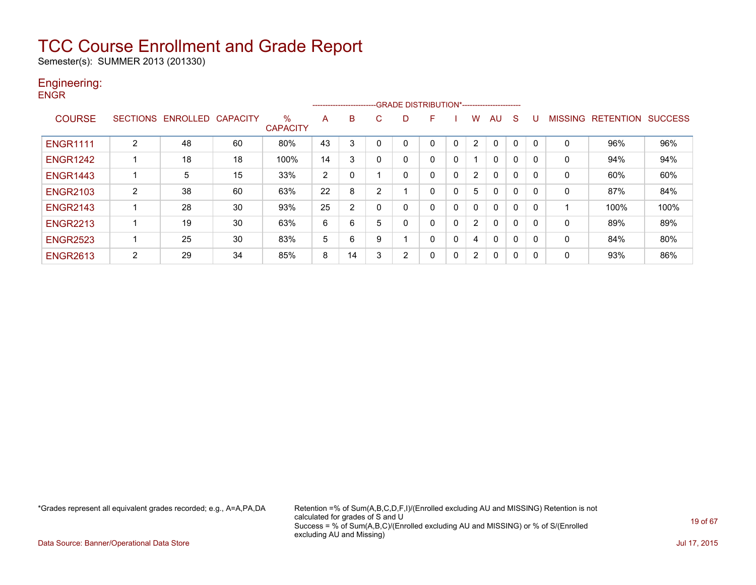# TCC Course Enrollment and Grade Report

Semester(s): SUMMER 2013 (201330)

## Engineering:

### ENGR

| COURSE | SECTIONS | ENROLLED | CAPACITY | % CAPACITY | A | B | C | D | F | I | W | AU | S | U | MISSING | RETENTION | SUCCESS |
|---|---|---|---|---|---|---|---|---|---|---|---|---|---|---|---|---|---|
| | | | | | GRADE DISTRIBUTION* | | | | | | | | | | | | |
| ENGR1111 | 2 | 48 | 60 | 80% | 43 | 3 | 0 | 0 | 0 | 0 | 2 | 0 | 0 | 0 | 0 | 96% | 96% |
| ENGR1242 | 1 | 18 | 18 | 100% | 14 | 3 | 0 | 0 | 0 | 0 | 1 | 0 | 0 | 0 | 0 | 94% | 94% |
| ENGR1443 | 1 | 5 | 15 | 33% | 2 | 0 | 1 | 0 | 0 | 0 | 2 | 0 | 0 | 0 | 0 | 60% | 60% |
| ENGR2103 | 2 | 38 | 60 | 63% | 22 | 8 | 2 | 1 | 0 | 0 | 5 | 0 | 0 | 0 | 0 | 87% | 84% |
| ENGR2143 | 1 | 28 | 30 | 93% | 25 | 2 | 0 | 0 | 0 | 0 | 0 | 0 | 0 | 0 | 1 | 100% | 100% |
| ENGR2213 | 1 | 19 | 30 | 63% | 6 | 6 | 5 | 0 | 0 | 0 | 2 | 0 | 0 | 0 | 0 | 89% | 89% |
| ENGR2523 | 1 | 25 | 30 | 83% | 5 | 6 | 9 | 1 | 0 | 0 | 4 | 0 | 0 | 0 | 0 | 84% | 80% |
| ENGR2613 | 2 | 29 | 34 | 85% | 8 | 14 | 3 | 2 | 0 | 0 | 2 | 0 | 0 | 0 | 0 | 93% | 86% |

*Grades represent all equivalent grades recorded; e.g., A=A,PA,DA

Retention =% of Sum(A,B,C,D,F,I)/(Enrolled excluding AU and MISSING) Retention is not calculated for grades of S and U
Success = % of Sum(A,B,C)/(Enrolled excluding AU and MISSING) or % of S/(Enrolled excluding AU and Missing)

Data Source: Banner/Operational Data Store

Jul 17, 2015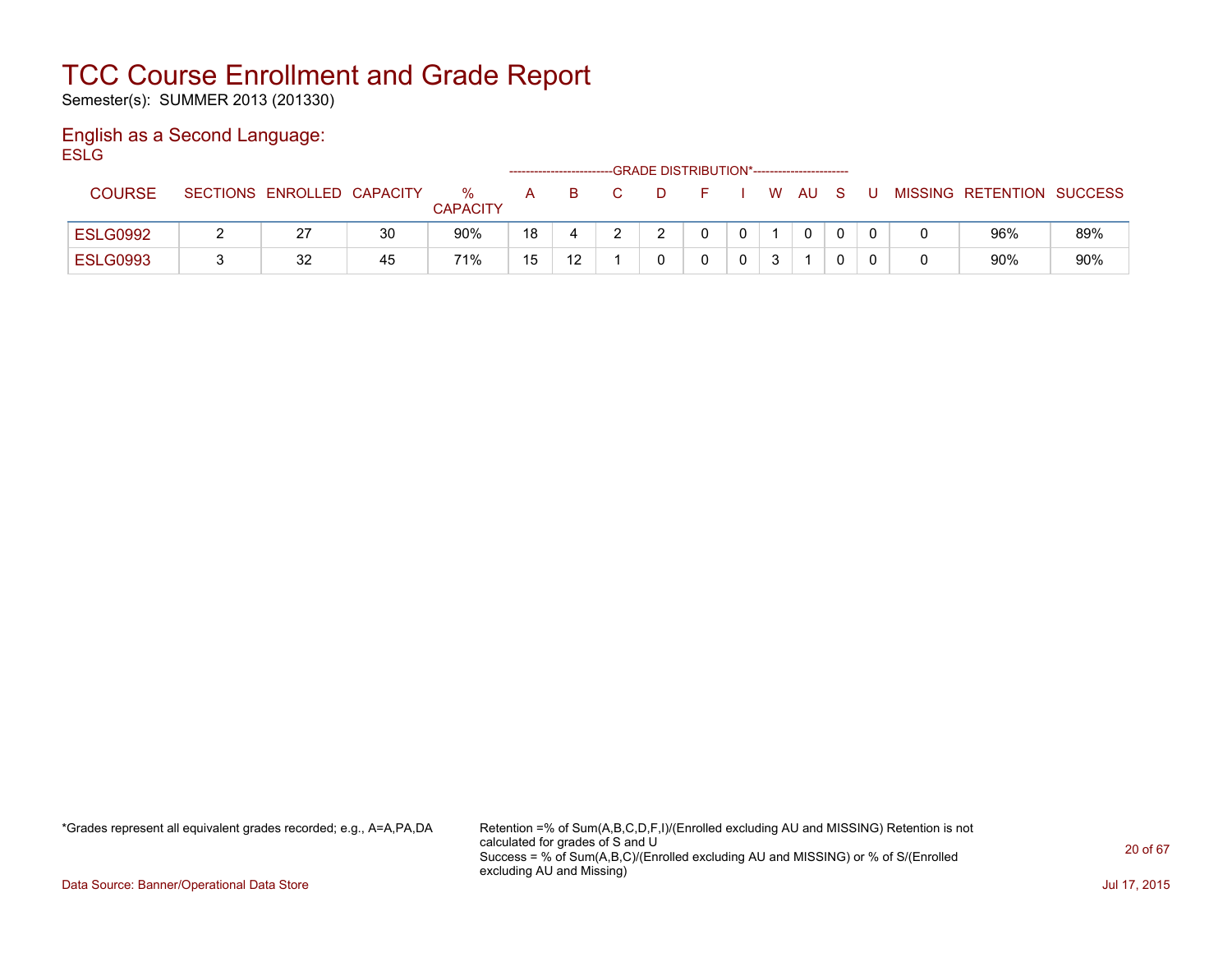# TCC Course Enrollment and Grade Report

Semester(s): SUMMER 2013 (201330)

## English as a Second Language:

ESLG

| COURSE | SECTIONS | ENROLLED | CAPACITY | % CAPACITY | A | B | C | D | F | I | W | AU | S | U | MISSING | RETENTION | SUCCESS |
|---|---|---|---|---|---|---|---|---|---|---|---|---|---|---|---|---|---|
| | | | | | GRADE DISTRIBUTION* | | | | | | | | | | | | |
| ESLG0992 | 2 | 27 | 30 | 90% | 18 | 4 | 2 | 2 | 0 | 0 | 1 | 0 | 0 | 0 | 0 | 96% | 89% |
| ESLG0993 | 3 | 32 | 45 | 71% | 15 | 12 | 1 | 0 | 0 | 0 | 3 | 1 | 0 | 0 | 0 | 90% | 90% |

*Grades represent all equivalent grades recorded; e.g., A=A,PA,DA

Retention =% of Sum(A,B,C,D,F,I)/(Enrolled excluding AU and MISSING) Retention is not calculated for grades of S and U
Success = % of Sum(A,B,C)/(Enrolled excluding AU and MISSING) or % of S/(Enrolled excluding AU and Missing)

Data Source: Banner/Operational Data Store

Jul 17, 2015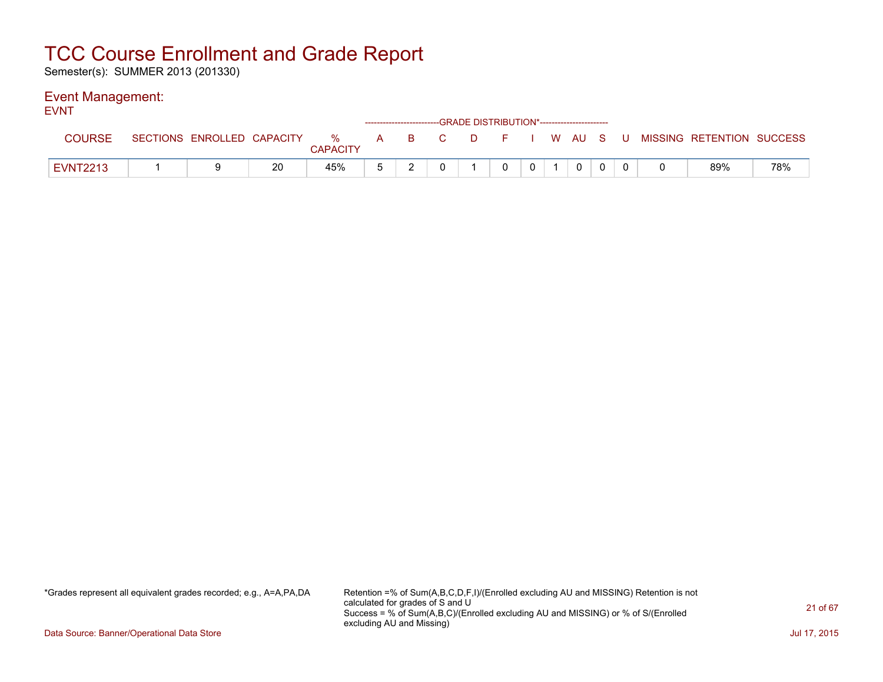# TCC Course Enrollment and Grade Report

Semester(s): SUMMER 2013 (201330)

## Event Management:

EVNT

| COURSE | SECTIONS | ENROLLED | CAPACITY | % CAPACITY | A | B | C | D | F | I | W | AU | S | U | MISSING | RETENTION | SUCCESS |
|---|---|---|---|---|---|---|---|---|---|---|---|---|---|---|---|---|---|
| | | | | | GRADE DISTRIBUTION* | | | | | | | | | | | | |
| EVNT2213 | 1 | 9 | 20 | 45% | 5 | 2 | 0 | 1 | 0 | 0 | 1 | 0 | 0 | 0 | 0 | 89% | 78% |

*Grades represent all equivalent grades recorded; e.g., A=A,PA,DA

Retention =% of Sum(A,B,C,D,F,I)/(Enrolled excluding AU and MISSING) Retention is not calculated for grades of S and U
Success = % of Sum(A,B,C)/(Enrolled excluding AU and MISSING) or % of S/(Enrolled excluding AU and Missing)

Data Source: Banner/Operational Data Store

Jul 17, 2015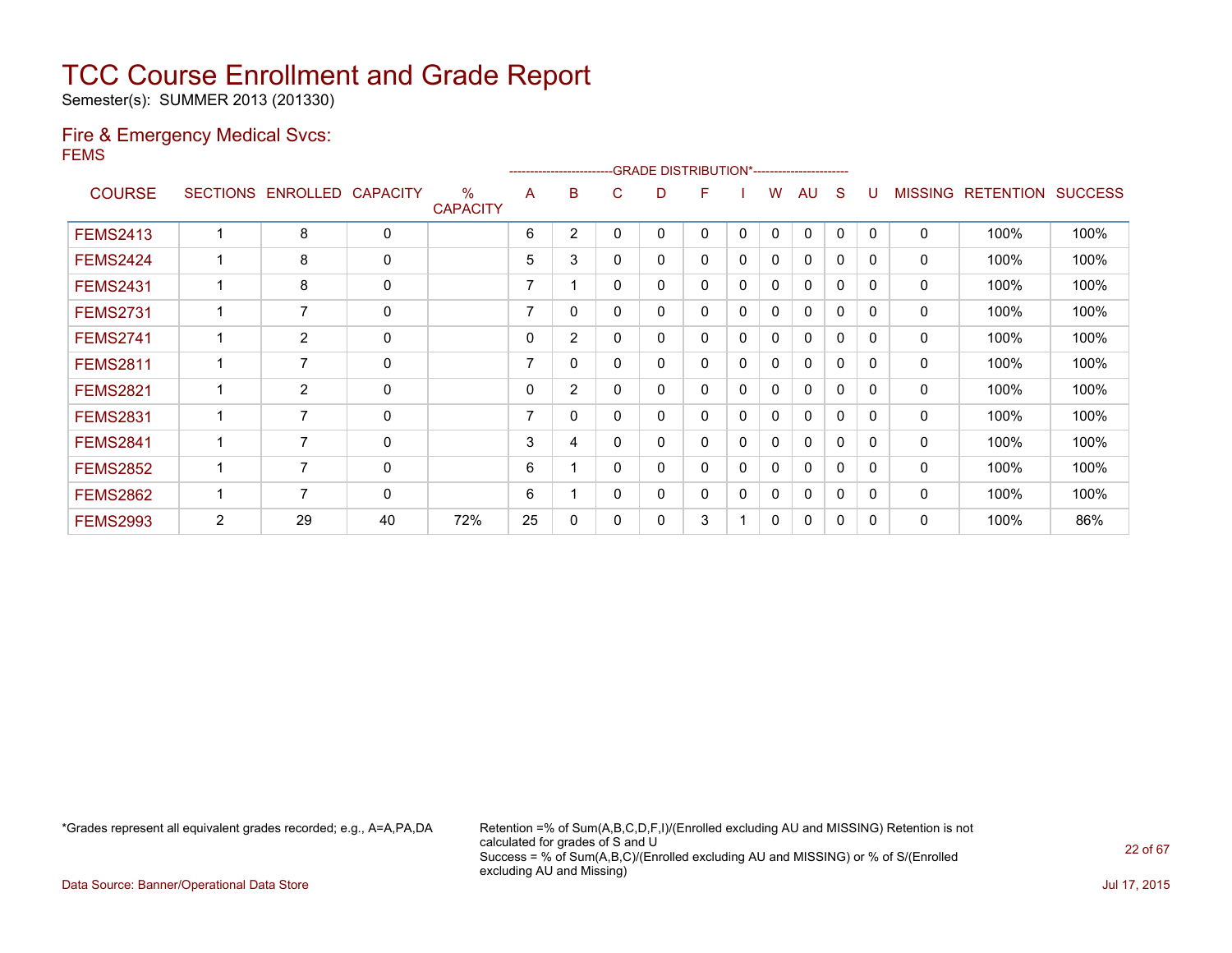# TCC Course Enrollment and Grade Report

Semester(s): SUMMER 2013 (201330)

## Fire & Emergency Medical Svcs:

FEMS

| COURSE | SECTIONS | ENROLLED | CAPACITY | % CAPACITY | A | B | C | D | F | I | W | AU | S | U | MISSING | RETENTION | SUCCESS |
|---|---|---|---|---|---|---|---|---|---|---|---|---|---|---|---|---|---|
| | | | | | -------------------------GRADE DISTRIBUTION*---------------------- | | | | | | | | | | | | |
| FEMS2413 | 1 | 8 | 0 | | 6 | 2 | 0 | 0 | 0 | 0 | 0 | 0 | 0 | 0 | 0 | 100% | 100% |
| FEMS2424 | 1 | 8 | 0 | | 5 | 3 | 0 | 0 | 0 | 0 | 0 | 0 | 0 | 0 | 0 | 100% | 100% |
| FEMS2431 | 1 | 8 | 0 | | 7 | 1 | 0 | 0 | 0 | 0 | 0 | 0 | 0 | 0 | 0 | 100% | 100% |
| FEMS2731 | 1 | 7 | 0 | | 7 | 0 | 0 | 0 | 0 | 0 | 0 | 0 | 0 | 0 | 0 | 100% | 100% |
| FEMS2741 | 1 | 2 | 0 | | 0 | 2 | 0 | 0 | 0 | 0 | 0 | 0 | 0 | 0 | 0 | 100% | 100% |
| FEMS2811 | 1 | 7 | 0 | | 7 | 0 | 0 | 0 | 0 | 0 | 0 | 0 | 0 | 0 | 0 | 100% | 100% |
| FEMS2821 | 1 | 2 | 0 | | 0 | 2 | 0 | 0 | 0 | 0 | 0 | 0 | 0 | 0 | 0 | 100% | 100% |
| FEMS2831 | 1 | 7 | 0 | | 7 | 0 | 0 | 0 | 0 | 0 | 0 | 0 | 0 | 0 | 0 | 100% | 100% |
| FEMS2841 | 1 | 7 | 0 | | 3 | 4 | 0 | 0 | 0 | 0 | 0 | 0 | 0 | 0 | 0 | 100% | 100% |
| FEMS2852 | 1 | 7 | 0 | | 6 | 1 | 0 | 0 | 0 | 0 | 0 | 0 | 0 | 0 | 0 | 100% | 100% |
| FEMS2862 | 1 | 7 | 0 | | 6 | 1 | 0 | 0 | 0 | 0 | 0 | 0 | 0 | 0 | 0 | 100% | 100% |
| FEMS2993 | 2 | 29 | 40 | 72% | 25 | 0 | 0 | 0 | 3 | 1 | 0 | 0 | 0 | 0 | 0 | 100% | 86% |

*Grades represent all equivalent grades recorded; e.g., A=A,PA,DA

Retention =% of Sum(A,B,C,D,F,I)/(Enrolled excluding AU and MISSING) Retention is not calculated for grades of S and U
Success = % of Sum(A,B,C)/(Enrolled excluding AU and MISSING) or % of S/(Enrolled excluding AU and Missing)

Data Source: Banner/Operational Data Store

Jul 17, 2015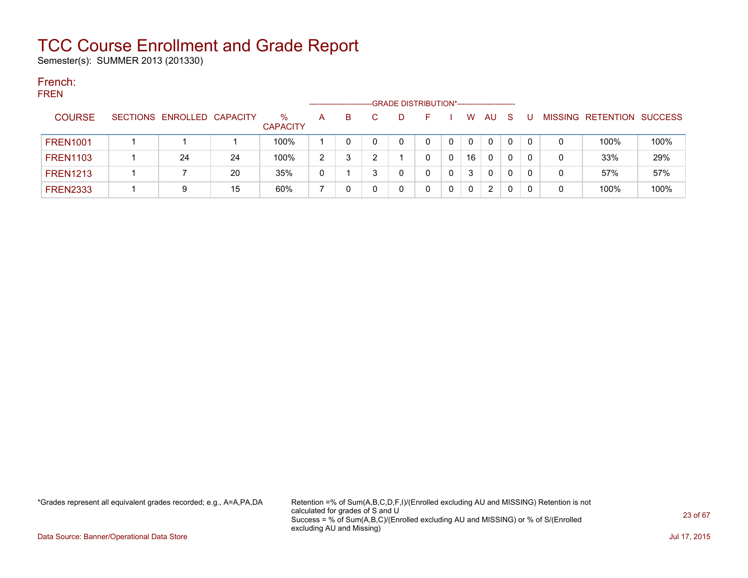# TCC Course Enrollment and Grade Report

Semester(s): SUMMER 2013 (201330)

## French:

FREN

| COURSE | SECTIONS | ENROLLED | CAPACITY | % CAPACITY | A | B | C | D | F | I | W | AU | S | U | MISSING | RETENTION | SUCCESS |
|---|---|---|---|---|---|---|---|---|---|---|---|---|---|---|---|---|---|
| | | | | | GRADE DISTRIBUTION* | | | | | | | | | | | | |
| FREN1001 | 1 | 1 | 1 | 100% | 1 | 0 | 0 | 0 | 0 | 0 | 0 | 0 | 0 | 0 | 0 | 100% | 100% |
| FREN1103 | 1 | 24 | 24 | 100% | 2 | 3 | 2 | 1 | 0 | 0 | 16 | 0 | 0 | 0 | 0 | 33% | 29% |
| FREN1213 | 1 | 7 | 20 | 35% | 0 | 1 | 3 | 0 | 0 | 0 | 3 | 0 | 0 | 0 | 0 | 57% | 57% |
| FREN2333 | 1 | 9 | 15 | 60% | 7 | 0 | 0 | 0 | 0 | 0 | 0 | 2 | 0 | 0 | 0 | 100% | 100% |

*Grades represent all equivalent grades recorded; e.g., A=A,PA,DA

Retention =% of Sum(A,B,C,D,F,I)/(Enrolled excluding AU and MISSING) Retention is not calculated for grades of S and U
Success = % of Sum(A,B,C)/(Enrolled excluding AU and MISSING) or % of S/(Enrolled excluding AU and Missing)

Data Source: Banner/Operational Data Store

Jul 17, 2015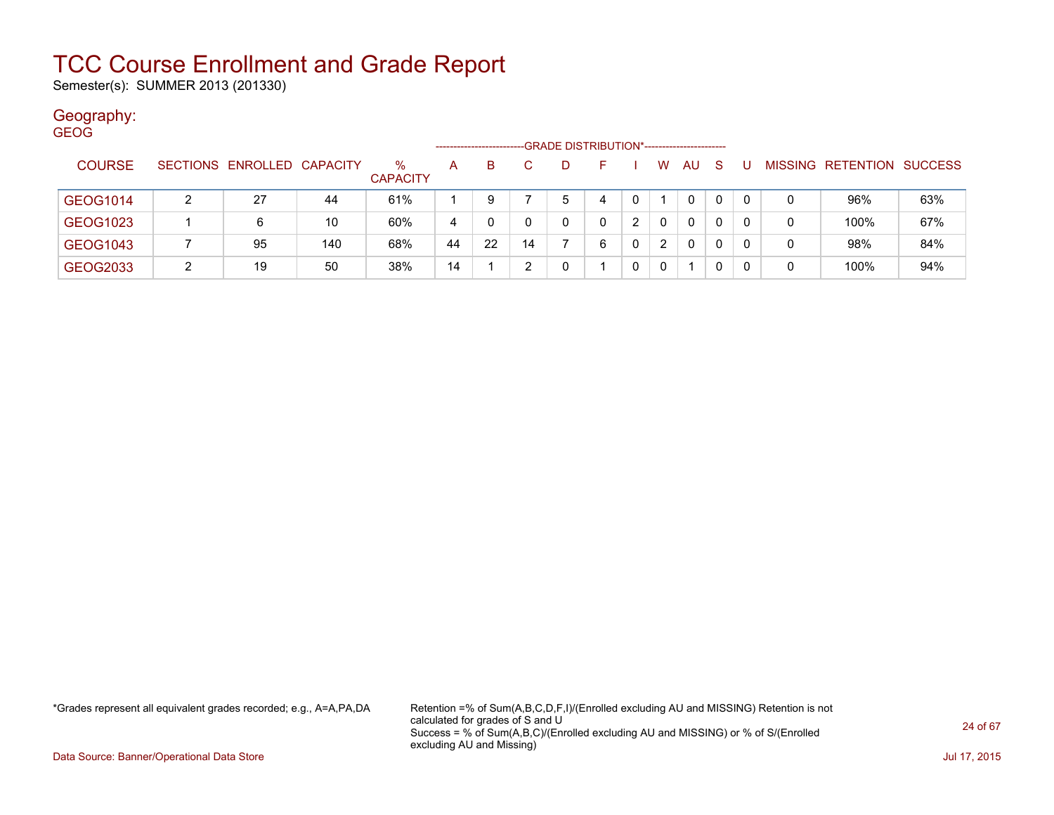# TCC Course Enrollment and Grade Report

Semester(s): SUMMER 2013 (201330)

## Geography:

GEOG

| COURSE | SECTIONS | ENROLLED | CAPACITY | % CAPACITY | A | B | C | D | F | I | W | AU | S | U | MISSING | RETENTION | SUCCESS |
|---|---|---|---|---|---|---|---|---|---|---|---|---|---|---|---|---|---|
| | | | | | GRADE DISTRIBUTION* | | | | | | | | | | | | |
| GEOG1014 | 2 | 27 | 44 | 61% | 1 | 9 | 7 | 5 | 4 | 0 | 1 | 0 | 0 | 0 | 0 | 96% | 63% |
| GEOG1023 | 1 | 6 | 10 | 60% | 4 | 0 | 0 | 0 | 0 | 2 | 0 | 0 | 0 | 0 | 0 | 100% | 67% |
| GEOG1043 | 7 | 95 | 140 | 68% | 44 | 22 | 14 | 7 | 6 | 0 | 2 | 0 | 0 | 0 | 0 | 98% | 84% |
| GEOG2033 | 2 | 19 | 50 | 38% | 14 | 1 | 2 | 0 | 1 | 0 | 0 | 1 | 0 | 0 | 0 | 100% | 94% |

*Grades represent all equivalent grades recorded; e.g., A=A,PA,DA

Retention =% of Sum(A,B,C,D,F,I)/(Enrolled excluding AU and MISSING) Retention is not calculated for grades of S and U
Success = % of Sum(A,B,C)/(Enrolled excluding AU and MISSING) or % of S/(Enrolled excluding AU and Missing)

Data Source: Banner/Operational Data Store

Jul 17, 2015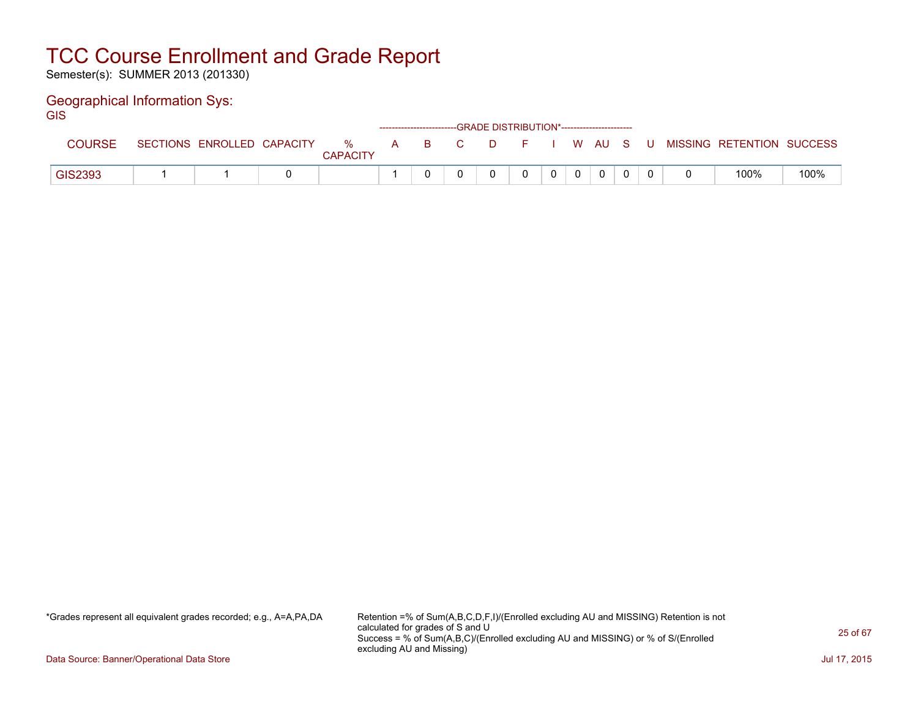# TCC Course Enrollment and Grade Report

Semester(s): SUMMER 2013 (201330)

## Geographical Information Sys:

GIS

| COURSE | SECTIONS | ENROLLED | CAPACITY | % CAPACITY | A | B | C | D | F | I | W | AU | S | U | MISSING | RETENTION | SUCCESS |
|---|---|---|---|---|---|---|---|---|---|---|---|---|---|---|---|---|---|
| | | | | | GRADE DISTRIBUTION* | | | | | | | | | | | | |
| GIS2393 | 1 | 1 | 0 | | 1 | 0 | 0 | 0 | 0 | 0 | 0 | 0 | 0 | 0 | 0 | 100% | 100% |

*Grades represent all equivalent grades recorded; e.g., A=A,PA,DA

Retention =% of Sum(A,B,C,D,F,I)/(Enrolled excluding AU and MISSING) Retention is not calculated for grades of S and U
Success = % of Sum(A,B,C)/(Enrolled excluding AU and MISSING) or % of S/(Enrolled excluding AU and Missing)

Data Source: Banner/Operational Data Store

Jul 17, 2015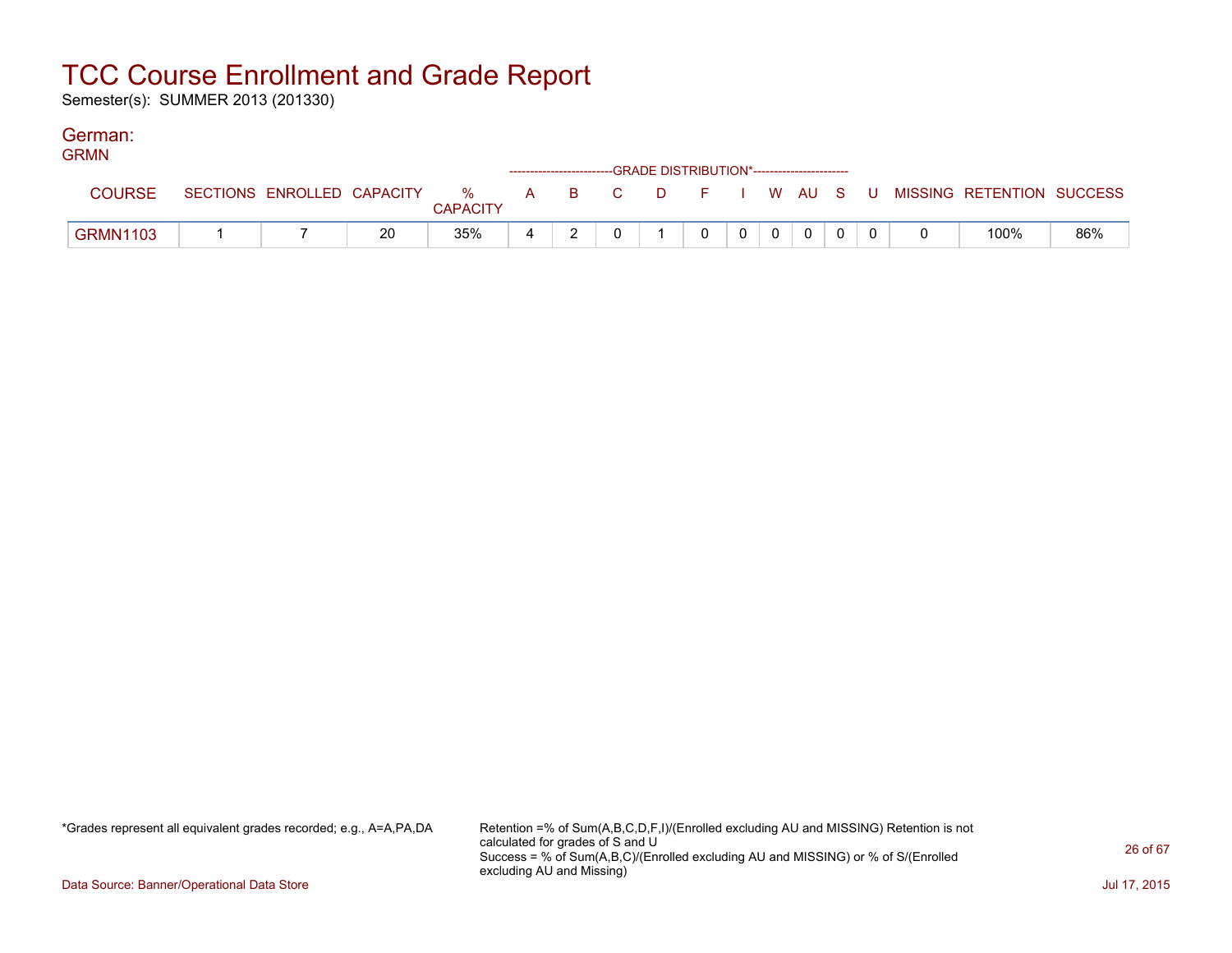# TCC Course Enrollment and Grade Report

Semester(s): SUMMER 2013 (201330)

## German:

GRMN

| COURSE | SECTIONS | ENROLLED | CAPACITY | % CAPACITY | A | B | C | D | F | I | W | AU | S | U | MISSING | RETENTION | SUCCESS |
|---|---|---|---|---|---|---|---|---|---|---|---|---|---|---|---|---|---|
| GRMN1103 | 1 | 7 | 20 | 35% | 4 | 2 | 0 | 1 | 0 | 0 | 0 | 0 | 0 | 0 | 0 | 100% | 86% |

*Grades represent all equivalent grades recorded; e.g., A=A,PA,DA

Retention =% of Sum(A,B,C,D,F,I)/(Enrolled excluding AU and MISSING) Retention is not calculated for grades of S and U
Success = % of Sum(A,B,C)/(Enrolled excluding AU and MISSING) or % of S/(Enrolled excluding AU and Missing)

Data Source: Banner/Operational Data Store

Jul 17, 2015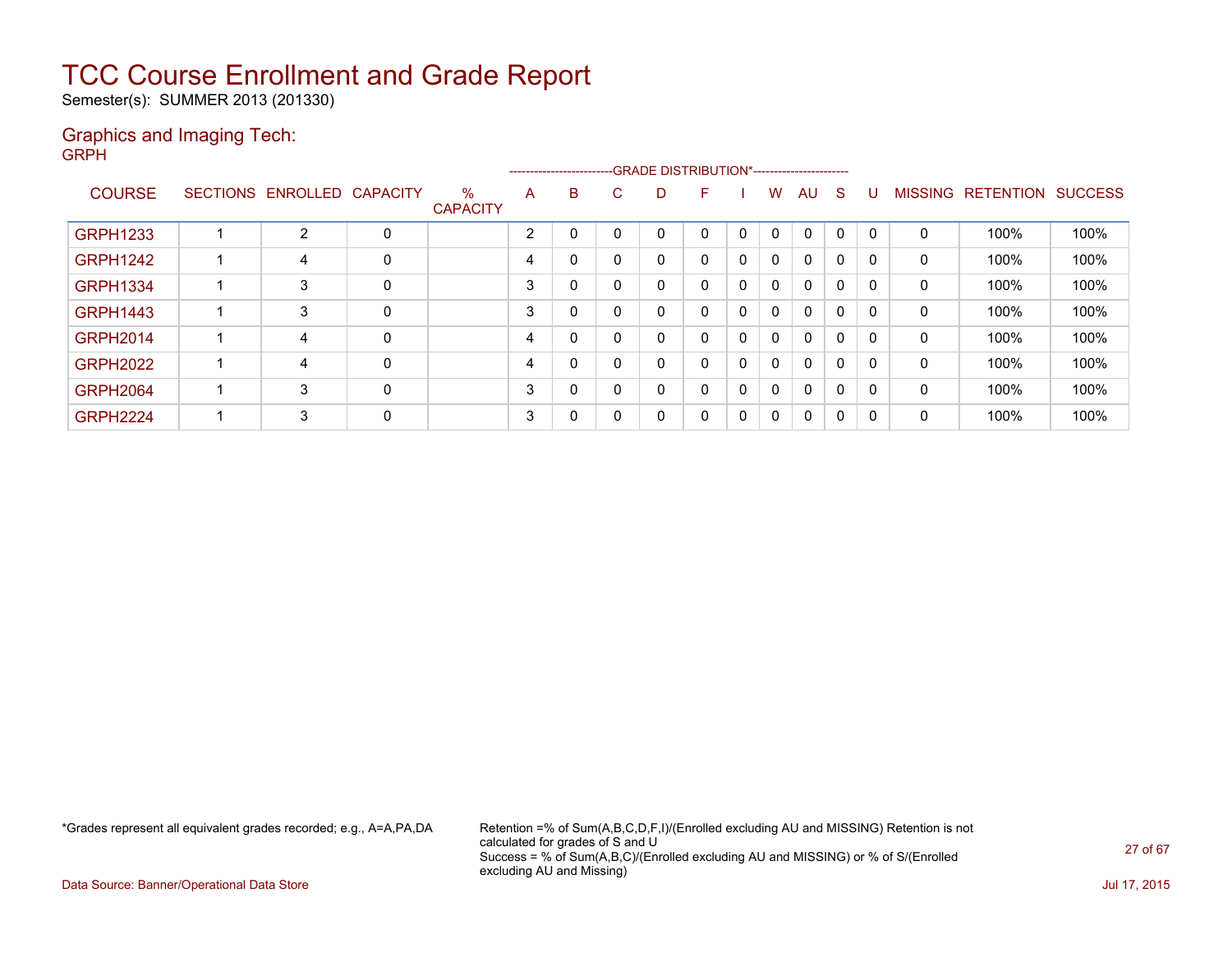# TCC Course Enrollment and Grade Report

Semester(s): SUMMER 2013 (201330)

## Graphics and Imaging Tech:

GRPH

| COURSE | SECTIONS | ENROLLED | CAPACITY | % CAPACITY | A | B | C | D | F | I | W | AU | S | U | MISSING | RETENTION | SUCCESS |
|---|---|---|---|---|---|---|---|---|---|---|---|---|---|---|---|---|---|
| | | | | | GRADE DISTRIBUTION* | | | | | | | | | | | | |
| GRPH1233 | 1 | 2 | 0 | | 2 | 0 | 0 | 0 | 0 | 0 | 0 | 0 | 0 | 0 | 0 | 100% | 100% |
| GRPH1242 | 1 | 4 | 0 | | 4 | 0 | 0 | 0 | 0 | 0 | 0 | 0 | 0 | 0 | 0 | 100% | 100% |
| GRPH1334 | 1 | 3 | 0 | | 3 | 0 | 0 | 0 | 0 | 0 | 0 | 0 | 0 | 0 | 0 | 100% | 100% |
| GRPH1443 | 1 | 3 | 0 | | 3 | 0 | 0 | 0 | 0 | 0 | 0 | 0 | 0 | 0 | 0 | 100% | 100% |
| GRPH2014 | 1 | 4 | 0 | | 4 | 0 | 0 | 0 | 0 | 0 | 0 | 0 | 0 | 0 | 0 | 100% | 100% |
| GRPH2022 | 1 | 4 | 0 | | 4 | 0 | 0 | 0 | 0 | 0 | 0 | 0 | 0 | 0 | 0 | 100% | 100% |
| GRPH2064 | 1 | 3 | 0 | | 3 | 0 | 0 | 0 | 0 | 0 | 0 | 0 | 0 | 0 | 0 | 100% | 100% |
| GRPH2224 | 1 | 3 | 0 | | 3 | 0 | 0 | 0 | 0 | 0 | 0 | 0 | 0 | 0 | 0 | 100% | 100% |

*Grades represent all equivalent grades recorded; e.g., A=A,PA,DA

Retention =% of Sum(A,B,C,D,F,I)/(Enrolled excluding AU and MISSING) Retention is not calculated for grades of S and U
Success = % of Sum(A,B,C)/(Enrolled excluding AU and MISSING) or % of S/(Enrolled excluding AU and Missing)

Data Source: Banner/Operational Data Store

Jul 17, 2015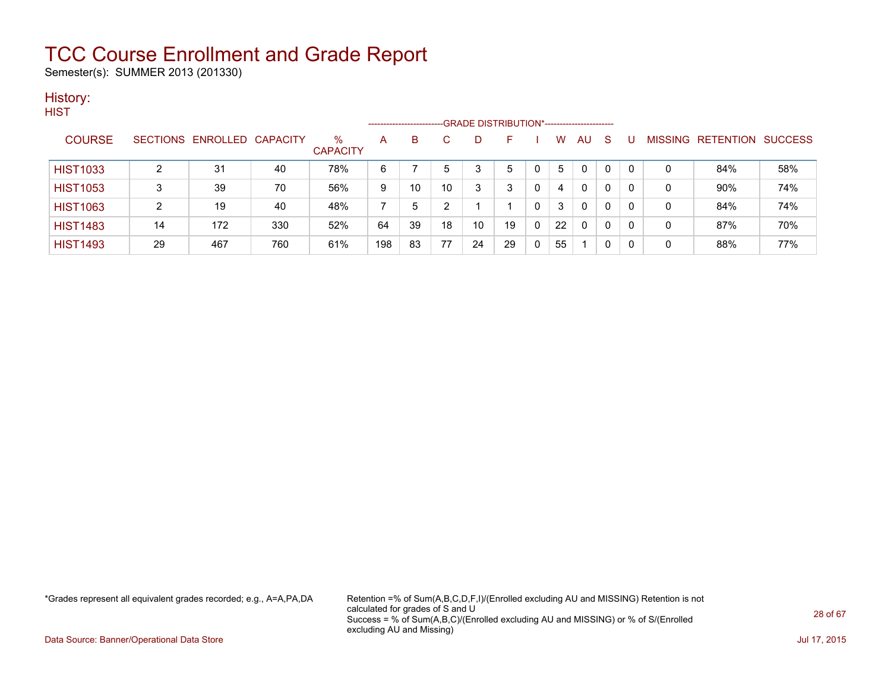# TCC Course Enrollment and Grade Report

Semester(s): SUMMER 2013 (201330)

## History:

HIST

| COURSE | SECTIONS | ENROLLED | CAPACITY | % CAPACITY | A | B | C | D | F | I | W | AU | S | U | MISSING | RETENTION | SUCCESS |
|---|---|---|---|---|---|---|---|---|---|---|---|---|---|---|---|---|---|
| | | | | | GRADE DISTRIBUTION* | | | | | | | | | | | | |
| HIST1033 | 2 | 31 | 40 | 78% | 6 | 7 | 5 | 3 | 5 | 0 | 5 | 0 | 0 | 0 | 0 | 84% | 58% |
| HIST1053 | 3 | 39 | 70 | 56% | 9 | 10 | 10 | 3 | 3 | 0 | 4 | 0 | 0 | 0 | 0 | 90% | 74% |
| HIST1063 | 2 | 19 | 40 | 48% | 7 | 5 | 2 | 1 | 1 | 0 | 3 | 0 | 0 | 0 | 0 | 84% | 74% |
| HIST1483 | 14 | 172 | 330 | 52% | 64 | 39 | 18 | 10 | 19 | 0 | 22 | 0 | 0 | 0 | 0 | 87% | 70% |
| HIST1493 | 29 | 467 | 760 | 61% | 198 | 83 | 77 | 24 | 29 | 0 | 55 | 1 | 0 | 0 | 0 | 88% | 77% |

*Grades represent all equivalent grades recorded; e.g., A=A,PA,DA

Retention =% of Sum(A,B,C,D,F,I)/(Enrolled excluding AU and MISSING) Retention is not calculated for grades of S and U
Success = % of Sum(A,B,C)/(Enrolled excluding AU and MISSING) or % of S/(Enrolled excluding AU and Missing)

Data Source: Banner/Operational Data Store

Jul 17, 2015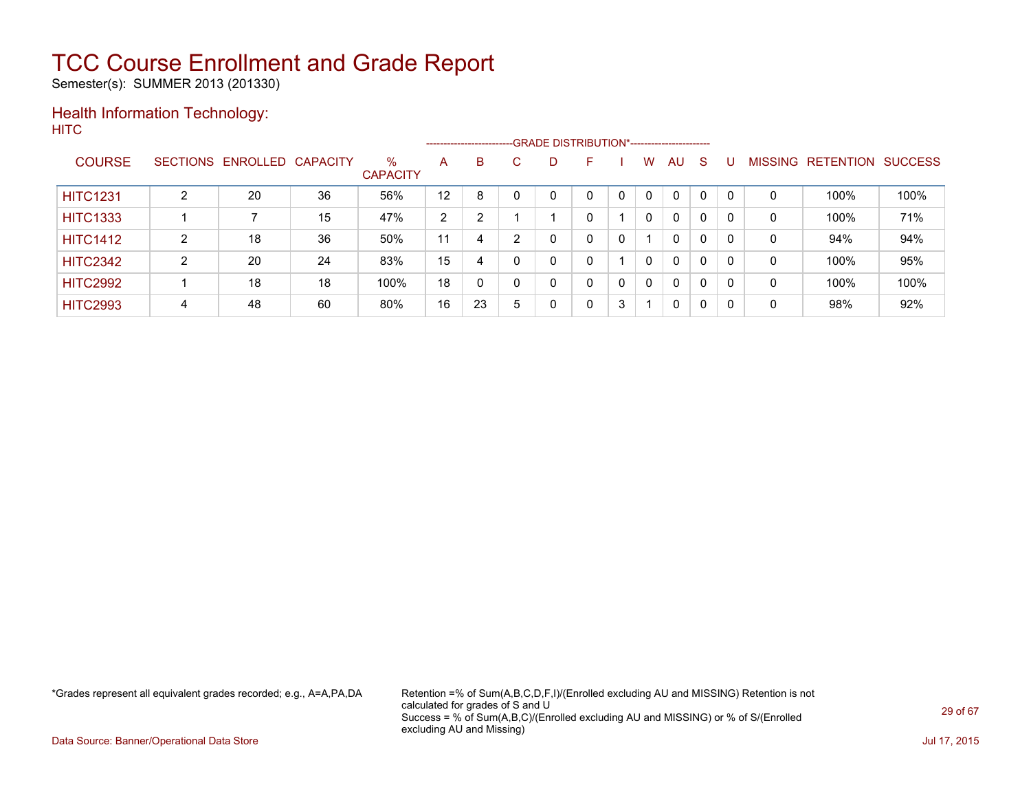# TCC Course Enrollment and Grade Report

Semester(s): SUMMER 2013 (201330)

## Health Information Technology:

HITC

| COURSE | SECTIONS | ENROLLED | CAPACITY | % CAPACITY | A | B | C | D | F | I | W | AU | S | U | MISSING | RETENTION | SUCCESS |
|---|---|---|---|---|---|---|---|---|---|---|---|---|---|---|---|---|---|
| | | | | | GRADE DISTRIBUTION* | | | | | | | | | | | | |
| HITC1231 | 2 | 20 | 36 | 56% | 12 | 8 | 0 | 0 | 0 | 0 | 0 | 0 | 0 | 0 | 0 | 100% | 100% |
| HITC1333 | 1 | 7 | 15 | 47% | 2 | 2 | 1 | 1 | 0 | 1 | 0 | 0 | 0 | 0 | 0 | 100% | 71% |
| HITC1412 | 2 | 18 | 36 | 50% | 11 | 4 | 2 | 0 | 0 | 0 | 1 | 0 | 0 | 0 | 0 | 94% | 94% |
| HITC2342 | 2 | 20 | 24 | 83% | 15 | 4 | 0 | 0 | 0 | 1 | 0 | 0 | 0 | 0 | 0 | 100% | 95% |
| HITC2992 | 1 | 18 | 18 | 100% | 18 | 0 | 0 | 0 | 0 | 0 | 0 | 0 | 0 | 0 | 0 | 100% | 100% |
| HITC2993 | 4 | 48 | 60 | 80% | 16 | 23 | 5 | 0 | 0 | 3 | 1 | 0 | 0 | 0 | 0 | 98% | 92% |

*Grades represent all equivalent grades recorded; e.g., A=A,PA,DA

Retention =% of Sum(A,B,C,D,F,I)/(Enrolled excluding AU and MISSING) Retention is not calculated for grades of S and U
Success = % of Sum(A,B,C)/(Enrolled excluding AU and MISSING) or % of S/(Enrolled excluding AU and Missing)

Data Source: Banner/Operational Data Store

Jul 17, 2015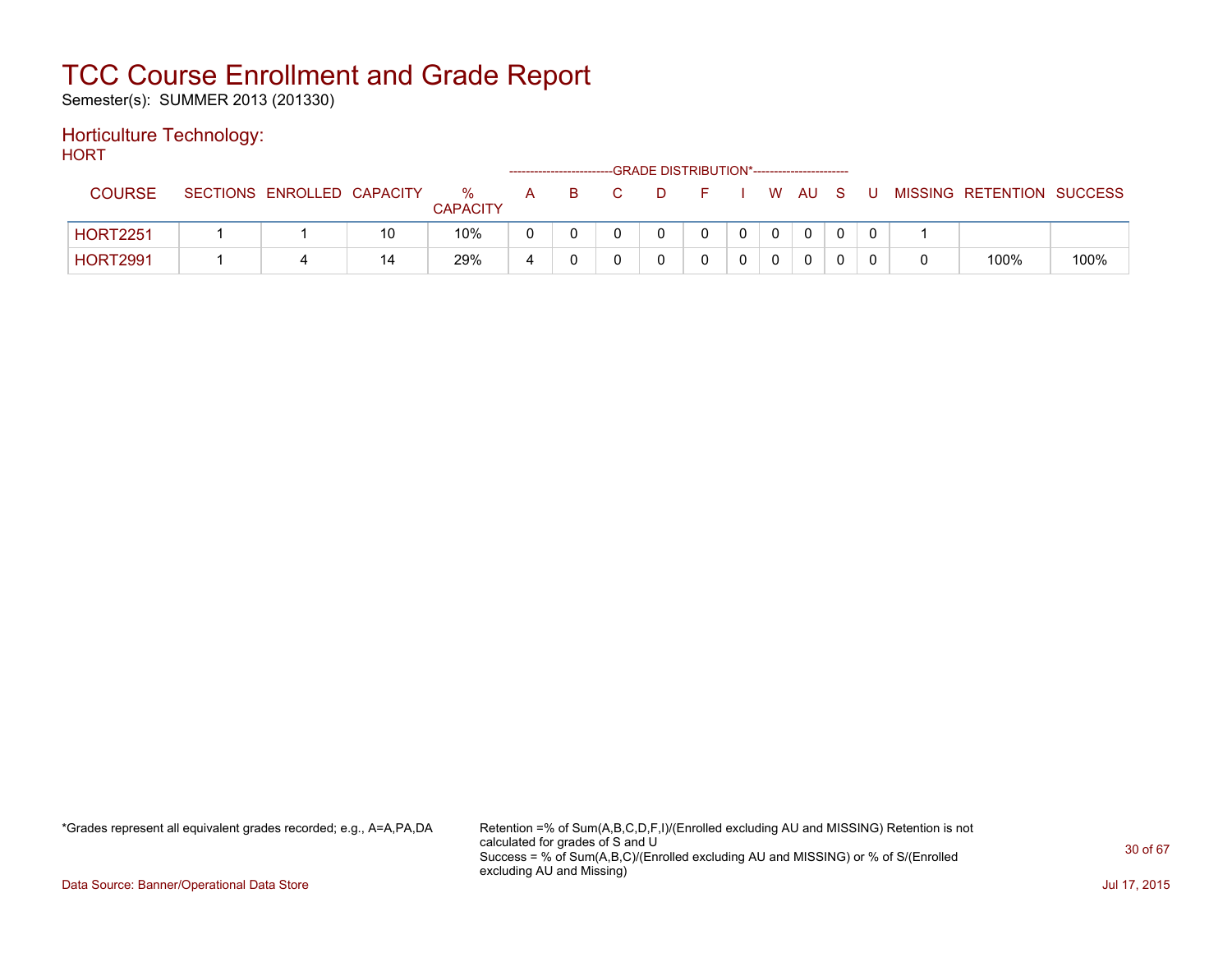# TCC Course Enrollment and Grade Report

Semester(s): SUMMER 2013 (201330)

## Horticulture Technology:

HORT

| COURSE | SECTIONS | ENROLLED | CAPACITY | % CAPACITY | A | B | C | D | F | I | W | AU | S | U | MISSING | RETENTION | SUCCESS |
|---|---|---|---|---|---|---|---|---|---|---|---|---|---|---|---|---|---|
| | | | | | GRADE DISTRIBUTION* | | | | | | | | | | | | |
| HORT2251 | 1 | 1 | 10 | 10% | 0 | 0 | 0 | 0 | 0 | 0 | 0 | 0 | 0 | 0 | 1 | | |
| HORT2991 | 1 | 4 | 14 | 29% | 4 | 0 | 0 | 0 | 0 | 0 | 0 | 0 | 0 | 0 | 0 | 100% | 100% |

*Grades represent all equivalent grades recorded; e.g., A=A,PA,DA

Retention =% of Sum(A,B,C,D,F,I)/(Enrolled excluding AU and MISSING) Retention is not calculated for grades of S and U
Success = % of Sum(A,B,C)/(Enrolled excluding AU and MISSING) or % of S/(Enrolled excluding AU and Missing)

Data Source: Banner/Operational Data Store

Jul 17, 2015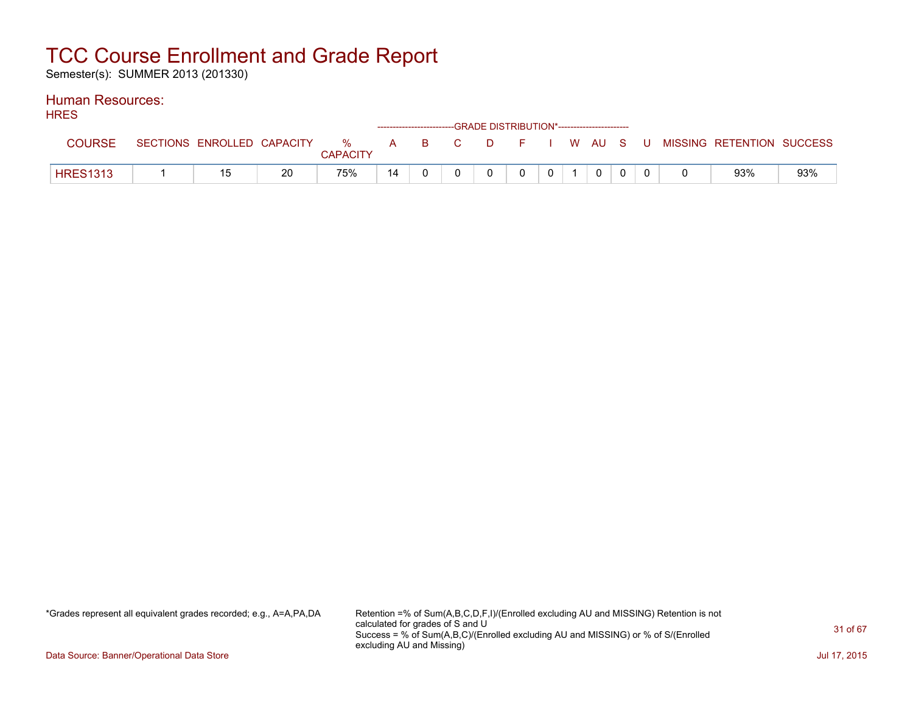# TCC Course Enrollment and Grade Report

Semester(s): SUMMER 2013 (201330)

## Human Resources:

HRES

| COURSE | SECTIONS | ENROLLED | CAPACITY | % CAPACITY | A | B | C | D | F | I | W | AU | S | U | MISSING | RETENTION | SUCCESS |
|---|---|---|---|---|---|---|---|---|---|---|---|---|---|---|---|---|---|
| | | | | | GRADE DISTRIBUTION* | | | | | | | | | | | | |
| HRES1313 | 1 | 15 | 20 | 75% | 14 | 0 | 0 | 0 | 0 | 0 | 1 | 0 | 0 | 0 | 0 | 93% | 93% |

*Grades represent all equivalent grades recorded; e.g., A=A,PA,DA

Retention =% of Sum(A,B,C,D,F,I)/(Enrolled excluding AU and MISSING) Retention is not calculated for grades of S and U
Success = % of Sum(A,B,C)/(Enrolled excluding AU and MISSING) or % of S/(Enrolled excluding AU and Missing)

Data Source: Banner/Operational Data Store

Jul 17, 2015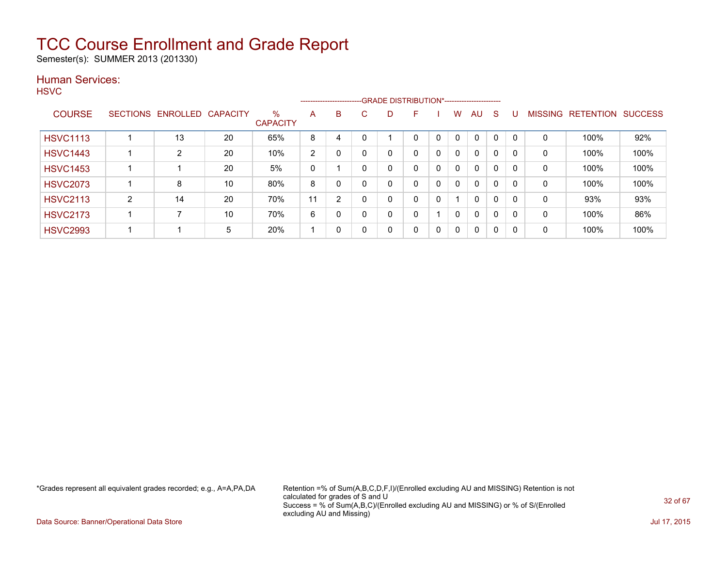# TCC Course Enrollment and Grade Report

Semester(s): SUMMER 2013 (201330)

## Human Services:

HSVC

| COURSE | SECTIONS | ENROLLED | CAPACITY | % CAPACITY | A | B | C | D | F | I | W | AU | S | U | MISSING | RETENTION | SUCCESS |
|---|---|---|---|---|---|---|---|---|---|---|---|---|---|---|---|---|---|
| | | | | | GRADE DISTRIBUTION* | | | | | | | | | | | | |
| HSVC1113 | 1 | 13 | 20 | 65% | 8 | 4 | 0 | 1 | 0 | 0 | 0 | 0 | 0 | 0 | 0 | 100% | 92% |
| HSVC1443 | 1 | 2 | 20 | 10% | 2 | 0 | 0 | 0 | 0 | 0 | 0 | 0 | 0 | 0 | 0 | 100% | 100% |
| HSVC1453 | 1 | 1 | 20 | 5% | 0 | 1 | 0 | 0 | 0 | 0 | 0 | 0 | 0 | 0 | 0 | 100% | 100% |
| HSVC2073 | 1 | 8 | 10 | 80% | 8 | 0 | 0 | 0 | 0 | 0 | 0 | 0 | 0 | 0 | 0 | 100% | 100% |
| HSVC2113 | 2 | 14 | 20 | 70% | 11 | 2 | 0 | 0 | 0 | 0 | 1 | 0 | 0 | 0 | 0 | 93% | 93% |
| HSVC2173 | 1 | 7 | 10 | 70% | 6 | 0 | 0 | 0 | 0 | 1 | 0 | 0 | 0 | 0 | 0 | 100% | 86% |
| HSVC2993 | 1 | 1 | 5 | 20% | 1 | 0 | 0 | 0 | 0 | 0 | 0 | 0 | 0 | 0 | 0 | 100% | 100% |

*Grades represent all equivalent grades recorded; e.g., A=A,PA,DA

Retention =% of Sum(A,B,C,D,F,I)/(Enrolled excluding AU and MISSING) Retention is not calculated for grades of S and U
Success = % of Sum(A,B,C)/(Enrolled excluding AU and MISSING) or % of S/(Enrolled excluding AU and Missing)

Data Source: Banner/Operational Data Store

Jul 17, 2015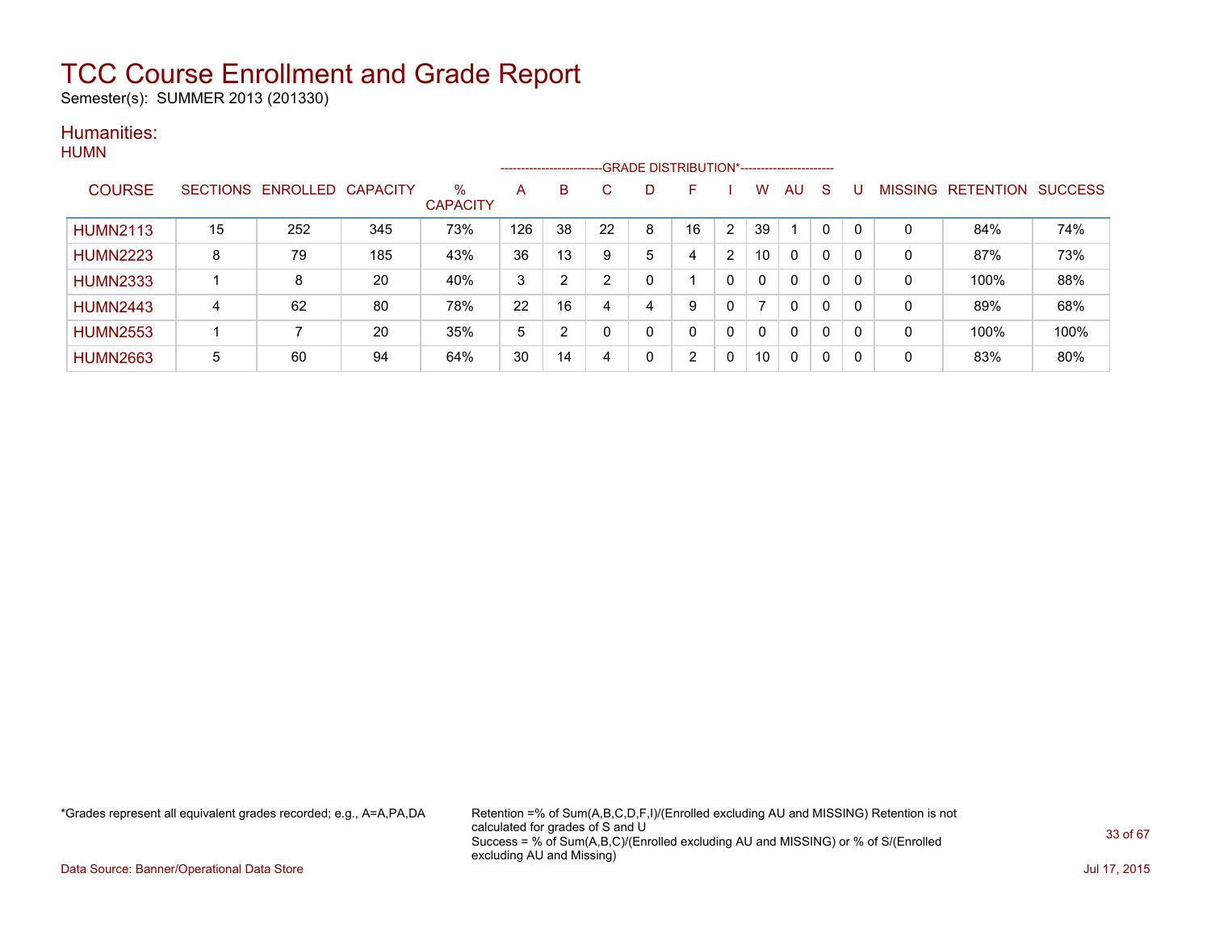# TCC Course Enrollment and Grade Report

Semester(s): SUMMER 2013 (201330)

## Humanities:

### HUMN

| COURSE | SECTIONS | ENROLLED | CAPACITY | % CAPACITY | A | B | C | D | F | I | W | AU | S | U | MISSING | RETENTION | SUCCESS |
|---|---|---|---|---|---|---|---|---|---|---|---|---|---|---|---|---|---|
| | | | | | GRADE DISTRIBUTION* | | | | | | | | | | | | |
| HUMN2113 | 15 | 252 | 345 | 73% | 126 | 38 | 22 | 8 | 16 | 2 | 39 | 1 | 0 | 0 | 0 | 84% | 74% |
| HUMN2223 | 8 | 79 | 185 | 43% | 36 | 13 | 9 | 5 | 4 | 2 | 10 | 0 | 0 | 0 | 0 | 87% | 73% |
| HUMN2333 | 1 | 8 | 20 | 40% | 3 | 2 | 2 | 0 | 1 | 0 | 0 | 0 | 0 | 0 | 0 | 100% | 88% |
| HUMN2443 | 4 | 62 | 80 | 78% | 22 | 16 | 4 | 4 | 9 | 0 | 7 | 0 | 0 | 0 | 0 | 89% | 68% |
| HUMN2553 | 1 | 7 | 20 | 35% | 5 | 2 | 0 | 0 | 0 | 0 | 0 | 0 | 0 | 0 | 0 | 100% | 100% |
| HUMN2663 | 5 | 60 | 94 | 64% | 30 | 14 | 4 | 0 | 2 | 0 | 10 | 0 | 0 | 0 | 0 | 83% | 80% |

*Grades represent all equivalent grades recorded; e.g., A=A,PA,DA

Retention =% of Sum(A,B,C,D,F,I)/(Enrolled excluding AU and MISSING) Retention is not calculated for grades of S and U
Success = % of Sum(A,B,C)/(Enrolled excluding AU and MISSING) or % of S/(Enrolled excluding AU and Missing)

Data Source: Banner/Operational Data Store

Jul 17, 2015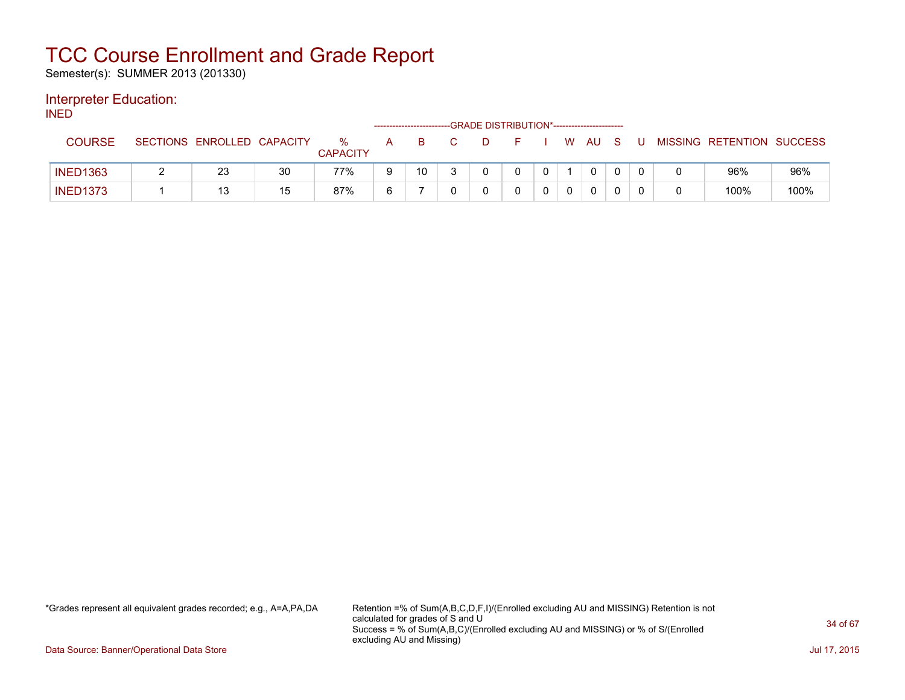# TCC Course Enrollment and Grade Report

Semester(s): SUMMER 2013 (201330)

## Interpreter Education:

INED

| COURSE | SECTIONS | ENROLLED | CAPACITY | % CAPACITY | GRADE DISTRIBUTION* A | B | C | D | F | I | W | AU | S | U | MISSING | RETENTION | SUCCESS |
|---|---|---|---|---|---|---|---|---|---|---|---|---|---|---|---|---|---|
| INED1363 | 2 | 23 | 30 | 77% | 9 | 10 | 3 | 0 | 0 | 0 | 1 | 0 | 0 | 0 | 0 | 96% | 96% |
| INED1373 | 1 | 13 | 15 | 87% | 6 | 7 | 0 | 0 | 0 | 0 | 0 | 0 | 0 | 0 | 0 | 100% | 100% |

*Grades represent all equivalent grades recorded; e.g., A=A,PA,DA

Retention =% of Sum(A,B,C,D,F,I)/(Enrolled excluding AU and MISSING) Retention is not calculated for grades of S and U
Success = % of Sum(A,B,C)/(Enrolled excluding AU and MISSING) or % of S/(Enrolled excluding AU and Missing)

Data Source: Banner/Operational Data Store

Jul 17, 2015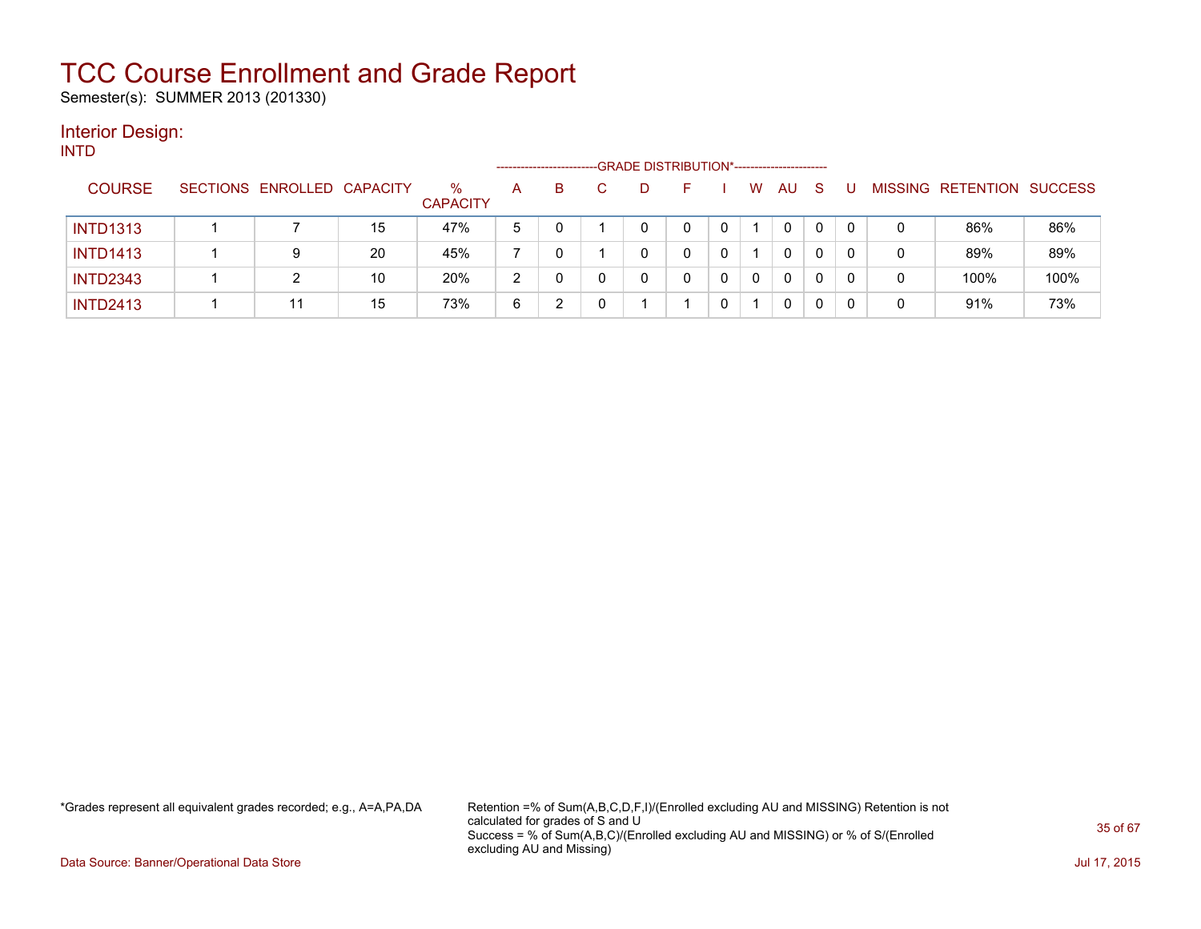# TCC Course Enrollment and Grade Report

Semester(s): SUMMER 2013 (201330)

## Interior Design:

INTD

| COURSE | SECTIONS | ENROLLED | CAPACITY | % CAPACITY | A | B | C | D | F | I | W | AU | S | U | MISSING | RETENTION | SUCCESS |
|---|---|---|---|---|---|---|---|---|---|---|---|---|---|---|---|---|---|
| | | | | | GRADE DISTRIBUTION* | | | | | | | | | | | | |
| INTD1313 | 1 | 7 | 15 | 47% | 5 | 0 | 1 | 0 | 0 | 0 | 1 | 0 | 0 | 0 | 0 | 86% | 86% |
| INTD1413 | 1 | 9 | 20 | 45% | 7 | 0 | 1 | 0 | 0 | 0 | 1 | 0 | 0 | 0 | 0 | 89% | 89% |
| INTD2343 | 1 | 2 | 10 | 20% | 2 | 0 | 0 | 0 | 0 | 0 | 0 | 0 | 0 | 0 | 0 | 100% | 100% |
| INTD2413 | 1 | 11 | 15 | 73% | 6 | 2 | 0 | 1 | 1 | 0 | 1 | 0 | 0 | 0 | 0 | 91% | 73% |

*Grades represent all equivalent grades recorded; e.g., A=A,PA,DA

Retention =% of Sum(A,B,C,D,F,I)/(Enrolled excluding AU and MISSING) Retention is not calculated for grades of S and U
Success = % of Sum(A,B,C)/(Enrolled excluding AU and MISSING) or % of S/(Enrolled excluding AU and Missing)

Data Source: Banner/Operational Data Store

Jul 17, 2015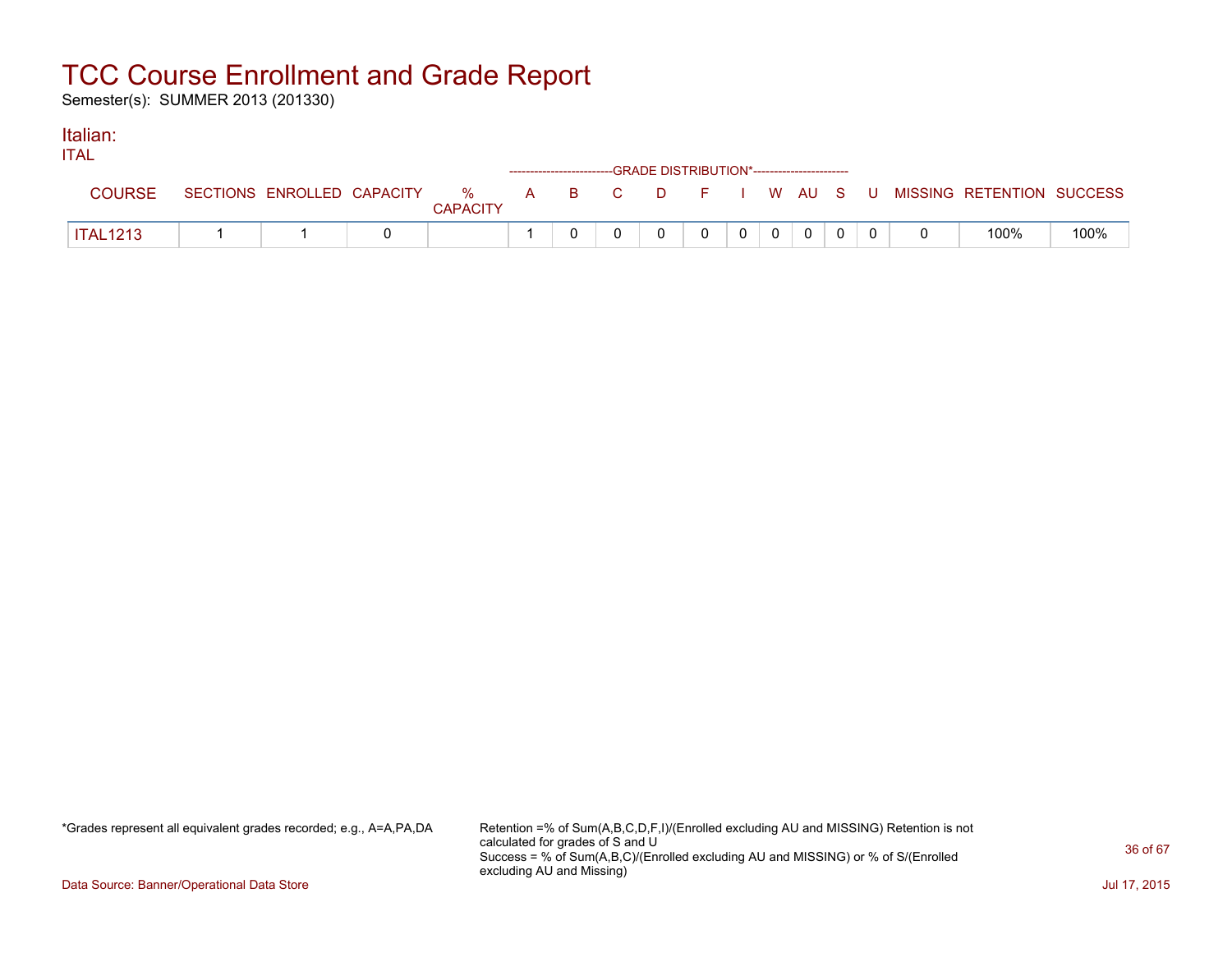# TCC Course Enrollment and Grade Report

Semester(s): SUMMER 2013 (201330)

## Italian:

ITAL

| COURSE | SECTIONS | ENROLLED | CAPACITY | % CAPACITY | A | B | C | D | F | I | W | AU | S | U | MISSING | RETENTION | SUCCESS |
|---|---|---|---|---|---|---|---|---|---|---|---|---|---|---|---|---|---|
| | | | | | GRADE DISTRIBUTION* | | | | | | | | | | | | |
| ITAL1213 | 1 | 1 | 0 | | 1 | 0 | 0 | 0 | 0 | 0 | 0 | 0 | 0 | 0 | 0 | 100% | 100% |

*Grades represent all equivalent grades recorded; e.g., A=A,PA,DA

Retention =% of Sum(A,B,C,D,F,I)/(Enrolled excluding AU and MISSING) Retention is not calculated for grades of S and U
Success = % of Sum(A,B,C)/(Enrolled excluding AU and MISSING) or % of S/(Enrolled excluding AU and Missing)

Data Source: Banner/Operational Data Store

Jul 17, 2015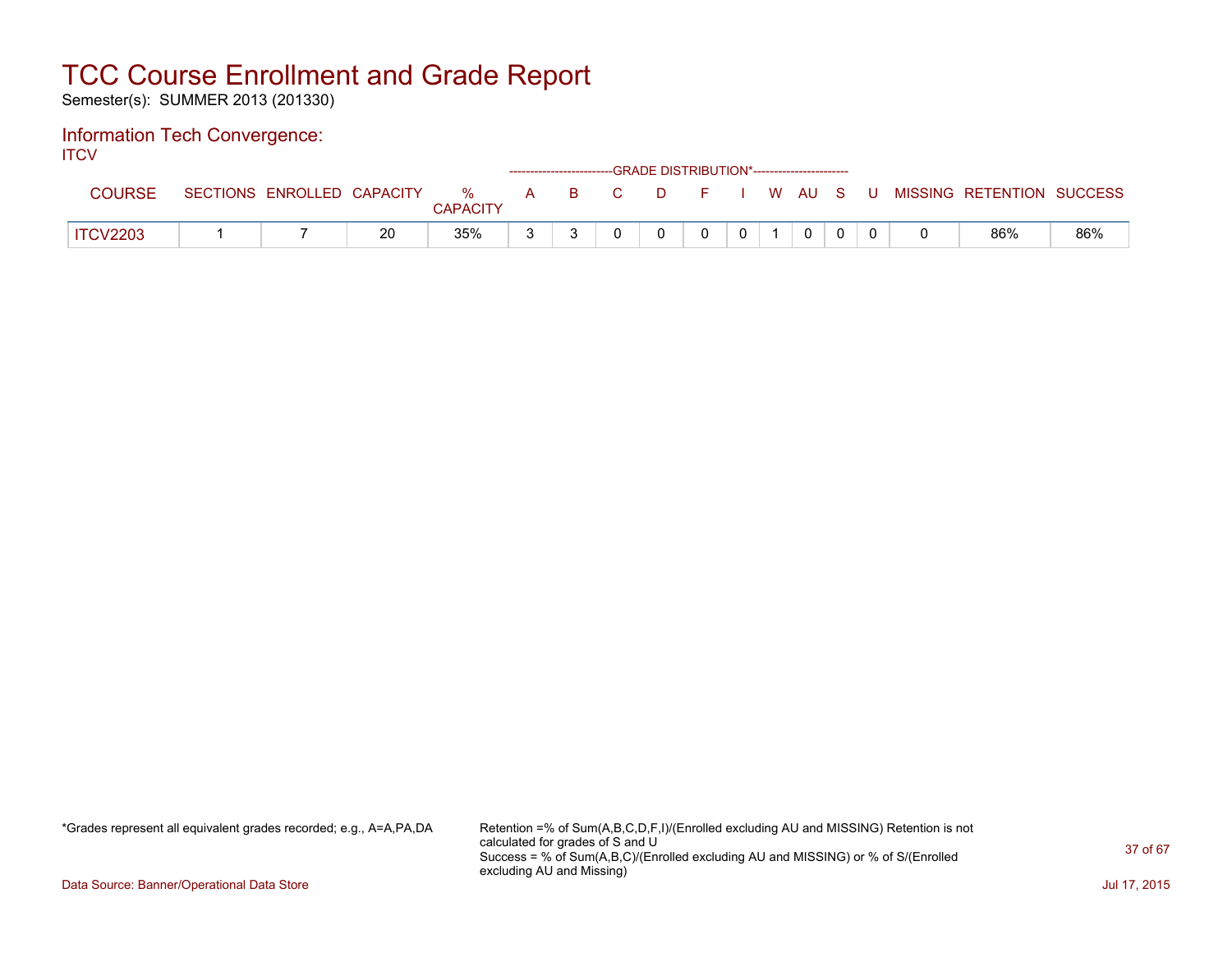# TCC Course Enrollment and Grade Report

Semester(s): SUMMER 2013 (201330)

## Information Tech Convergence:

ITCV

| COURSE | SECTIONS | ENROLLED | CAPACITY | % CAPACITY | A | B | C | D | F | I | W | AU | S | U | MISSING | RETENTION | SUCCESS |
|---|---|---|---|---|---|---|---|---|---|---|---|---|---|---|---|---|---|
| | | | | | GRADE DISTRIBUTION* | | | | | | | | | | | | |
| ITCV2203 | 1 | 7 | 20 | 35% | 3 | 3 | 0 | 0 | 0 | 0 | 1 | 0 | 0 | 0 | 0 | 86% | 86% |

*Grades represent all equivalent grades recorded; e.g., A=A,PA,DA

Retention =% of Sum(A,B,C,D,F,I)/(Enrolled excluding AU and MISSING) Retention is not calculated for grades of S and U
Success = % of Sum(A,B,C)/(Enrolled excluding AU and MISSING) or % of S/(Enrolled excluding AU and Missing)

Data Source: Banner/Operational Data Store

Jul 17, 2015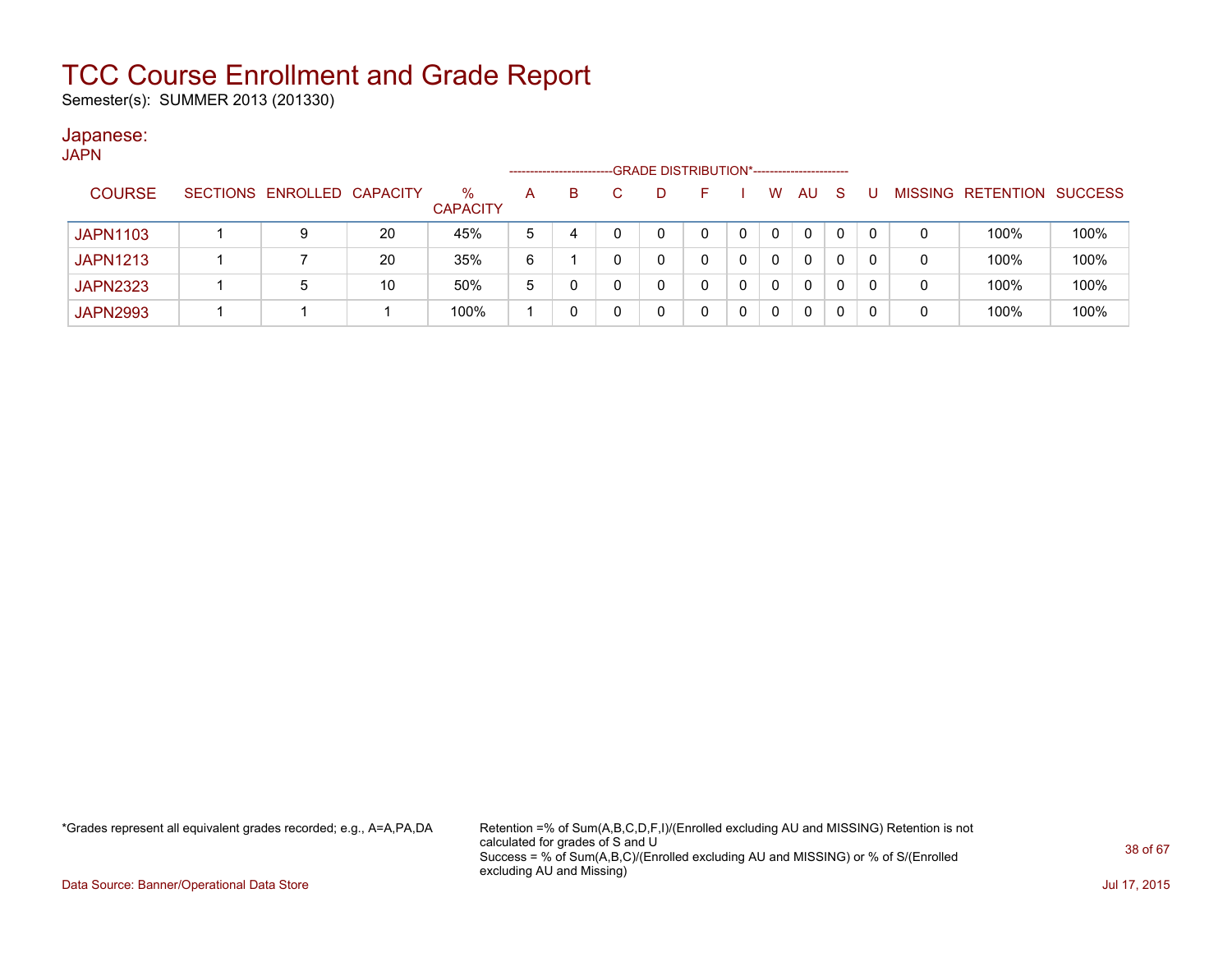# TCC Course Enrollment and Grade Report

Semester(s): SUMMER 2013 (201330)

## Japanese:

JAPN

| COURSE | SECTIONS | ENROLLED | CAPACITY | % CAPACITY | GRADE DISTRIBUTION* A | B | C | D | F | I | W | AU | S | U | MISSING | RETENTION | SUCCESS |
|---|---|---|---|---|---|---|---|---|---|---|---|---|---|---|---|---|---|
| JAPN1103 | 1 | 9 | 20 | 45% | 5 | 4 | 0 | 0 | 0 | 0 | 0 | 0 | 0 | 0 | 0 | 100% | 100% |
| JAPN1213 | 1 | 7 | 20 | 35% | 6 | 1 | 0 | 0 | 0 | 0 | 0 | 0 | 0 | 0 | 0 | 100% | 100% |
| JAPN2323 | 1 | 5 | 10 | 50% | 5 | 0 | 0 | 0 | 0 | 0 | 0 | 0 | 0 | 0 | 0 | 100% | 100% |
| JAPN2993 | 1 | 1 | 1 | 100% | 1 | 0 | 0 | 0 | 0 | 0 | 0 | 0 | 0 | 0 | 0 | 100% | 100% |

*Grades represent all equivalent grades recorded; e.g., A=A,PA,DA

Retention =% of Sum(A,B,C,D,F,I)/(Enrolled excluding AU and MISSING) Retention is not calculated for grades of S and U
Success = % of Sum(A,B,C)/(Enrolled excluding AU and MISSING) or % of S/(Enrolled excluding AU and Missing)

Data Source: Banner/Operational Data Store

Jul 17, 2015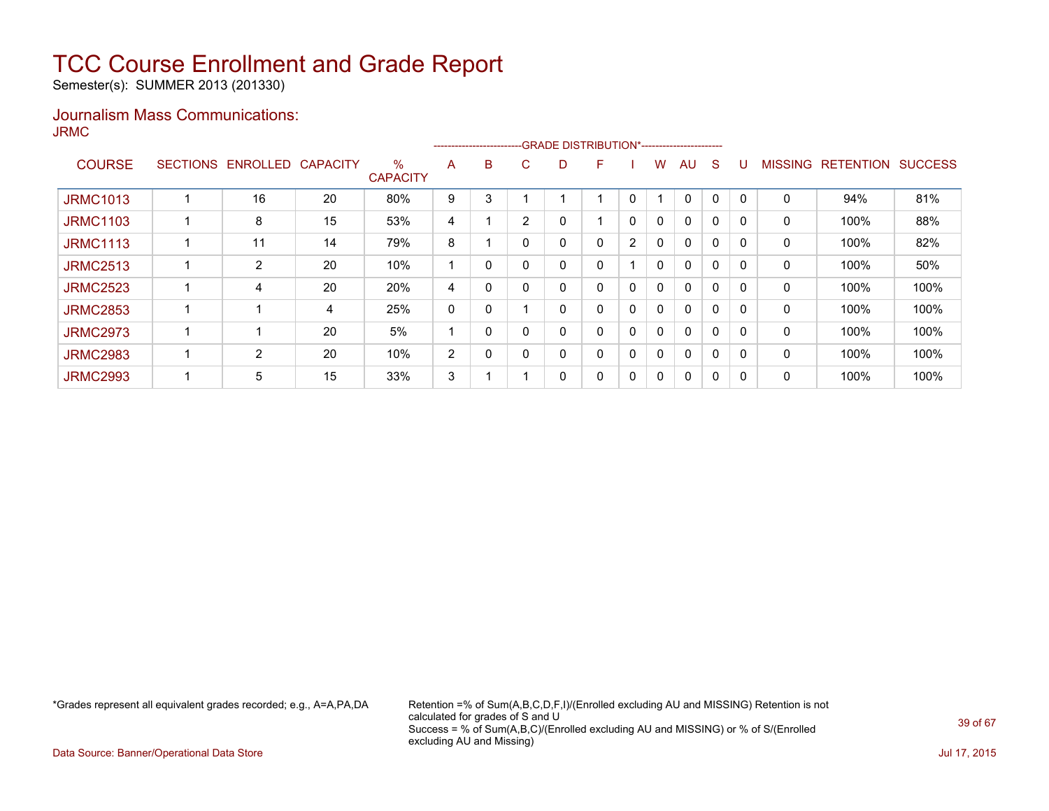# TCC Course Enrollment and Grade Report

Semester(s): SUMMER 2013 (201330)

## Journalism Mass Communications:

JRMC

| COURSE | SECTIONS | ENROLLED | CAPACITY | % CAPACITY | A | B | C | D | F | I | W | AU | S | U | MISSING | RETENTION | SUCCESS |
|---|---|---|---|---|---|---|---|---|---|---|---|---|---|---|---|---|---|
| | | | | | GRADE DISTRIBUTION* | | | | | | | | | | | | |
| JRMC1013 | 1 | 16 | 20 | 80% | 9 | 3 | 1 | 1 | 1 | 0 | 1 | 0 | 0 | 0 | 0 | 94% | 81% |
| JRMC1103 | 1 | 8 | 15 | 53% | 4 | 1 | 2 | 0 | 1 | 0 | 0 | 0 | 0 | 0 | 0 | 100% | 88% |
| JRMC1113 | 1 | 11 | 14 | 79% | 8 | 1 | 0 | 0 | 0 | 2 | 0 | 0 | 0 | 0 | 0 | 100% | 82% |
| JRMC2513 | 1 | 2 | 20 | 10% | 1 | 0 | 0 | 0 | 0 | 1 | 0 | 0 | 0 | 0 | 0 | 100% | 50% |
| JRMC2523 | 1 | 4 | 20 | 20% | 4 | 0 | 0 | 0 | 0 | 0 | 0 | 0 | 0 | 0 | 0 | 100% | 100% |
| JRMC2853 | 1 | 1 | 4 | 25% | 0 | 0 | 1 | 0 | 0 | 0 | 0 | 0 | 0 | 0 | 0 | 100% | 100% |
| JRMC2973 | 1 | 1 | 20 | 5% | 1 | 0 | 0 | 0 | 0 | 0 | 0 | 0 | 0 | 0 | 0 | 100% | 100% |
| JRMC2983 | 1 | 2 | 20 | 10% | 2 | 0 | 0 | 0 | 0 | 0 | 0 | 0 | 0 | 0 | 0 | 100% | 100% |
| JRMC2993 | 1 | 5 | 15 | 33% | 3 | 1 | 1 | 0 | 0 | 0 | 0 | 0 | 0 | 0 | 0 | 100% | 100% |

*Grades represent all equivalent grades recorded; e.g., A=A,PA,DA

Retention =% of Sum(A,B,C,D,F,I)/(Enrolled excluding AU and MISSING) Retention is not calculated for grades of S and U

Success = % of Sum(A,B,C)/(Enrolled excluding AU and MISSING) or % of S/(Enrolled excluding AU and Missing)

Data Source: Banner/Operational Data Store

Jul 17, 2015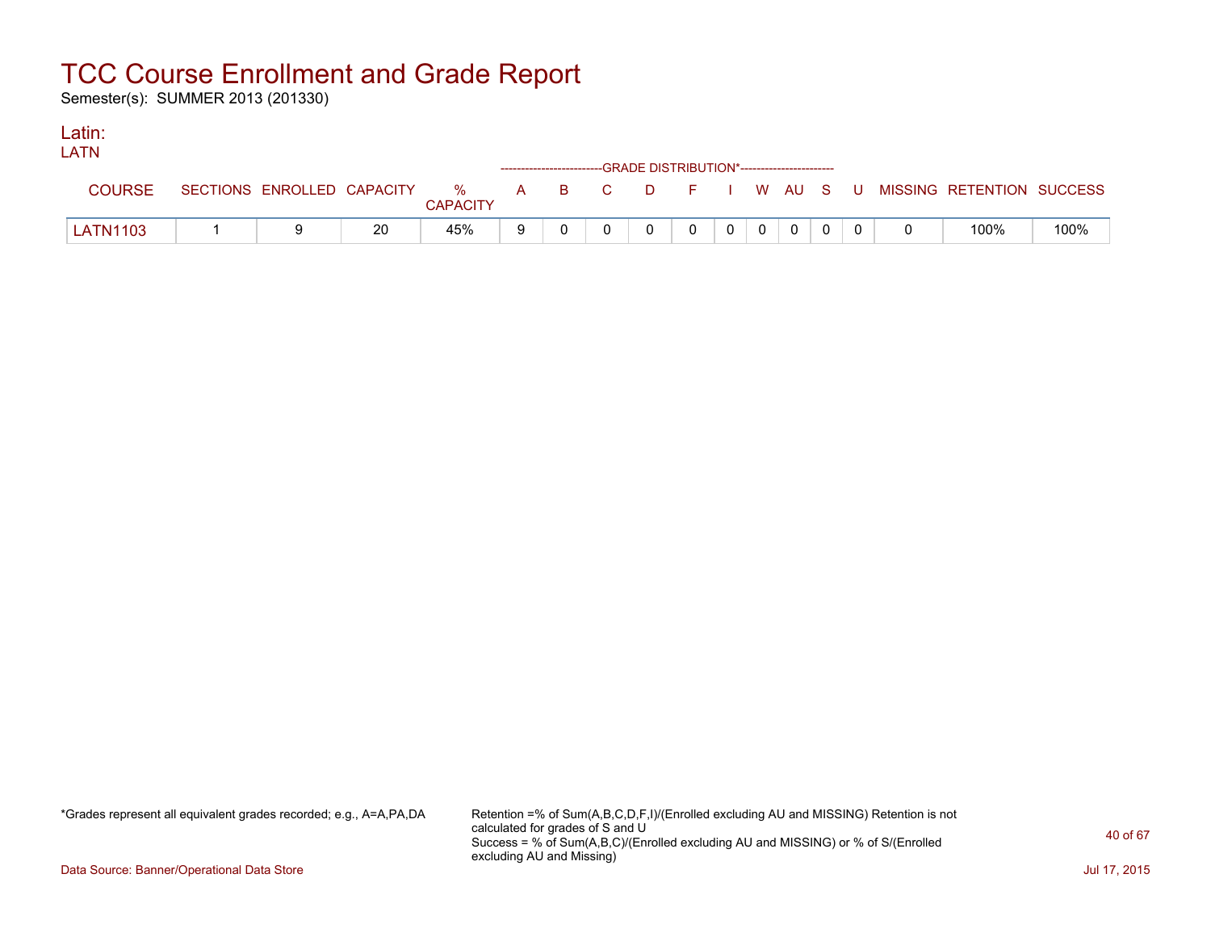# TCC Course Enrollment and Grade Report

Semester(s): SUMMER 2013 (201330)

## Latin:

### LATN

| COURSE | SECTIONS | ENROLLED | CAPACITY | % CAPACITY | A | B | C | D | F | I | W | AU | S | U | MISSING | RETENTION | SUCCESS |
|---|---|---|---|---|---|---|---|---|---|---|---|---|---|---|---|---|---|
| | | | | | GRADE DISTRIBUTION* | | | | | | | | | | | | |
| LATN1103 | 1 | 9 | 20 | 45% | 9 | 0 | 0 | 0 | 0 | 0 | 0 | 0 | 0 | 0 | 0 | 100% | 100% |

*Grades represent all equivalent grades recorded; e.g., A=A,PA,DA

Retention =% of Sum(A,B,C,D,F,I)/(Enrolled excluding AU and MISSING) Retention is not calculated for grades of S and U
Success = % of Sum(A,B,C)/(Enrolled excluding AU and MISSING) or % of S/(Enrolled excluding AU and Missing)

Data Source: Banner/Operational Data Store

Jul 17, 2015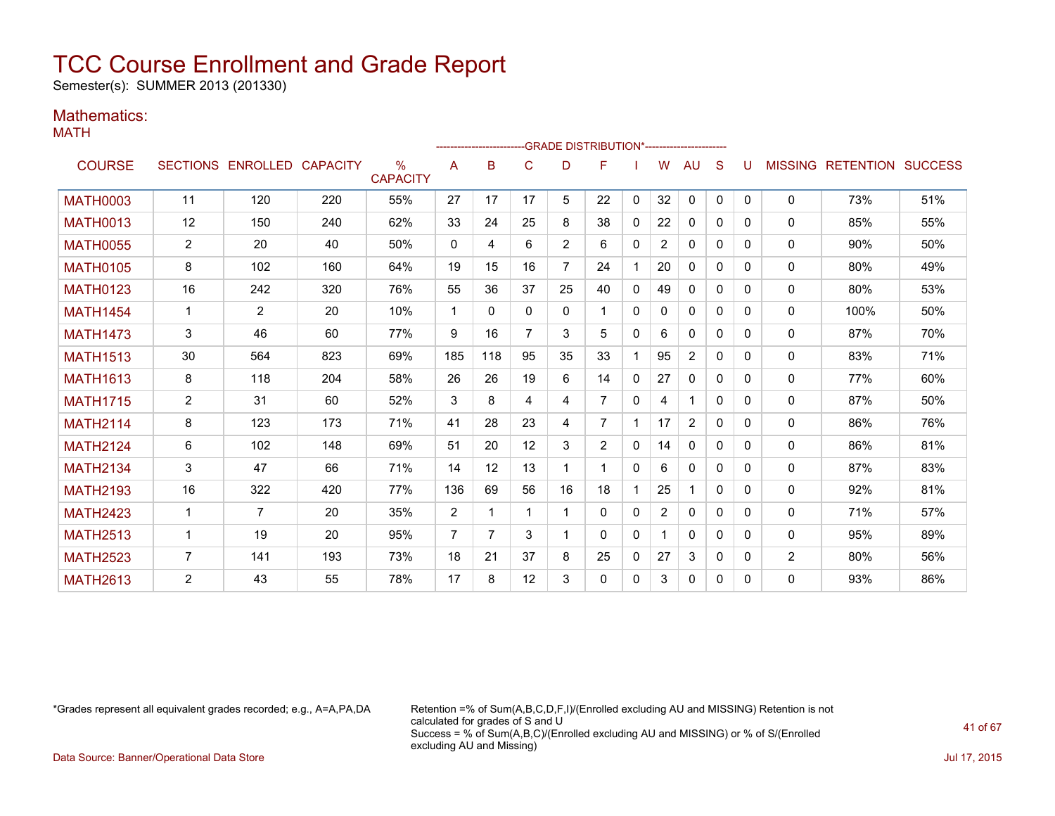# TCC Course Enrollment and Grade Report

Semester(s): SUMMER 2013 (201330)

## Mathematics:

### MATH

| COURSE | SECTIONS | ENROLLED | CAPACITY | % CAPACITY | A | B | C | D | F | I | W | AU | S | U | MISSING | RETENTION | SUCCESS |
|---|---|---|---|---|---|---|---|---|---|---|---|---|---|---|---|---|---|
| | | | | | GRADE DISTRIBUTION* | | | | | | | | | | | | |
| MATH0003 | 11 | 120 | 220 | 55% | 27 | 17 | 17 | 5 | 22 | 0 | 32 | 0 | 0 | 0 | 0 | 73% | 51% |
| MATH0013 | 12 | 150 | 240 | 62% | 33 | 24 | 25 | 8 | 38 | 0 | 22 | 0 | 0 | 0 | 0 | 85% | 55% |
| MATH0055 | 2 | 20 | 40 | 50% | 0 | 4 | 6 | 2 | 6 | 0 | 2 | 0 | 0 | 0 | 0 | 90% | 50% |
| MATH0105 | 8 | 102 | 160 | 64% | 19 | 15 | 16 | 7 | 24 | 1 | 20 | 0 | 0 | 0 | 0 | 80% | 49% |
| MATH0123 | 16 | 242 | 320 | 76% | 55 | 36 | 37 | 25 | 40 | 0 | 49 | 0 | 0 | 0 | 0 | 80% | 53% |
| MATH1454 | 1 | 2 | 20 | 10% | 1 | 0 | 0 | 0 | 1 | 0 | 0 | 0 | 0 | 0 | 0 | 100% | 50% |
| MATH1473 | 3 | 46 | 60 | 77% | 9 | 16 | 7 | 3 | 5 | 0 | 6 | 0 | 0 | 0 | 0 | 87% | 70% |
| MATH1513 | 30 | 564 | 823 | 69% | 185 | 118 | 95 | 35 | 33 | 1 | 95 | 2 | 0 | 0 | 0 | 83% | 71% |
| MATH1613 | 8 | 118 | 204 | 58% | 26 | 26 | 19 | 6 | 14 | 0 | 27 | 0 | 0 | 0 | 0 | 77% | 60% |
| MATH1715 | 2 | 31 | 60 | 52% | 3 | 8 | 4 | 4 | 7 | 0 | 4 | 1 | 0 | 0 | 0 | 87% | 50% |
| MATH2114 | 8 | 123 | 173 | 71% | 41 | 28 | 23 | 4 | 7 | 1 | 17 | 2 | 0 | 0 | 0 | 86% | 76% |
| MATH2124 | 6 | 102 | 148 | 69% | 51 | 20 | 12 | 3 | 2 | 0 | 14 | 0 | 0 | 0 | 0 | 86% | 81% |
| MATH2134 | 3 | 47 | 66 | 71% | 14 | 12 | 13 | 1 | 1 | 0 | 6 | 0 | 0 | 0 | 0 | 87% | 83% |
| MATH2193 | 16 | 322 | 420 | 77% | 136 | 69 | 56 | 16 | 18 | 1 | 25 | 1 | 0 | 0 | 0 | 92% | 81% |
| MATH2423 | 1 | 7 | 20 | 35% | 2 | 1 | 1 | 1 | 0 | 0 | 2 | 0 | 0 | 0 | 0 | 71% | 57% |
| MATH2513 | 1 | 19 | 20 | 95% | 7 | 7 | 3 | 1 | 0 | 0 | 1 | 0 | 0 | 0 | 0 | 95% | 89% |
| MATH2523 | 7 | 141 | 193 | 73% | 18 | 21 | 37 | 8 | 25 | 0 | 27 | 3 | 0 | 0 | 2 | 80% | 56% |
| MATH2613 | 2 | 43 | 55 | 78% | 17 | 8 | 12 | 3 | 0 | 0 | 3 | 0 | 0 | 0 | 0 | 93% | 86% |

*Grades represent all equivalent grades recorded; e.g., A=A,PA,DA

Retention =% of Sum(A,B,C,D,F,I)/(Enrolled excluding AU and MISSING) Retention is not calculated for grades of S and U
Success = % of Sum(A,B,C)/(Enrolled excluding AU and MISSING) or % of S/(Enrolled excluding AU and Missing)

Data Source: Banner/Operational Data Store

Jul 17, 2015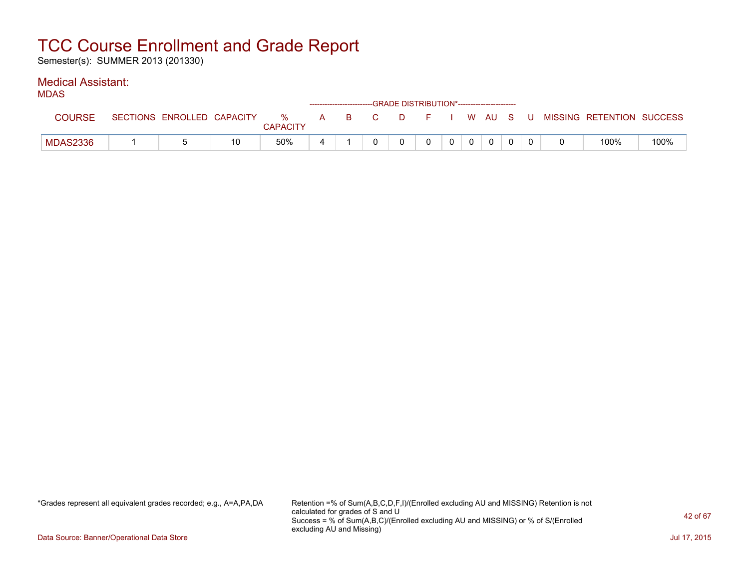# TCC Course Enrollment and Grade Report

Semester(s): SUMMER 2013 (201330)

## Medical Assistant:

MDAS

| COURSE | SECTIONS | ENROLLED | CAPACITY | % CAPACITY | GRADE DISTRIBUTION* A | B | C | D | F | I | W | AU | S | U | MISSING | RETENTION | SUCCESS |
|---|---|---|---|---|---|---|---|---|---|---|---|---|---|---|---|---|---|
| MDAS2336 | 1 | 5 | 10 | 50% | 4 | 1 | 0 | 0 | 0 | 0 | 0 | 0 | 0 | 0 | 0 | 100% | 100% |

*Grades represent all equivalent grades recorded; e.g., A=A,PA,DA

Retention =% of Sum(A,B,C,D,F,I)/(Enrolled excluding AU and MISSING) Retention is not calculated for grades of S and U
Success = % of Sum(A,B,C)/(Enrolled excluding AU and MISSING) or % of S/(Enrolled excluding AU and Missing)

Data Source: Banner/Operational Data Store

Jul 17, 2015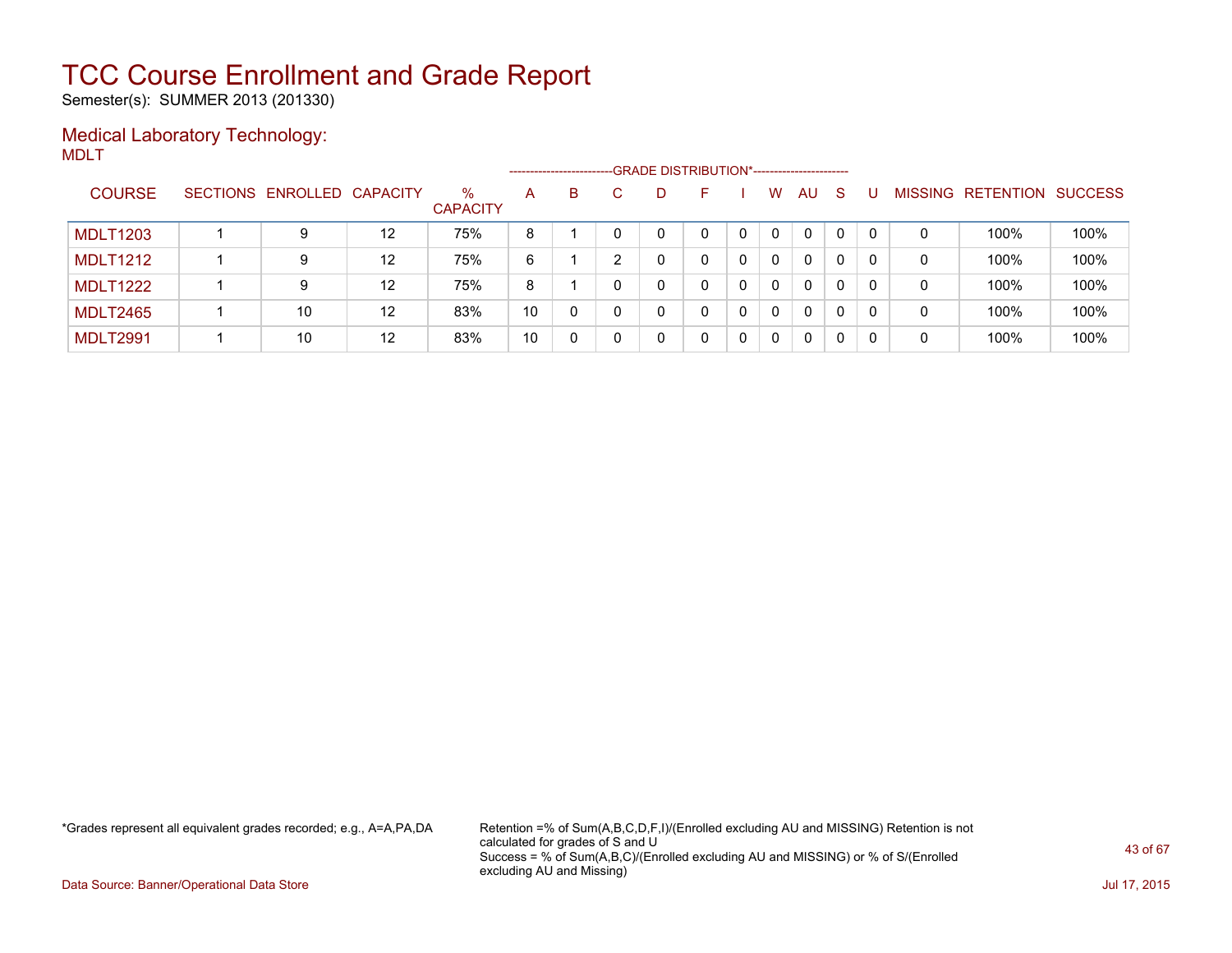# TCC Course Enrollment and Grade Report

Semester(s): SUMMER 2013 (201330)

## Medical Laboratory Technology:

MDLT

| COURSE | SECTIONS | ENROLLED | CAPACITY | % CAPACITY | A | B | C | D | F | I | W | AU | S | U | MISSING | RETENTION | SUCCESS |
|---|---|---|---|---|---|---|---|---|---|---|---|---|---|---|---|---|---|
| | | | | | GRADE DISTRIBUTION* | | | | | | | | | | | | |
| MDLT1203 | 1 | 9 | 12 | 75% | 8 | 1 | 0 | 0 | 0 | 0 | 0 | 0 | 0 | 0 | 0 | 100% | 100% |
| MDLT1212 | 1 | 9 | 12 | 75% | 6 | 1 | 2 | 0 | 0 | 0 | 0 | 0 | 0 | 0 | 0 | 100% | 100% |
| MDLT1222 | 1 | 9 | 12 | 75% | 8 | 1 | 0 | 0 | 0 | 0 | 0 | 0 | 0 | 0 | 0 | 100% | 100% |
| MDLT2465 | 1 | 10 | 12 | 83% | 10 | 0 | 0 | 0 | 0 | 0 | 0 | 0 | 0 | 0 | 0 | 100% | 100% |
| MDLT2991 | 1 | 10 | 12 | 83% | 10 | 0 | 0 | 0 | 0 | 0 | 0 | 0 | 0 | 0 | 0 | 100% | 100% |

*Grades represent all equivalent grades recorded; e.g., A=A,PA,DA

Retention =% of Sum(A,B,C,D,F,I)/(Enrolled excluding AU and MISSING) Retention is not calculated for grades of S and U
Success = % of Sum(A,B,C)/(Enrolled excluding AU and MISSING) or % of S/(Enrolled excluding AU and Missing)

Data Source: Banner/Operational Data Store

Jul 17, 2015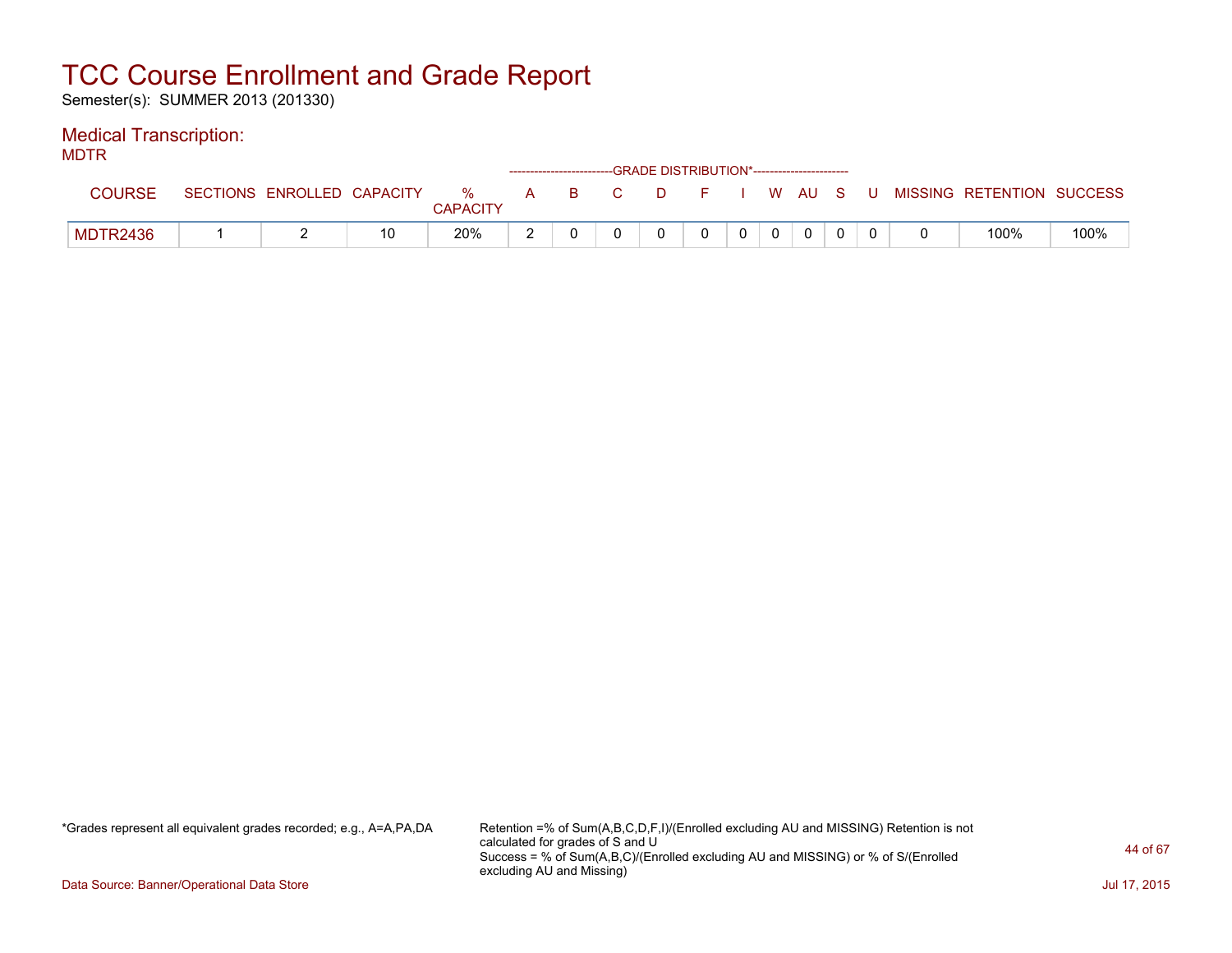# TCC Course Enrollment and Grade Report

Semester(s): SUMMER 2013 (201330)

## Medical Transcription:

MDTR

| COURSE | SECTIONS | ENROLLED | CAPACITY | % CAPACITY | A | B | C | D | F | I | W | AU | S | U | MISSING | RETENTION | SUCCESS |
|---|---|---|---|---|---|---|---|---|---|---|---|---|---|---|---|---|---|
| | | | | | GRADE DISTRIBUTION* | | | | | | | | | | | | |
| MDTR2436 | 1 | 2 | 10 | 20% | 2 | 0 | 0 | 0 | 0 | 0 | 0 | 0 | 0 | 0 | 0 | 100% | 100% |

*Grades represent all equivalent grades recorded; e.g., A=A,PA,DA

Retention =% of Sum(A,B,C,D,F,I)/(Enrolled excluding AU and MISSING) Retention is not calculated for grades of S and U
Success = % of Sum(A,B,C)/(Enrolled excluding AU and MISSING) or % of S/(Enrolled excluding AU and Missing)

Data Source: Banner/Operational Data Store

Jul 17, 2015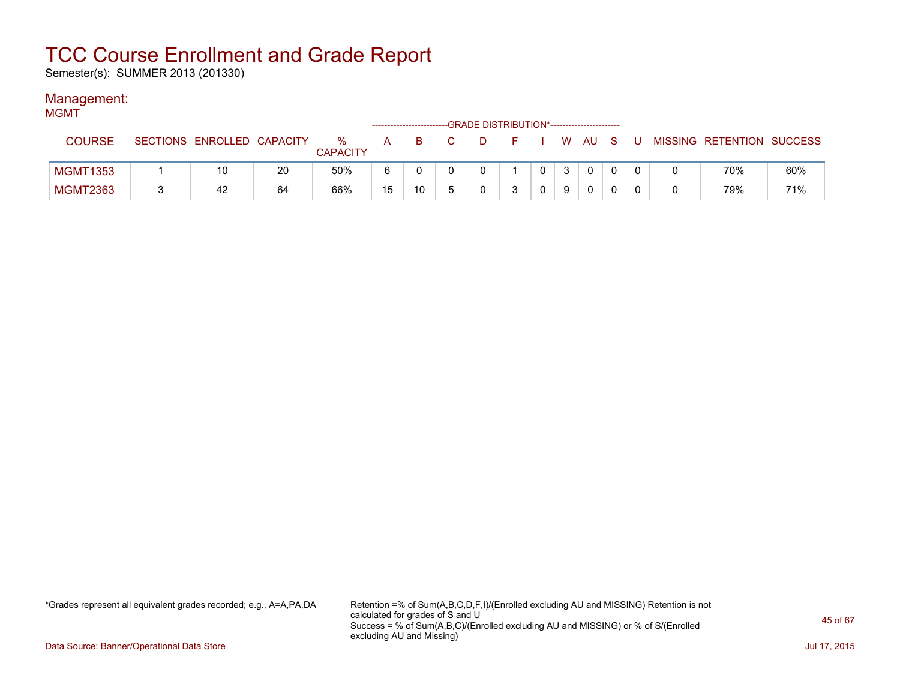# TCC Course Enrollment and Grade Report

Semester(s): SUMMER 2013 (201330)

## Management:

MGMT

| COURSE | SECTIONS | ENROLLED | CAPACITY | % CAPACITY | A | B | C | D | F | I | W | AU | S | U | MISSING | RETENTION | SUCCESS |
|---|---|---|---|---|---|---|---|---|---|---|---|---|---|---|---|---|---|
| | | | | | GRADE DISTRIBUTION* | | | | | | | | | | | | |
| MGMT1353 | 1 | 10 | 20 | 50% | 6 | 0 | 0 | 0 | 1 | 0 | 3 | 0 | 0 | 0 | 0 | 70% | 60% |
| MGMT2363 | 3 | 42 | 64 | 66% | 15 | 10 | 5 | 0 | 3 | 0 | 9 | 0 | 0 | 0 | 0 | 79% | 71% |

*Grades represent all equivalent grades recorded; e.g., A=A,PA,DA

Retention =% of Sum(A,B,C,D,F,I)/(Enrolled excluding AU and MISSING) Retention is not calculated for grades of S and U
Success = % of Sum(A,B,C)/(Enrolled excluding AU and MISSING) or % of S/(Enrolled excluding AU and Missing)

Data Source: Banner/Operational Data Store

Jul 17, 2015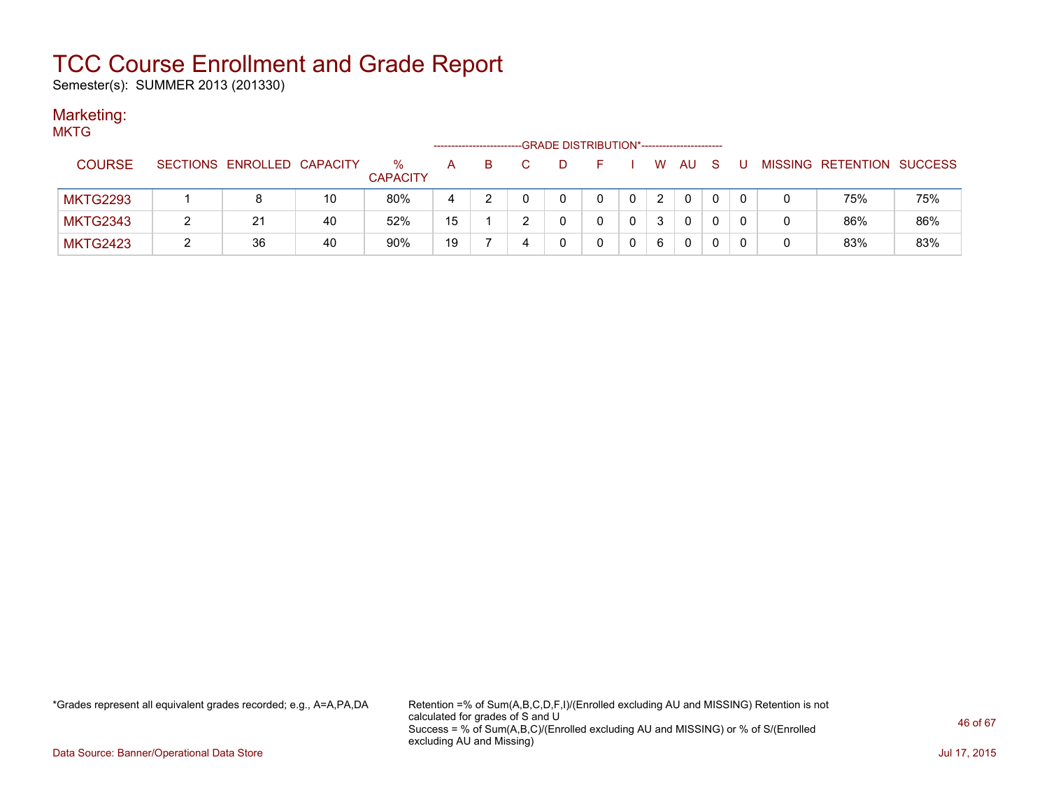# TCC Course Enrollment and Grade Report

Semester(s): SUMMER 2013 (201330)

## Marketing:

MKTG

| COURSE | SECTIONS | ENROLLED | CAPACITY | % CAPACITY | A | B | C | D | F | I | W | AU | S | U | MISSING | RETENTION | SUCCESS |
|---|---|---|---|---|---|---|---|---|---|---|---|---|---|---|---|---|---|
| | | | | | GRADE DISTRIBUTION* | | | | | | | | | | | | |
| MKTG2293 | 1 | 8 | 10 | 80% | 4 | 2 | 0 | 0 | 0 | 0 | 2 | 0 | 0 | 0 | 0 | 75% | 75% |
| MKTG2343 | 2 | 21 | 40 | 52% | 15 | 1 | 2 | 0 | 0 | 0 | 3 | 0 | 0 | 0 | 0 | 86% | 86% |
| MKTG2423 | 2 | 36 | 40 | 90% | 19 | 7 | 4 | 0 | 0 | 0 | 6 | 0 | 0 | 0 | 0 | 83% | 83% |

*Grades represent all equivalent grades recorded; e.g., A=A,PA,DA

Retention =% of Sum(A,B,C,D,F,I)/(Enrolled excluding AU and MISSING) Retention is not calculated for grades of S and U
Success = % of Sum(A,B,C)/(Enrolled excluding AU and MISSING) or % of S/(Enrolled excluding AU and Missing)

Data Source: Banner/Operational Data Store

Jul 17, 2015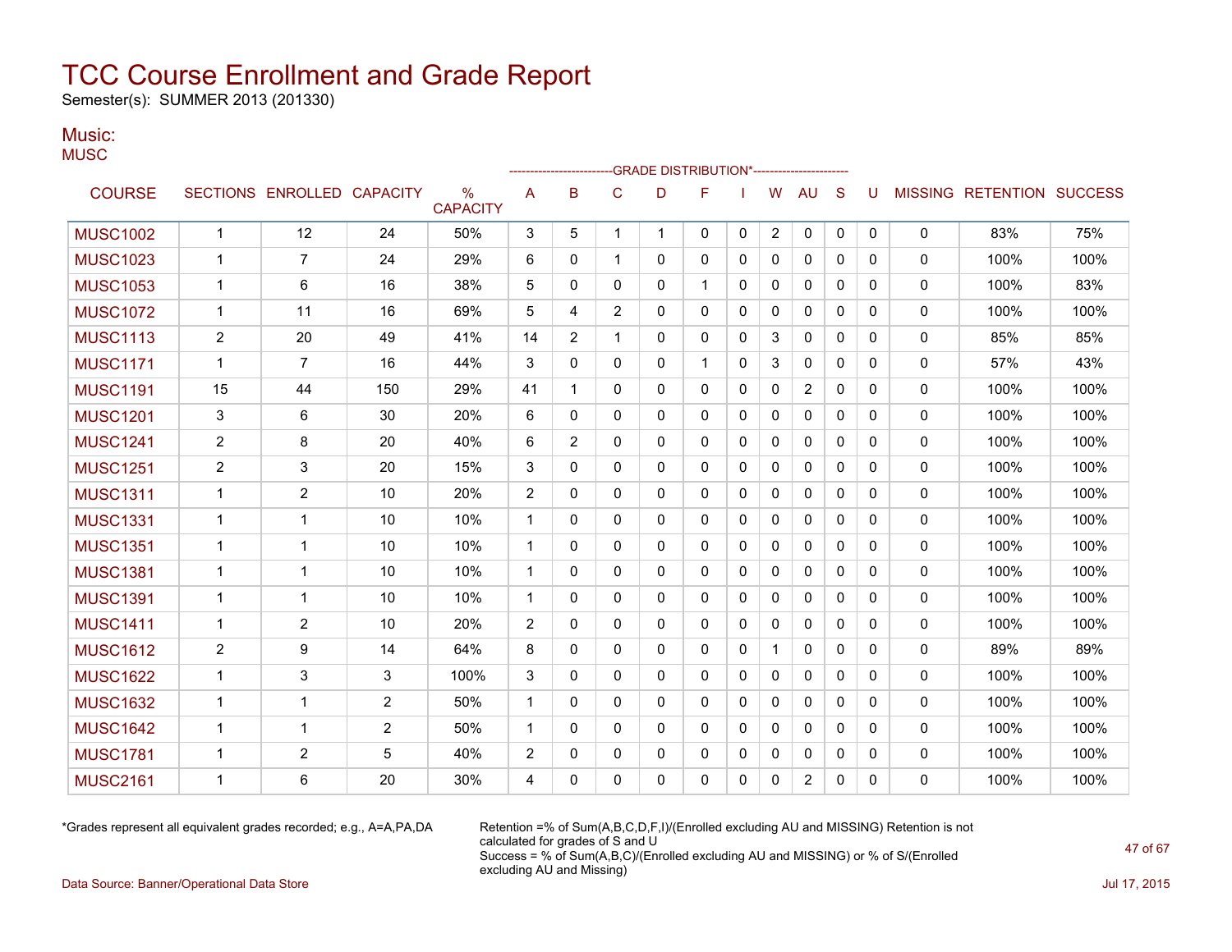# TCC Course Enrollment and Grade Report

Semester(s): SUMMER 2013 (201330)

## Music:

MUSC

| COURSE | SECTIONS | ENROLLED | CAPACITY | % CAPACITY | A | B | C | D | F | I | W | AU | S | U | MISSING | RETENTION | SUCCESS |
|---|---|---|---|---|---|---|---|---|---|---|---|---|---|---|---|---|---|
| | | | | | GRADE DISTRIBUTION* | | | | | | | | | | | | |
| MUSC1002 | 1 | 12 | 24 | 50% | 3 | 5 | 1 | 1 | 0 | 0 | 2 | 0 | 0 | 0 | 0 | 83% | 75% |
| MUSC1023 | 1 | 7 | 24 | 29% | 6 | 0 | 1 | 0 | 0 | 0 | 0 | 0 | 0 | 0 | 0 | 100% | 100% |
| MUSC1053 | 1 | 6 | 16 | 38% | 5 | 0 | 0 | 0 | 1 | 0 | 0 | 0 | 0 | 0 | 0 | 100% | 83% |
| MUSC1072 | 1 | 11 | 16 | 69% | 5 | 4 | 2 | 0 | 0 | 0 | 0 | 0 | 0 | 0 | 0 | 100% | 100% |
| MUSC1113 | 2 | 20 | 49 | 41% | 14 | 2 | 1 | 0 | 0 | 0 | 3 | 0 | 0 | 0 | 0 | 85% | 85% |
| MUSC1171 | 1 | 7 | 16 | 44% | 3 | 0 | 0 | 0 | 1 | 0 | 3 | 0 | 0 | 0 | 0 | 57% | 43% |
| MUSC1191 | 15 | 44 | 150 | 29% | 41 | 1 | 0 | 0 | 0 | 0 | 0 | 2 | 0 | 0 | 0 | 100% | 100% |
| MUSC1201 | 3 | 6 | 30 | 20% | 6 | 0 | 0 | 0 | 0 | 0 | 0 | 0 | 0 | 0 | 0 | 100% | 100% |
| MUSC1241 | 2 | 8 | 20 | 40% | 6 | 2 | 0 | 0 | 0 | 0 | 0 | 0 | 0 | 0 | 0 | 100% | 100% |
| MUSC1251 | 2 | 3 | 20 | 15% | 3 | 0 | 0 | 0 | 0 | 0 | 0 | 0 | 0 | 0 | 0 | 100% | 100% |
| MUSC1311 | 1 | 2 | 10 | 20% | 2 | 0 | 0 | 0 | 0 | 0 | 0 | 0 | 0 | 0 | 0 | 100% | 100% |
| MUSC1331 | 1 | 1 | 10 | 10% | 1 | 0 | 0 | 0 | 0 | 0 | 0 | 0 | 0 | 0 | 0 | 100% | 100% |
| MUSC1351 | 1 | 1 | 10 | 10% | 1 | 0 | 0 | 0 | 0 | 0 | 0 | 0 | 0 | 0 | 0 | 100% | 100% |
| MUSC1381 | 1 | 1 | 10 | 10% | 1 | 0 | 0 | 0 | 0 | 0 | 0 | 0 | 0 | 0 | 0 | 100% | 100% |
| MUSC1391 | 1 | 1 | 10 | 10% | 1 | 0 | 0 | 0 | 0 | 0 | 0 | 0 | 0 | 0 | 0 | 100% | 100% |
| MUSC1411 | 1 | 2 | 10 | 20% | 2 | 0 | 0 | 0 | 0 | 0 | 0 | 0 | 0 | 0 | 0 | 100% | 100% |
| MUSC1612 | 2 | 9 | 14 | 64% | 8 | 0 | 0 | 0 | 0 | 0 | 1 | 0 | 0 | 0 | 0 | 89% | 89% |
| MUSC1622 | 1 | 3 | 3 | 100% | 3 | 0 | 0 | 0 | 0 | 0 | 0 | 0 | 0 | 0 | 0 | 100% | 100% |
| MUSC1632 | 1 | 1 | 2 | 50% | 1 | 0 | 0 | 0 | 0 | 0 | 0 | 0 | 0 | 0 | 0 | 100% | 100% |
| MUSC1642 | 1 | 1 | 2 | 50% | 1 | 0 | 0 | 0 | 0 | 0 | 0 | 0 | 0 | 0 | 0 | 100% | 100% |
| MUSC1781 | 1 | 2 | 5 | 40% | 2 | 0 | 0 | 0 | 0 | 0 | 0 | 0 | 0 | 0 | 0 | 100% | 100% |
| MUSC2161 | 1 | 6 | 20 | 30% | 4 | 0 | 0 | 0 | 0 | 0 | 0 | 2 | 0 | 0 | 0 | 100% | 100% |

*Grades represent all equivalent grades recorded; e.g., A=A,PA,DA

Retention =% of Sum(A,B,C,D,F,I)/(Enrolled excluding AU and MISSING) Retention is not calculated for grades of S and U
Success = % of Sum(A,B,C)/(Enrolled excluding AU and MISSING) or % of S/(Enrolled excluding AU and Missing)

Data Source: Banner/Operational Data Store

Jul 17, 2015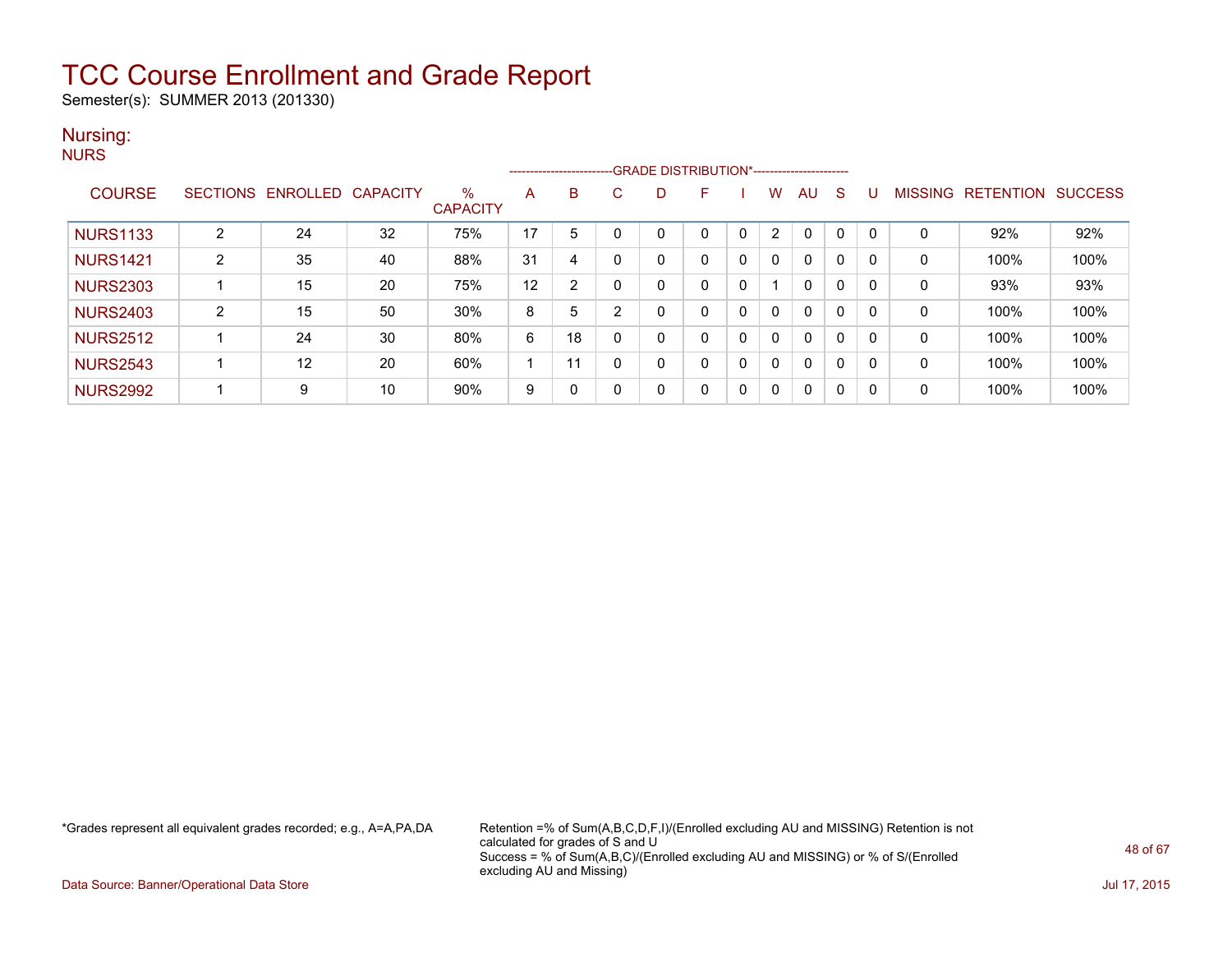# TCC Course Enrollment and Grade Report

Semester(s): SUMMER 2013 (201330)

## Nursing:

NURS

| COURSE | SECTIONS | ENROLLED | CAPACITY | % CAPACITY | A | B | C | D | F | I | W | AU | S | U | MISSING | RETENTION | SUCCESS |
|---|---|---|---|---|---|---|---|---|---|---|---|---|---|---|---|---|---|
| | | | | | GRADE DISTRIBUTION* | | | | | | | | | | | | |
| NURS1133 | 2 | 24 | 32 | 75% | 17 | 5 | 0 | 0 | 0 | 0 | 2 | 0 | 0 | 0 | 0 | 92% | 92% |
| NURS1421 | 2 | 35 | 40 | 88% | 31 | 4 | 0 | 0 | 0 | 0 | 0 | 0 | 0 | 0 | 0 | 100% | 100% |
| NURS2303 | 1 | 15 | 20 | 75% | 12 | 2 | 0 | 0 | 0 | 0 | 1 | 0 | 0 | 0 | 0 | 93% | 93% |
| NURS2403 | 2 | 15 | 50 | 30% | 8 | 5 | 2 | 0 | 0 | 0 | 0 | 0 | 0 | 0 | 0 | 100% | 100% |
| NURS2512 | 1 | 24 | 30 | 80% | 6 | 18 | 0 | 0 | 0 | 0 | 0 | 0 | 0 | 0 | 0 | 100% | 100% |
| NURS2543 | 1 | 12 | 20 | 60% | 1 | 11 | 0 | 0 | 0 | 0 | 0 | 0 | 0 | 0 | 0 | 100% | 100% |
| NURS2992 | 1 | 9 | 10 | 90% | 9 | 0 | 0 | 0 | 0 | 0 | 0 | 0 | 0 | 0 | 0 | 100% | 100% |

*Grades represent all equivalent grades recorded; e.g., A=A,PA,DA

Retention =% of Sum(A,B,C,D,F,I)/(Enrolled excluding AU and MISSING) Retention is not calculated for grades of S and U
Success = % of Sum(A,B,C)/(Enrolled excluding AU and MISSING) or % of S/(Enrolled excluding AU and Missing)

Data Source: Banner/Operational Data Store

Jul 17, 2015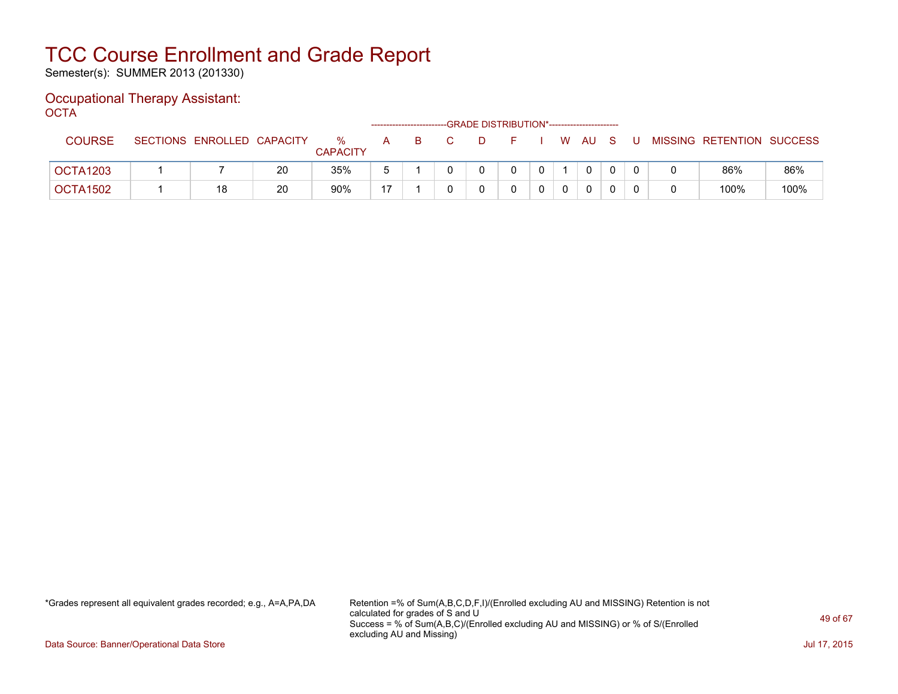# TCC Course Enrollment and Grade Report

Semester(s): SUMMER 2013 (201330)

## Occupational Therapy Assistant:

OCTA

| COURSE | SECTIONS | ENROLLED | CAPACITY | % CAPACITY | A | B | C | D | F | I | W | AU | S | U | MISSING | RETENTION | SUCCESS |
|---|---|---|---|---|---|---|---|---|---|---|---|---|---|---|---|---|---|
| | | | | | GRADE DISTRIBUTION* | | | | | | | | | | | | |
| OCTA1203 | 1 | 7 | 20 | 35% | 5 | 1 | 0 | 0 | 0 | 0 | 1 | 0 | 0 | 0 | 0 | 86% | 86% |
| OCTA1502 | 1 | 18 | 20 | 90% | 17 | 1 | 0 | 0 | 0 | 0 | 0 | 0 | 0 | 0 | 0 | 100% | 100% |

*Grades represent all equivalent grades recorded; e.g., A=A,PA,DA

Retention =% of Sum(A,B,C,D,F,I)/(Enrolled excluding AU and MISSING) Retention is not calculated for grades of S and U
Success = % of Sum(A,B,C)/(Enrolled excluding AU and MISSING) or % of S/(Enrolled excluding AU and Missing)

Data Source: Banner/Operational Data Store

Jul 17, 2015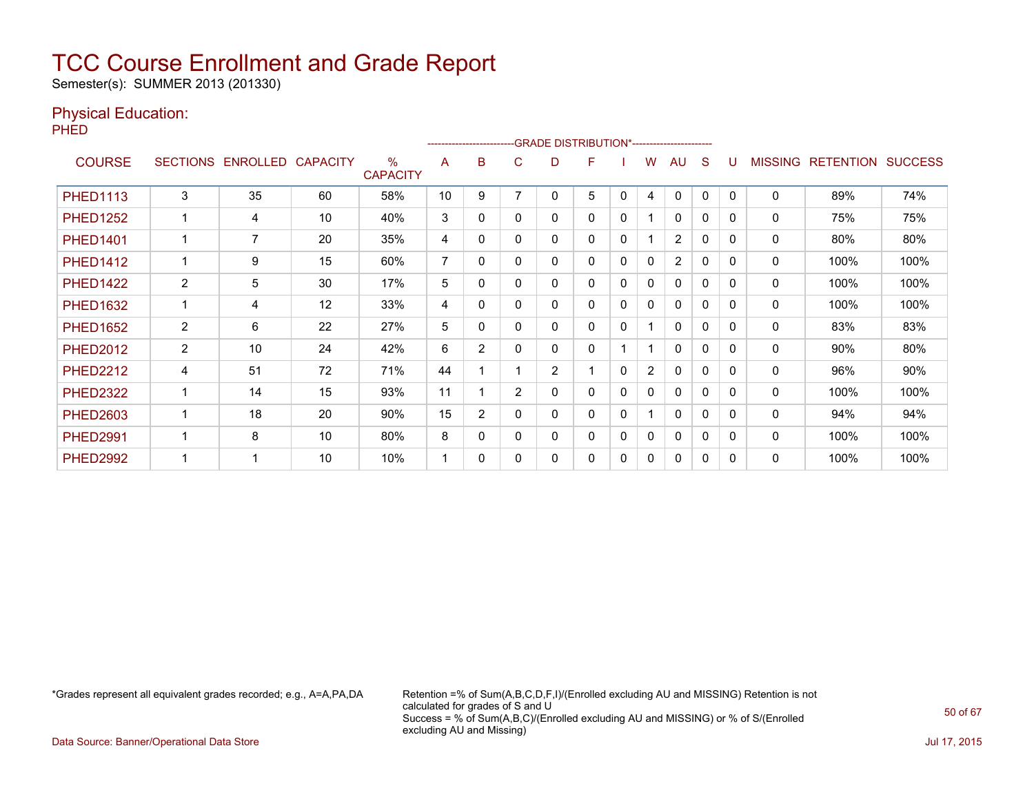# TCC Course Enrollment and Grade Report

Semester(s): SUMMER 2013 (201330)

## Physical Education:

### PHED

| COURSE | SECTIONS | ENROLLED | CAPACITY | % CAPACITY | A | B | C | D | F | I | W | AU | S | U | MISSING | RETENTION | SUCCESS |
|---|---|---|---|---|---|---|---|---|---|---|---|---|---|---|---|---|---|
| | | | | | GRADE DISTRIBUTION* | | | | | | | | | | | | |
| PHED1113 | 3 | 35 | 60 | 58% | 10 | 9 | 7 | 0 | 5 | 0 | 4 | 0 | 0 | 0 | 0 | 89% | 74% |
| PHED1252 | 1 | 4 | 10 | 40% | 3 | 0 | 0 | 0 | 0 | 0 | 1 | 0 | 0 | 0 | 0 | 75% | 75% |
| PHED1401 | 1 | 7 | 20 | 35% | 4 | 0 | 0 | 0 | 0 | 0 | 1 | 2 | 0 | 0 | 0 | 80% | 80% |
| PHED1412 | 1 | 9 | 15 | 60% | 7 | 0 | 0 | 0 | 0 | 0 | 0 | 2 | 0 | 0 | 0 | 100% | 100% |
| PHED1422 | 2 | 5 | 30 | 17% | 5 | 0 | 0 | 0 | 0 | 0 | 0 | 0 | 0 | 0 | 0 | 100% | 100% |
| PHED1632 | 1 | 4 | 12 | 33% | 4 | 0 | 0 | 0 | 0 | 0 | 0 | 0 | 0 | 0 | 0 | 100% | 100% |
| PHED1652 | 2 | 6 | 22 | 27% | 5 | 0 | 0 | 0 | 0 | 0 | 1 | 0 | 0 | 0 | 0 | 83% | 83% |
| PHED2012 | 2 | 10 | 24 | 42% | 6 | 2 | 0 | 0 | 0 | 1 | 1 | 0 | 0 | 0 | 0 | 90% | 80% |
| PHED2212 | 4 | 51 | 72 | 71% | 44 | 1 | 1 | 2 | 1 | 0 | 2 | 0 | 0 | 0 | 0 | 96% | 90% |
| PHED2322 | 1 | 14 | 15 | 93% | 11 | 1 | 2 | 0 | 0 | 0 | 0 | 0 | 0 | 0 | 0 | 100% | 100% |
| PHED2603 | 1 | 18 | 20 | 90% | 15 | 2 | 0 | 0 | 0 | 0 | 1 | 0 | 0 | 0 | 0 | 94% | 94% |
| PHED2991 | 1 | 8 | 10 | 80% | 8 | 0 | 0 | 0 | 0 | 0 | 0 | 0 | 0 | 0 | 0 | 100% | 100% |
| PHED2992 | 1 | 1 | 10 | 10% | 1 | 0 | 0 | 0 | 0 | 0 | 0 | 0 | 0 | 0 | 0 | 100% | 100% |

*Grades represent all equivalent grades recorded; e.g., A=A,PA,DA

Retention =% of Sum(A,B,C,D,F,I)/(Enrolled excluding AU and MISSING) Retention is not calculated for grades of S and U
Success = % of Sum(A,B,C)/(Enrolled excluding AU and MISSING) or % of S/(Enrolled excluding AU and Missing)

Data Source: Banner/Operational Data Store

Jul 17, 2015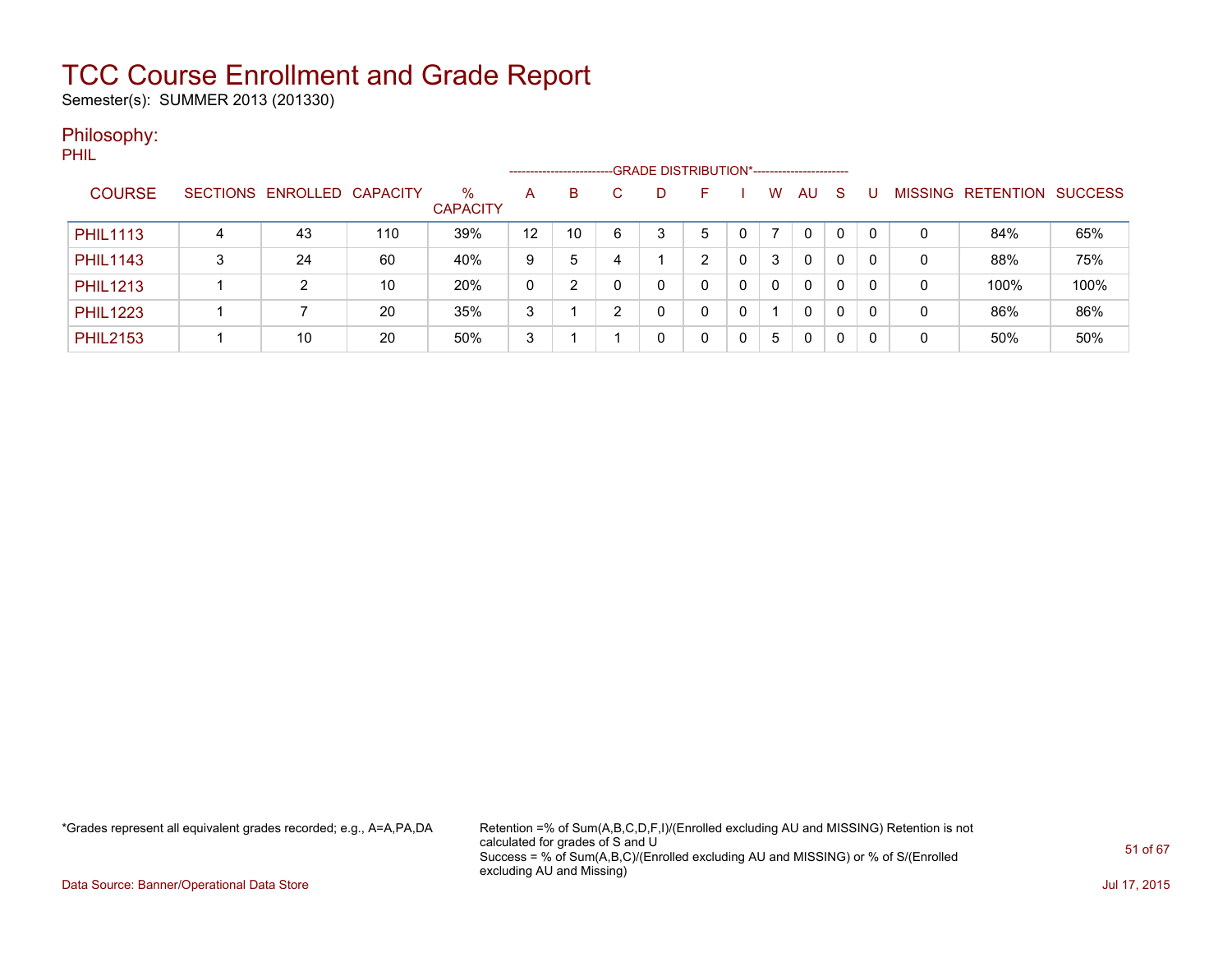# TCC Course Enrollment and Grade Report

Semester(s): SUMMER 2013 (201330)

## Philosophy:

PHIL

| COURSE | SECTIONS | ENROLLED | CAPACITY | % CAPACITY | A | B | C | D | F | I | W | AU | S | U | MISSING | RETENTION | SUCCESS |
|---|---|---|---|---|---|---|---|---|---|---|---|---|---|---|---|---|---|
| | | | | | GRADE DISTRIBUTION* | | | | | | | | | | | | |
| PHIL1113 | 4 | 43 | 110 | 39% | 12 | 10 | 6 | 3 | 5 | 0 | 7 | 0 | 0 | 0 | 0 | 84% | 65% |
| PHIL1143 | 3 | 24 | 60 | 40% | 9 | 5 | 4 | 1 | 2 | 0 | 3 | 0 | 0 | 0 | 0 | 88% | 75% |
| PHIL1213 | 1 | 2 | 10 | 20% | 0 | 2 | 0 | 0 | 0 | 0 | 0 | 0 | 0 | 0 | 0 | 100% | 100% |
| PHIL1223 | 1 | 7 | 20 | 35% | 3 | 1 | 2 | 0 | 0 | 0 | 1 | 0 | 0 | 0 | 0 | 86% | 86% |
| PHIL2153 | 1 | 10 | 20 | 50% | 3 | 1 | 1 | 0 | 0 | 0 | 5 | 0 | 0 | 0 | 0 | 50% | 50% |

*Grades represent all equivalent grades recorded; e.g., A=A,PA,DA

Retention =% of Sum(A,B,C,D,F,I)/(Enrolled excluding AU and MISSING) Retention is not calculated for grades of S and U
Success = % of Sum(A,B,C)/(Enrolled excluding AU and MISSING) or % of S/(Enrolled excluding AU and Missing)

Data Source: Banner/Operational Data Store

Jul 17, 2015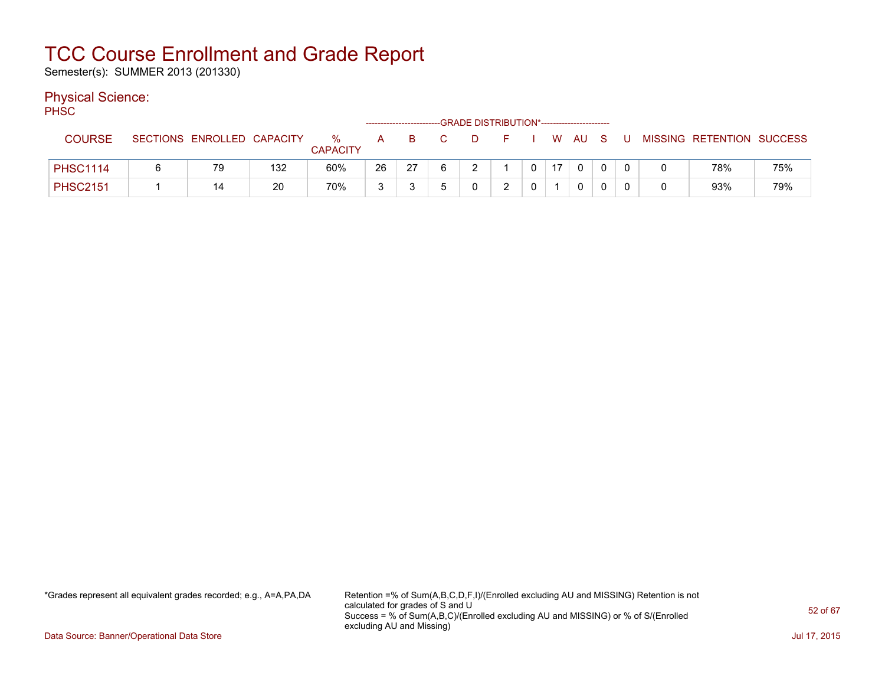# TCC Course Enrollment and Grade Report

Semester(s): SUMMER 2013 (201330)

## Physical Science:

PHSC

| COURSE | SECTIONS | ENROLLED | CAPACITY | % CAPACITY | A | B | C | D | F | I | W | AU | S | U | MISSING | RETENTION | SUCCESS |
|---|---|---|---|---|---|---|---|---|---|---|---|---|---|---|---|---|---|
| | | | | | GRADE DISTRIBUTION* | | | | | | | | | | | | |
| PHSC1114 | 6 | 79 | 132 | 60% | 26 | 27 | 6 | 2 | 1 | 0 | 17 | 0 | 0 | 0 | 0 | 78% | 75% |
| PHSC2151 | 1 | 14 | 20 | 70% | 3 | 3 | 5 | 0 | 2 | 0 | 1 | 0 | 0 | 0 | 0 | 93% | 79% |

*Grades represent all equivalent grades recorded; e.g., A=A,PA,DA

Retention =% of Sum(A,B,C,D,F,I)/(Enrolled excluding AU and MISSING) Retention is not calculated for grades of S and U
Success = % of Sum(A,B,C)/(Enrolled excluding AU and MISSING) or % of S/(Enrolled excluding AU and Missing)

Data Source: Banner/Operational Data Store

Jul 17, 2015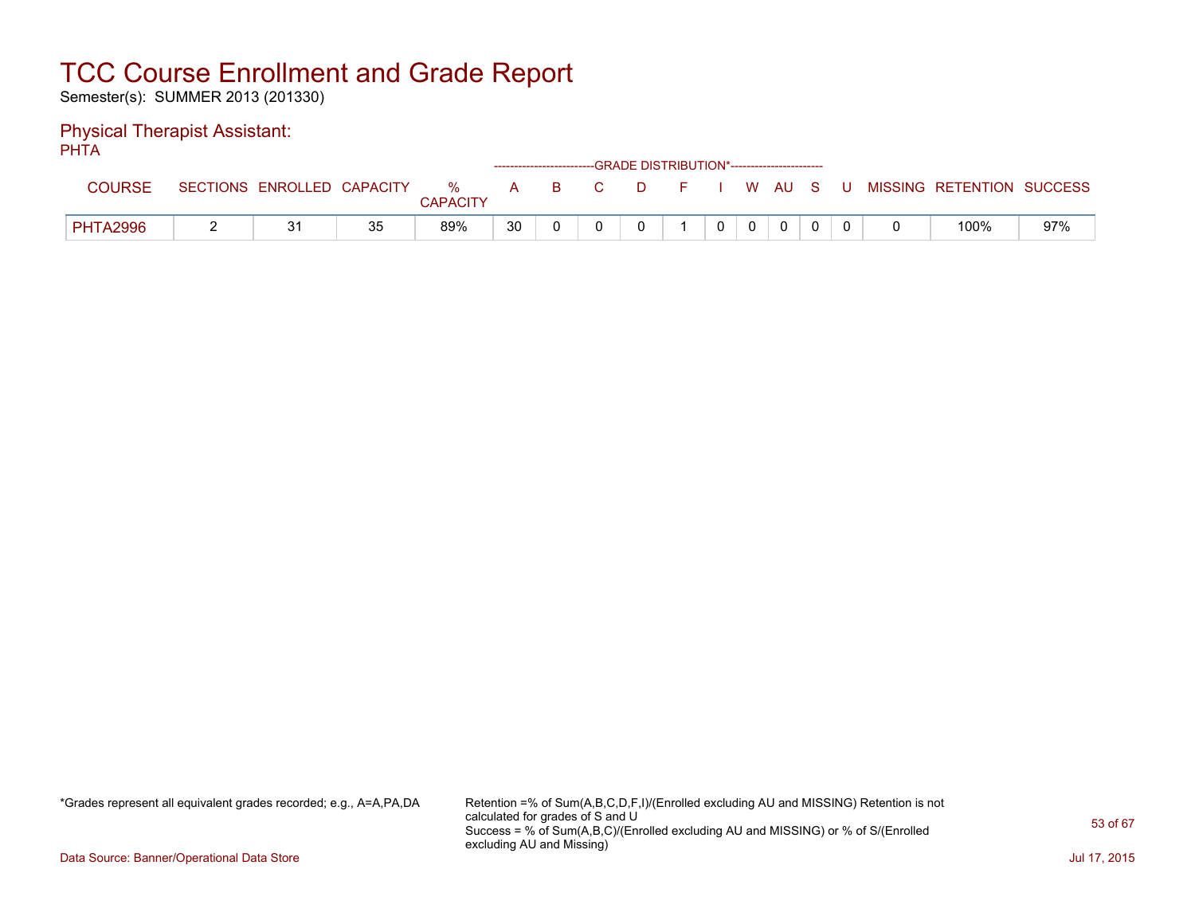# TCC Course Enrollment and Grade Report

Semester(s): SUMMER 2013 (201330)

## Physical Therapist Assistant:

PHTA

| COURSE | SECTIONS | ENROLLED | CAPACITY | % CAPACITY | A | B | C | D | F | I | W | AU | S | U | MISSING | RETENTION | SUCCESS |
|---|---|---|---|---|---|---|---|---|---|---|---|---|---|---|---|---|---|
| | | | | | GRADE DISTRIBUTION* | | | | | | | | | | | | |
| PHTA2996 | 2 | 31 | 35 | 89% | 30 | 0 | 0 | 0 | 1 | 0 | 0 | 0 | 0 | 0 | 0 | 100% | 97% |

*Grades represent all equivalent grades recorded; e.g., A=A,PA,DA

Retention =% of Sum(A,B,C,D,F,I)/(Enrolled excluding AU and MISSING) Retention is not calculated for grades of S and U
Success = % of Sum(A,B,C)/(Enrolled excluding AU and MISSING) or % of S/(Enrolled excluding AU and Missing)

Data Source: Banner/Operational Data Store

Jul 17, 2015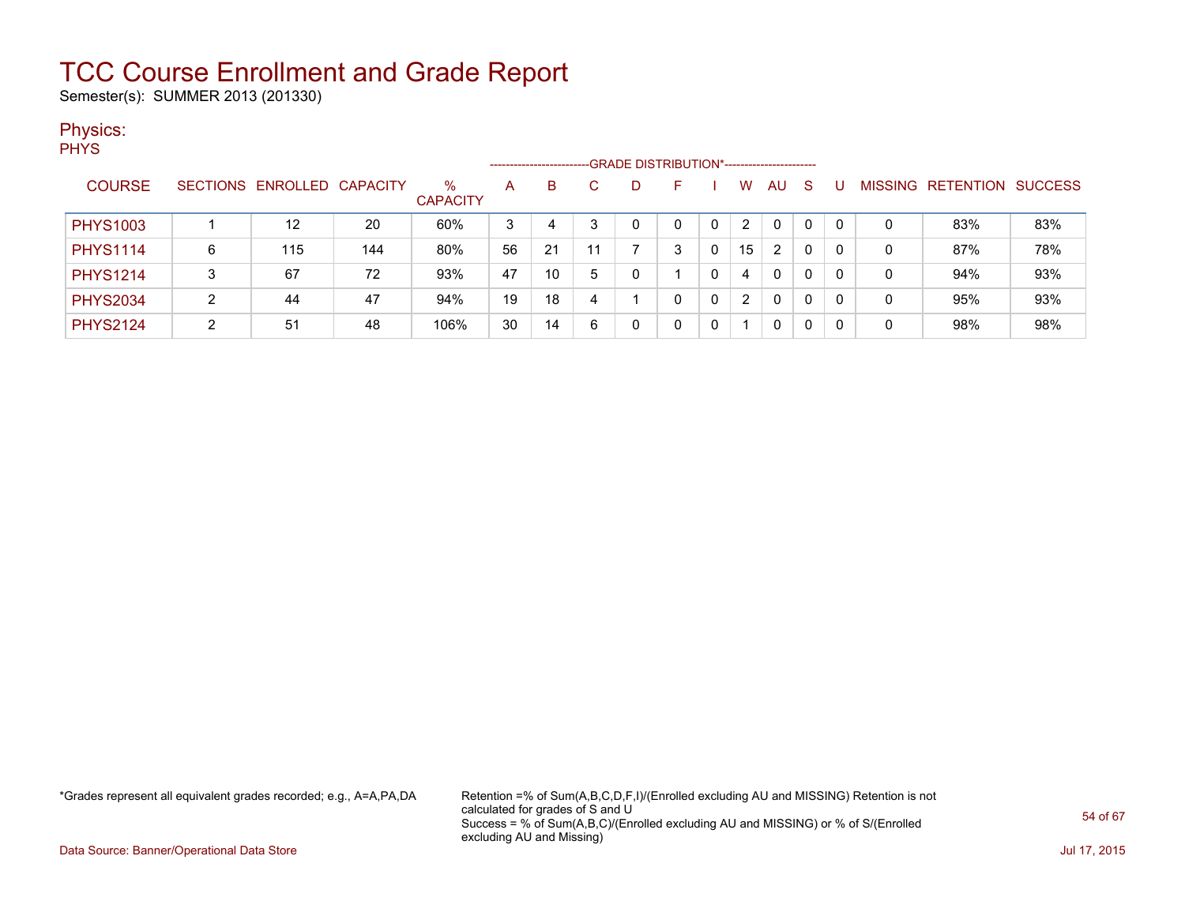# TCC Course Enrollment and Grade Report

Semester(s): SUMMER 2013 (201330)

## Physics:

PHYS

| COURSE | SECTIONS | ENROLLED | CAPACITY | % CAPACITY | A | B | C | D | F | I | W | AU | S | U | MISSING | RETENTION | SUCCESS |
|---|---|---|---|---|---|---|---|---|---|---|---|---|---|---|---|---|---|
| | | | | | GRADE DISTRIBUTION* | | | | | | | | | | | | |
| PHYS1003 | 1 | 12 | 20 | 60% | 3 | 4 | 3 | 0 | 0 | 0 | 2 | 0 | 0 | 0 | 0 | 83% | 83% |
| PHYS1114 | 6 | 115 | 144 | 80% | 56 | 21 | 11 | 7 | 3 | 0 | 15 | 2 | 0 | 0 | 0 | 87% | 78% |
| PHYS1214 | 3 | 67 | 72 | 93% | 47 | 10 | 5 | 0 | 1 | 0 | 4 | 0 | 0 | 0 | 0 | 94% | 93% |
| PHYS2034 | 2 | 44 | 47 | 94% | 19 | 18 | 4 | 1 | 0 | 0 | 2 | 0 | 0 | 0 | 0 | 95% | 93% |
| PHYS2124 | 2 | 51 | 48 | 106% | 30 | 14 | 6 | 0 | 0 | 0 | 1 | 0 | 0 | 0 | 0 | 98% | 98% |

*Grades represent all equivalent grades recorded; e.g., A=A,PA,DA

Retention =% of Sum(A,B,C,D,F,I)/(Enrolled excluding AU and MISSING) Retention is not calculated for grades of S and U
Success = % of Sum(A,B,C)/(Enrolled excluding AU and MISSING) or % of S/(Enrolled excluding AU and Missing)

Data Source: Banner/Operational Data Store

Jul 17, 2015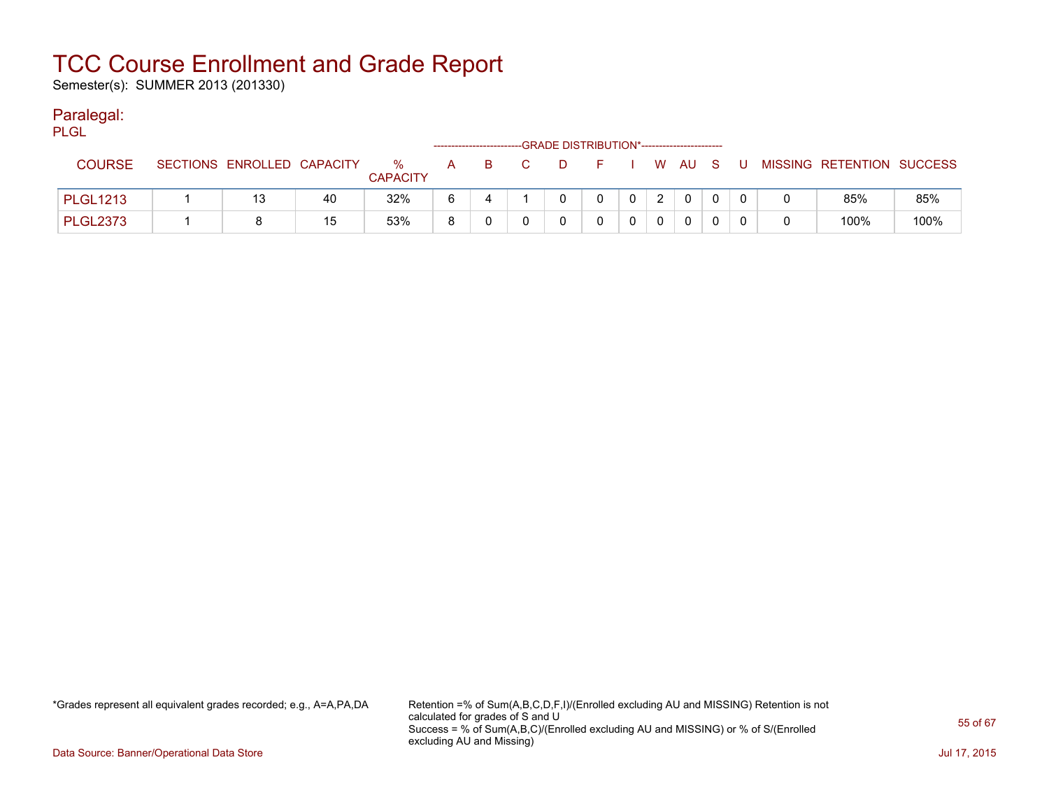# TCC Course Enrollment and Grade Report

Semester(s): SUMMER 2013 (201330)

## Paralegal:

PLGL

| COURSE | SECTIONS | ENROLLED | CAPACITY | % CAPACITY | A | B | C | D | F | I | W | AU | S | U | MISSING | RETENTION | SUCCESS |
|---|---|---|---|---|---|---|---|---|---|---|---|---|---|---|---|---|---|
| | | | | | GRADE DISTRIBUTION* | | | | | | | | | | | | |
| PLGL1213 | 1 | 13 | 40 | 32% | 6 | 4 | 1 | 0 | 0 | 0 | 2 | 0 | 0 | 0 | 0 | 85% | 85% |
| PLGL2373 | 1 | 8 | 15 | 53% | 8 | 0 | 0 | 0 | 0 | 0 | 0 | 0 | 0 | 0 | 0 | 100% | 100% |

*Grades represent all equivalent grades recorded; e.g., A=A,PA,DA

Retention =% of Sum(A,B,C,D,F,I)/(Enrolled excluding AU and MISSING) Retention is not calculated for grades of S and U
Success = % of Sum(A,B,C)/(Enrolled excluding AU and MISSING) or % of S/(Enrolled excluding AU and Missing)

Data Source: Banner/Operational Data Store

Jul 17, 2015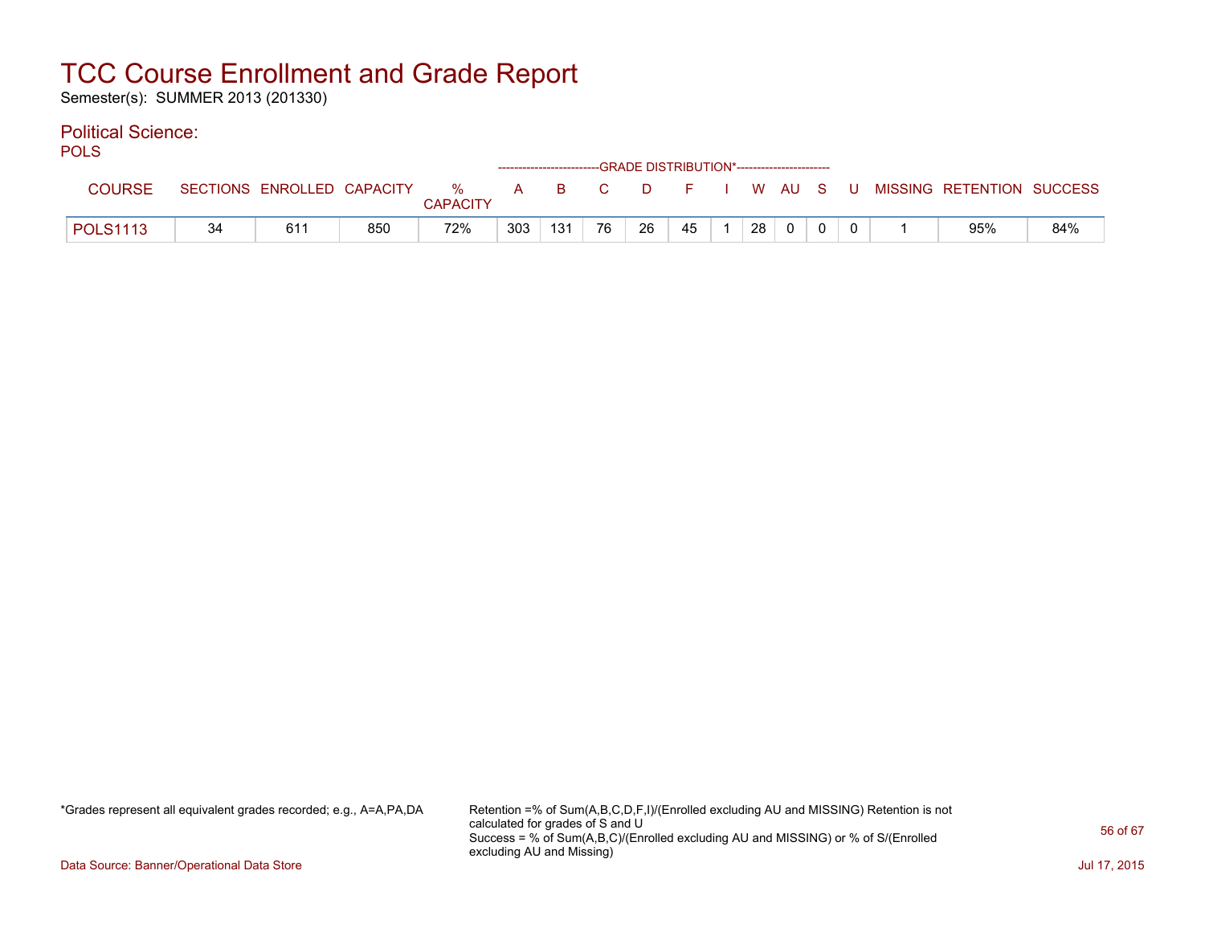# TCC Course Enrollment and Grade Report

Semester(s): SUMMER 2013 (201330)

## Political Science:

POLS

| COURSE | SECTIONS | ENROLLED | CAPACITY | % CAPACITY | A | B | C | D | F | I | W | AU | S | U | MISSING | RETENTION | SUCCESS |
|---|---|---|---|---|---|---|---|---|---|---|---|---|---|---|---|---|---|
| | | | | | GRADE DISTRIBUTION* | | | | | | | | | | | | |
| POLS1113 | 34 | 611 | 850 | 72% | 303 | 131 | 76 | 26 | 45 | 1 | 28 | 0 | 0 | 0 | 1 | 95% | 84% |

*Grades represent all equivalent grades recorded; e.g., A=A,PA,DA

Retention =% of Sum(A,B,C,D,F,I)/(Enrolled excluding AU and MISSING) Retention is not calculated for grades of S and U
Success = % of Sum(A,B,C)/(Enrolled excluding AU and MISSING) or % of S/(Enrolled excluding AU and Missing)

Data Source: Banner/Operational Data Store

Jul 17, 2015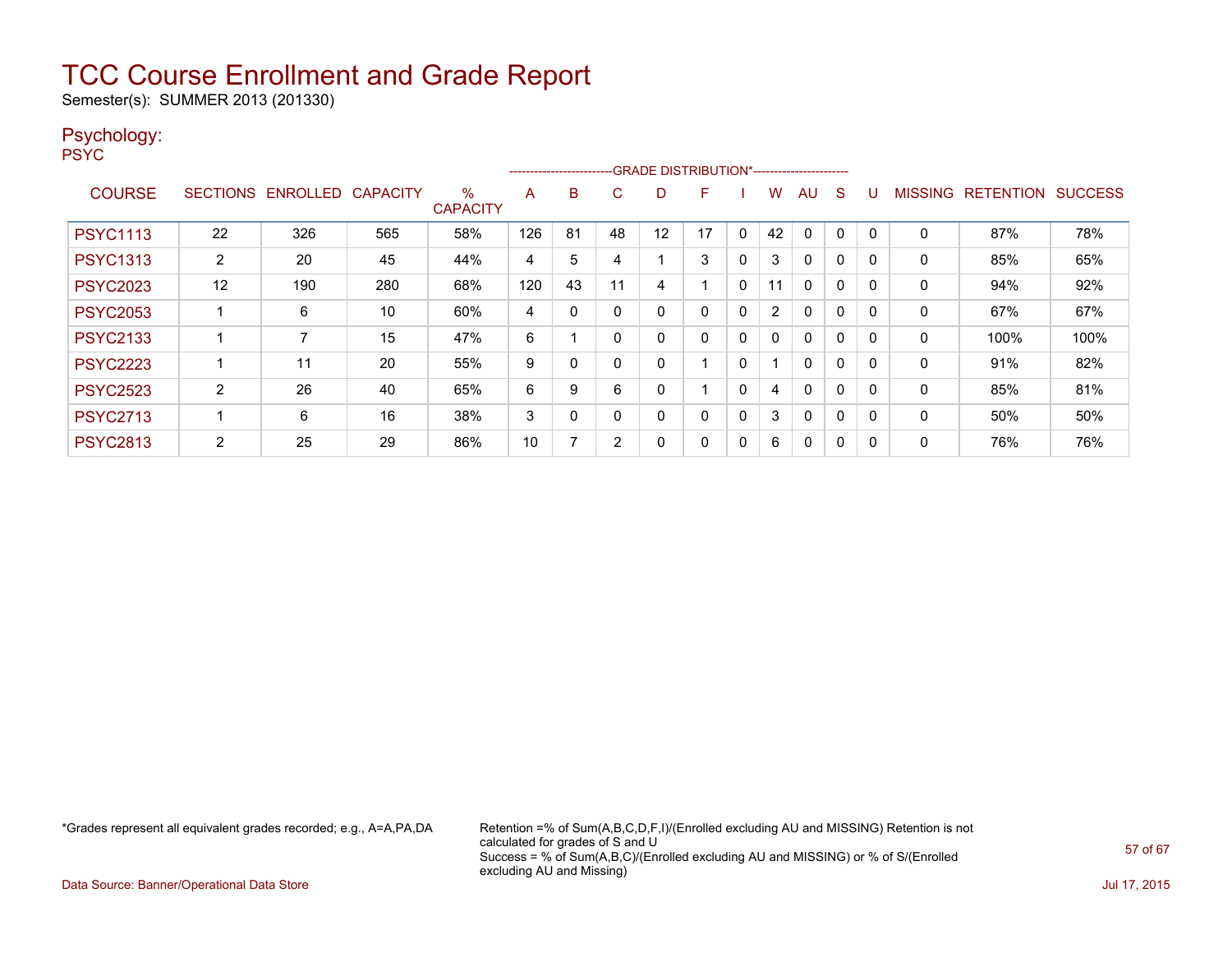# TCC Course Enrollment and Grade Report

Semester(s): SUMMER 2013 (201330)

## Psychology:

PSYC

| COURSE | SECTIONS | ENROLLED | CAPACITY | % CAPACITY | A | B | C | D | F | I | W | AU | S | U | MISSING | RETENTION | SUCCESS |
|---|---|---|---|---|---|---|---|---|---|---|---|---|---|---|---|---|---|
| | | | | | GRADE DISTRIBUTION* | | | | | | | | | | | | |
| PSYC1113 | 22 | 326 | 565 | 58% | 126 | 81 | 48 | 12 | 17 | 0 | 42 | 0 | 0 | 0 | 0 | 87% | 78% |
| PSYC1313 | 2 | 20 | 45 | 44% | 4 | 5 | 4 | 1 | 3 | 0 | 3 | 0 | 0 | 0 | 0 | 85% | 65% |
| PSYC2023 | 12 | 190 | 280 | 68% | 120 | 43 | 11 | 4 | 1 | 0 | 11 | 0 | 0 | 0 | 0 | 94% | 92% |
| PSYC2053 | 1 | 6 | 10 | 60% | 4 | 0 | 0 | 0 | 0 | 0 | 2 | 0 | 0 | 0 | 0 | 67% | 67% |
| PSYC2133 | 1 | 7 | 15 | 47% | 6 | 1 | 0 | 0 | 0 | 0 | 0 | 0 | 0 | 0 | 0 | 100% | 100% |
| PSYC2223 | 1 | 11 | 20 | 55% | 9 | 0 | 0 | 0 | 1 | 0 | 1 | 0 | 0 | 0 | 0 | 91% | 82% |
| PSYC2523 | 2 | 26 | 40 | 65% | 6 | 9 | 6 | 0 | 1 | 0 | 4 | 0 | 0 | 0 | 0 | 85% | 81% |
| PSYC2713 | 1 | 6 | 16 | 38% | 3 | 0 | 0 | 0 | 0 | 0 | 3 | 0 | 0 | 0 | 0 | 50% | 50% |
| PSYC2813 | 2 | 25 | 29 | 86% | 10 | 7 | 2 | 0 | 0 | 0 | 6 | 0 | 0 | 0 | 0 | 76% | 76% |

*Grades represent all equivalent grades recorded; e.g., A=A,PA,DA

Retention =% of Sum(A,B,C,D,F,I)/(Enrolled excluding AU and MISSING) Retention is not calculated for grades of S and U
Success = % of Sum(A,B,C)/(Enrolled excluding AU and MISSING) or % of S/(Enrolled excluding AU and Missing)

Data Source: Banner/Operational Data Store

Jul 17, 2015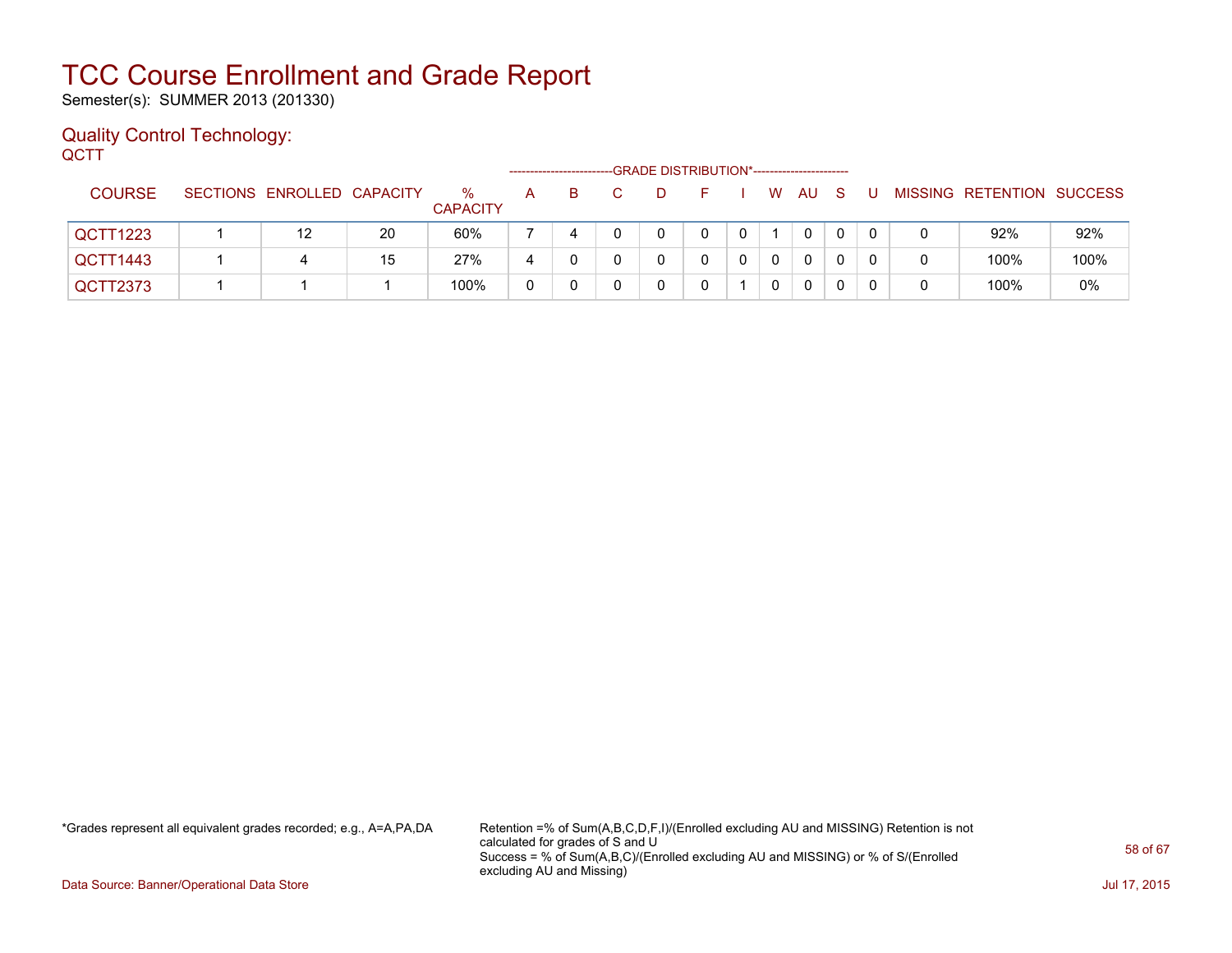# TCC Course Enrollment and Grade Report

Semester(s): SUMMER 2013 (201330)

## Quality Control Technology:

QCTT

| COURSE | SECTIONS | ENROLLED | CAPACITY | % CAPACITY | A | B | C | D | F | I | W | AU | S | U | MISSING | RETENTION | SUCCESS |
|---|---|---|---|---|---|---|---|---|---|---|---|---|---|---|---|---|---|
| | | | | | GRADE DISTRIBUTION* | | | | | | | | | | | | |
| QCTT1223 | 1 | 12 | 20 | 60% | 7 | 4 | 0 | 0 | 0 | 0 | 1 | 0 | 0 | 0 | 0 | 92% | 92% |
| QCTT1443 | 1 | 4 | 15 | 27% | 4 | 0 | 0 | 0 | 0 | 0 | 0 | 0 | 0 | 0 | 0 | 100% | 100% |
| QCTT2373 | 1 | 1 | 1 | 100% | 0 | 0 | 0 | 0 | 0 | 1 | 0 | 0 | 0 | 0 | 0 | 100% | 0% |

*Grades represent all equivalent grades recorded; e.g., A=A,PA,DA

Retention =% of Sum(A,B,C,D,F,I)/(Enrolled excluding AU and MISSING) Retention is not calculated for grades of S and U
Success = % of Sum(A,B,C)/(Enrolled excluding AU and MISSING) or % of S/(Enrolled excluding AU and Missing)

Data Source: Banner/Operational Data Store

Jul 17, 2015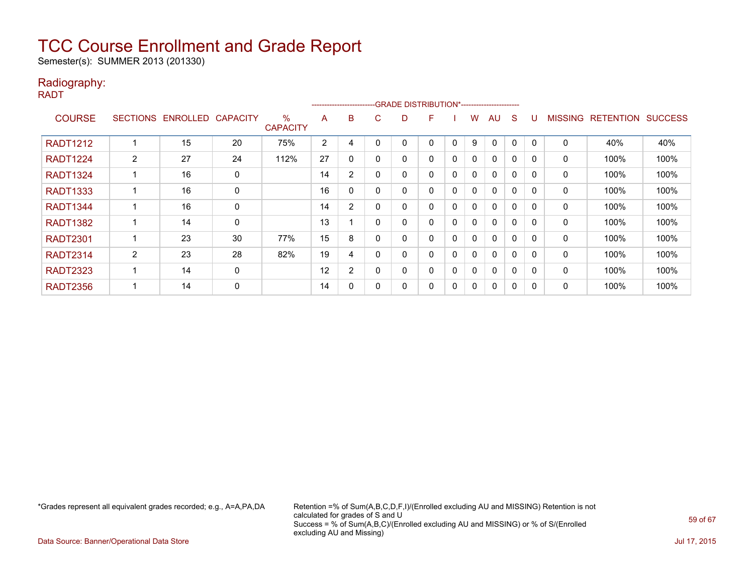# TCC Course Enrollment and Grade Report

Semester(s): SUMMER 2013 (201330)

## Radiography:

RADT

| COURSE | SECTIONS | ENROLLED | CAPACITY | % CAPACITY | A | B | C | D | F | I | W | AU | S | U | MISSING | RETENTION | SUCCESS |
|---|---|---|---|---|---|---|---|---|---|---|---|---|---|---|---|---|---|
| | | | | | GRADE DISTRIBUTION* | | | | | | | | | | | | |
| RADT1212 | 1 | 15 | 20 | 75% | 2 | 4 | 0 | 0 | 0 | 0 | 9 | 0 | 0 | 0 | 0 | 40% | 40% |
| RADT1224 | 2 | 27 | 24 | 112% | 27 | 0 | 0 | 0 | 0 | 0 | 0 | 0 | 0 | 0 | 0 | 100% | 100% |
| RADT1324 | 1 | 16 | 0 | | 14 | 2 | 0 | 0 | 0 | 0 | 0 | 0 | 0 | 0 | 0 | 100% | 100% |
| RADT1333 | 1 | 16 | 0 | | 16 | 0 | 0 | 0 | 0 | 0 | 0 | 0 | 0 | 0 | 0 | 100% | 100% |
| RADT1344 | 1 | 16 | 0 | | 14 | 2 | 0 | 0 | 0 | 0 | 0 | 0 | 0 | 0 | 0 | 100% | 100% |
| RADT1382 | 1 | 14 | 0 | | 13 | 1 | 0 | 0 | 0 | 0 | 0 | 0 | 0 | 0 | 0 | 100% | 100% |
| RADT2301 | 1 | 23 | 30 | 77% | 15 | 8 | 0 | 0 | 0 | 0 | 0 | 0 | 0 | 0 | 0 | 100% | 100% |
| RADT2314 | 2 | 23 | 28 | 82% | 19 | 4 | 0 | 0 | 0 | 0 | 0 | 0 | 0 | 0 | 0 | 100% | 100% |
| RADT2323 | 1 | 14 | 0 | | 12 | 2 | 0 | 0 | 0 | 0 | 0 | 0 | 0 | 0 | 0 | 100% | 100% |
| RADT2356 | 1 | 14 | 0 | | 14 | 0 | 0 | 0 | 0 | 0 | 0 | 0 | 0 | 0 | 0 | 100% | 100% |

*Grades represent all equivalent grades recorded; e.g., A=A,PA,DA

Retention =% of Sum(A,B,C,D,F,I)/(Enrolled excluding AU and MISSING) Retention is not calculated for grades of S and U
Success = % of Sum(A,B,C)/(Enrolled excluding AU and MISSING) or % of S/(Enrolled excluding AU and Missing)

Data Source: Banner/Operational Data Store

Jul 17, 2015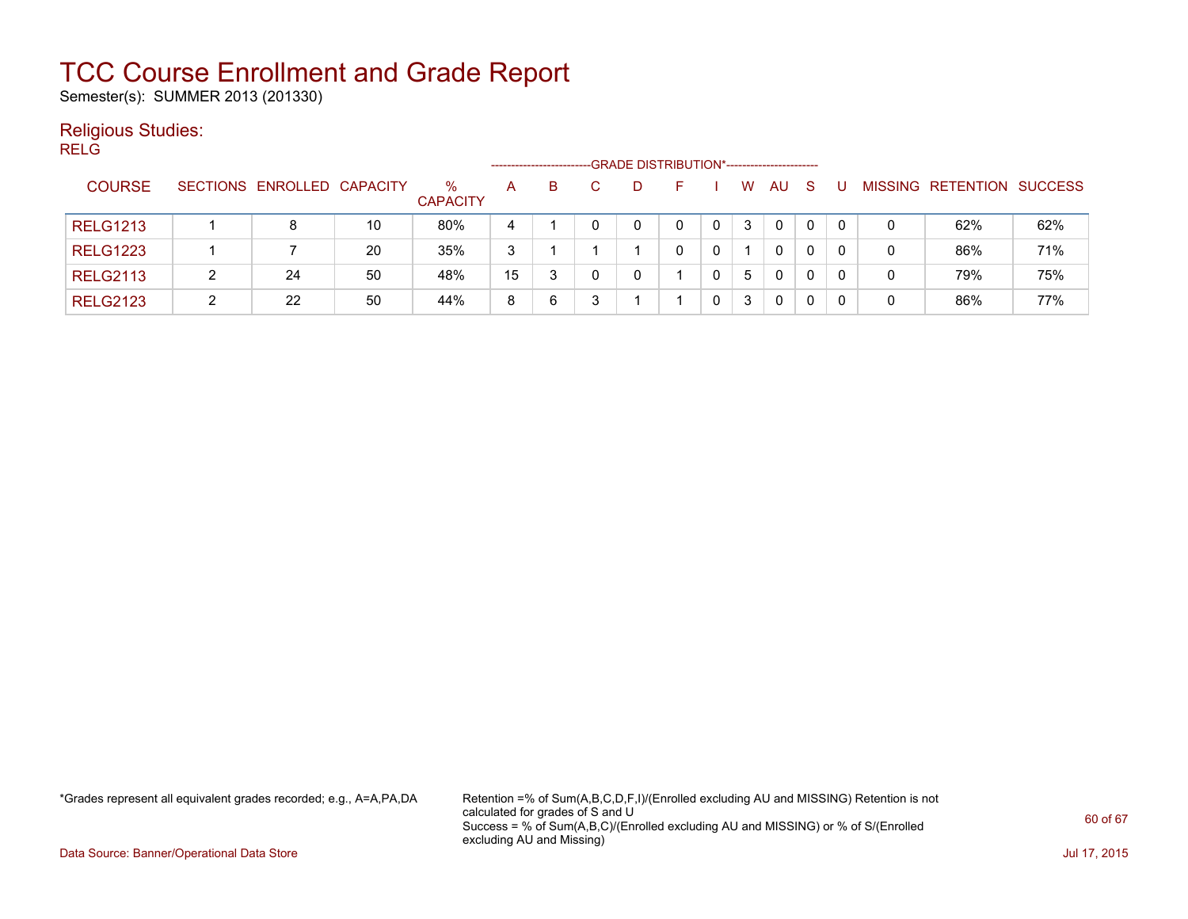# TCC Course Enrollment and Grade Report

Semester(s): SUMMER 2013 (201330)

## Religious Studies:

RELG

| COURSE | SECTIONS | ENROLLED | CAPACITY | % CAPACITY | A | B | C | D | F | I | W | AU | S | U | MISSING | RETENTION | SUCCESS |
|---|---|---|---|---|---|---|---|---|---|---|---|---|---|---|---|---|---|
| | | | | | GRADE DISTRIBUTION* | | | | | | | | | | | | |
| RELG1213 | 1 | 8 | 10 | 80% | 4 | 1 | 0 | 0 | 0 | 0 | 3 | 0 | 0 | 0 | 0 | 62% | 62% |
| RELG1223 | 1 | 7 | 20 | 35% | 3 | 1 | 1 | 1 | 0 | 0 | 1 | 0 | 0 | 0 | 0 | 86% | 71% |
| RELG2113 | 2 | 24 | 50 | 48% | 15 | 3 | 0 | 0 | 1 | 0 | 5 | 0 | 0 | 0 | 0 | 79% | 75% |
| RELG2123 | 2 | 22 | 50 | 44% | 8 | 6 | 3 | 1 | 1 | 0 | 3 | 0 | 0 | 0 | 0 | 86% | 77% |

*Grades represent all equivalent grades recorded; e.g., A=A,PA,DA

Retention =% of Sum(A,B,C,D,F,I)/(Enrolled excluding AU and MISSING) Retention is not calculated for grades of S and U
Success = % of Sum(A,B,C)/(Enrolled excluding AU and MISSING) or % of S/(Enrolled excluding AU and Missing)

Data Source: Banner/Operational Data Store

Jul 17, 2015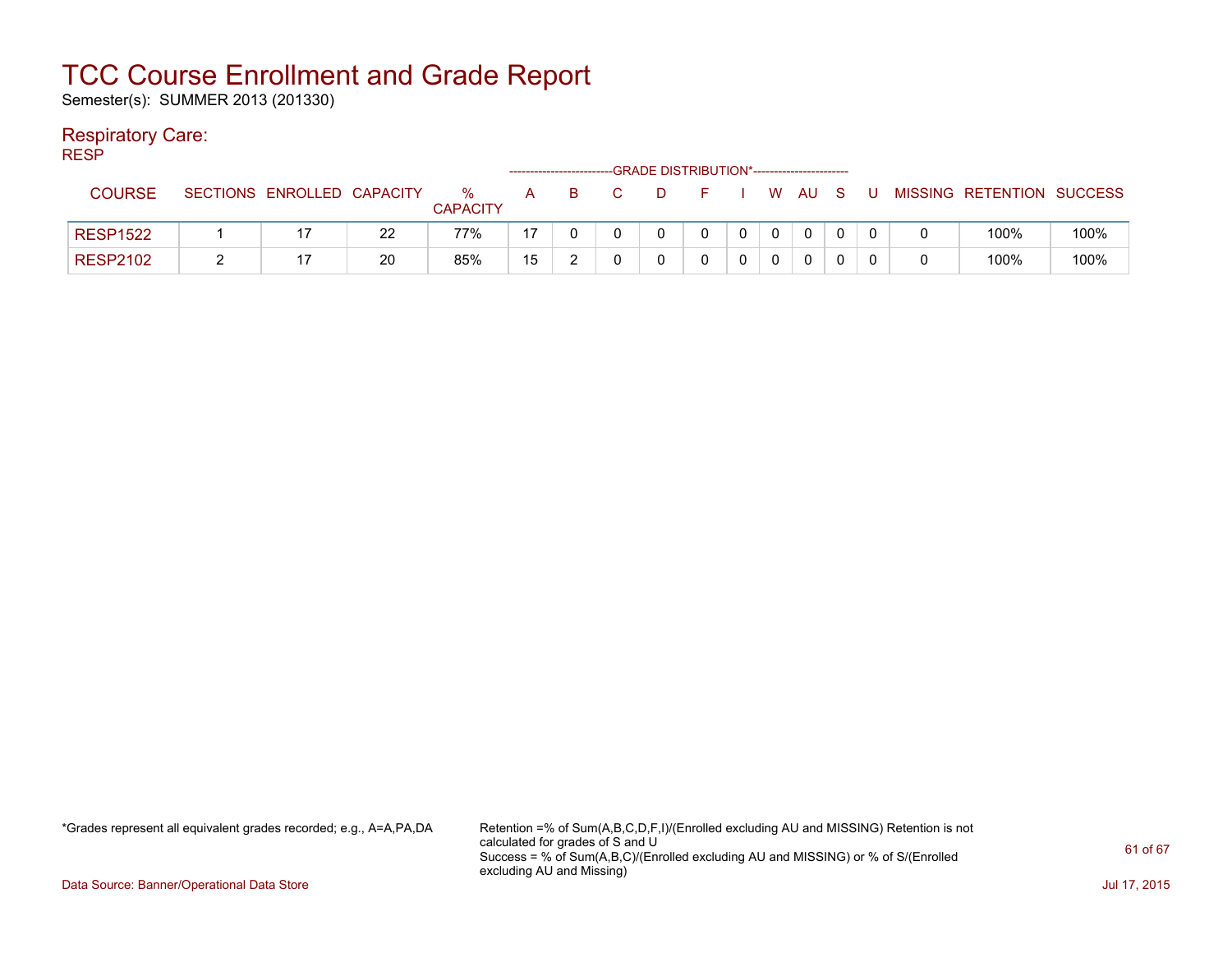# TCC Course Enrollment and Grade Report

Semester(s): SUMMER 2013 (201330)

## Respiratory Care:

RESP

| COURSE | SECTIONS | ENROLLED | CAPACITY | % CAPACITY | A | B | C | D | F | I | W | AU | S | U | MISSING | RETENTION | SUCCESS |
|---|---|---|---|---|---|---|---|---|---|---|---|---|---|---|---|---|---|
| | | | | | GRADE DISTRIBUTION* | | | | | | | | | | | | |
| RESP1522 | 1 | 17 | 22 | 77% | 17 | 0 | 0 | 0 | 0 | 0 | 0 | 0 | 0 | 0 | 0 | 100% | 100% |
| RESP2102 | 2 | 17 | 20 | 85% | 15 | 2 | 0 | 0 | 0 | 0 | 0 | 0 | 0 | 0 | 0 | 100% | 100% |

*Grades represent all equivalent grades recorded; e.g., A=A,PA,DA

Retention =% of Sum(A,B,C,D,F,I)/(Enrolled excluding AU and MISSING) Retention is not calculated for grades of S and U
Success = % of Sum(A,B,C)/(Enrolled excluding AU and MISSING) or % of S/(Enrolled excluding AU and Missing)

Data Source: Banner/Operational Data Store

Jul 17, 2015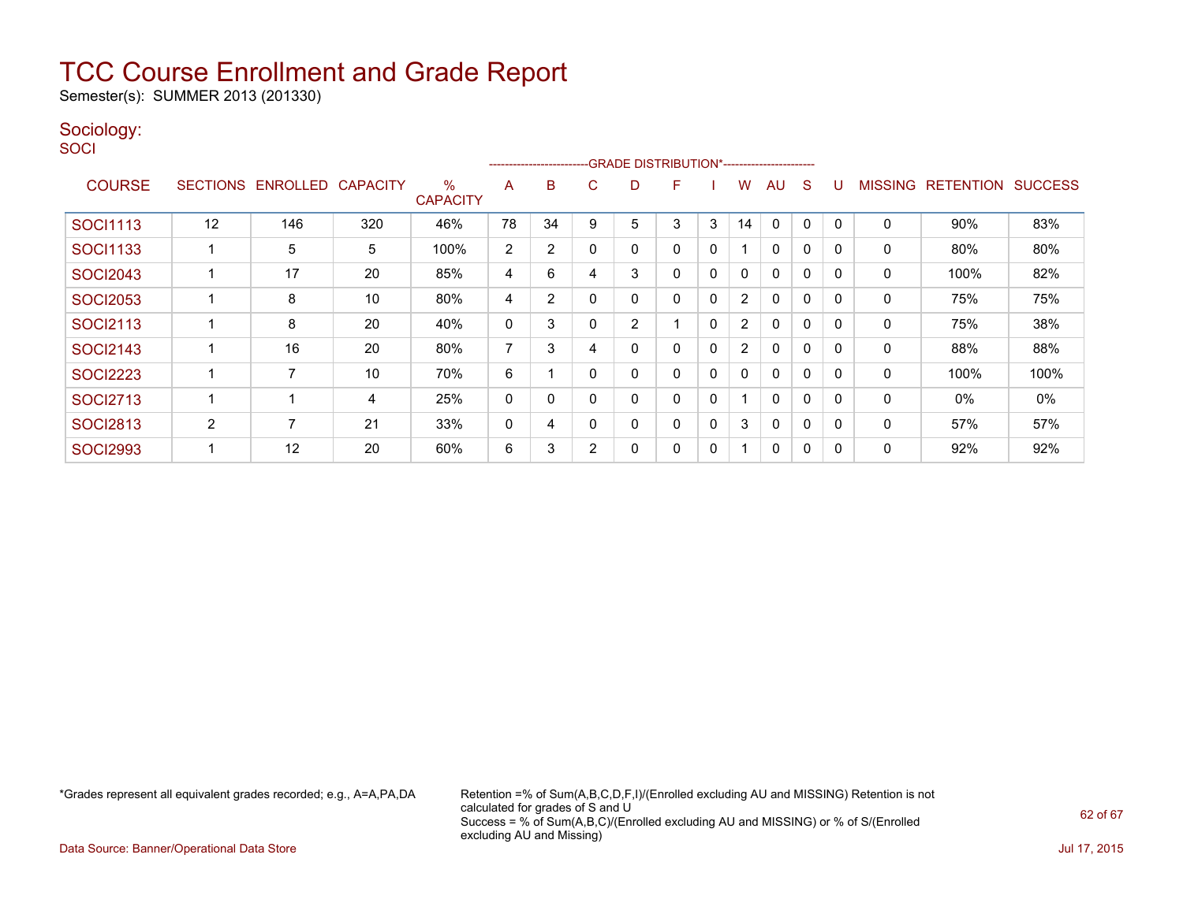# TCC Course Enrollment and Grade Report

Semester(s): SUMMER 2013 (201330)

## Sociology:

SOCI

| COURSE | SECTIONS | ENROLLED | CAPACITY | % CAPACITY | A | B | C | D | F | I | W | AU | S | U | MISSING | RETENTION | SUCCESS |
|---|---|---|---|---|---|---|---|---|---|---|---|---|---|---|---|---|---|
| | | | | | GRADE DISTRIBUTION* | | | | | | | | | | | | |
| SOCI1113 | 12 | 146 | 320 | 46% | 78 | 34 | 9 | 5 | 3 | 3 | 14 | 0 | 0 | 0 | 0 | 90% | 83% |
| SOCI1133 | 1 | 5 | 5 | 100% | 2 | 2 | 0 | 0 | 0 | 0 | 1 | 0 | 0 | 0 | 0 | 80% | 80% |
| SOCI2043 | 1 | 17 | 20 | 85% | 4 | 6 | 4 | 3 | 0 | 0 | 0 | 0 | 0 | 0 | 0 | 100% | 82% |
| SOCI2053 | 1 | 8 | 10 | 80% | 4 | 2 | 0 | 0 | 0 | 0 | 2 | 0 | 0 | 0 | 0 | 75% | 75% |
| SOCI2113 | 1 | 8 | 20 | 40% | 0 | 3 | 0 | 2 | 1 | 0 | 2 | 0 | 0 | 0 | 0 | 75% | 38% |
| SOCI2143 | 1 | 16 | 20 | 80% | 7 | 3 | 4 | 0 | 0 | 0 | 2 | 0 | 0 | 0 | 0 | 88% | 88% |
| SOCI2223 | 1 | 7 | 10 | 70% | 6 | 1 | 0 | 0 | 0 | 0 | 0 | 0 | 0 | 0 | 0 | 100% | 100% |
| SOCI2713 | 1 | 1 | 4 | 25% | 0 | 0 | 0 | 0 | 0 | 0 | 1 | 0 | 0 | 0 | 0 | 0% | 0% |
| SOCI2813 | 2 | 7 | 21 | 33% | 0 | 4 | 0 | 0 | 0 | 0 | 3 | 0 | 0 | 0 | 0 | 57% | 57% |
| SOCI2993 | 1 | 12 | 20 | 60% | 6 | 3 | 2 | 0 | 0 | 0 | 1 | 0 | 0 | 0 | 0 | 92% | 92% |

*Grades represent all equivalent grades recorded; e.g., A=A,PA,DA

Retention =% of Sum(A,B,C,D,F,I)/(Enrolled excluding AU and MISSING) Retention is not calculated for grades of S and U
Success = % of Sum(A,B,C)/(Enrolled excluding AU and MISSING) or % of S/(Enrolled excluding AU and Missing)

Data Source: Banner/Operational Data Store

Jul 17, 2015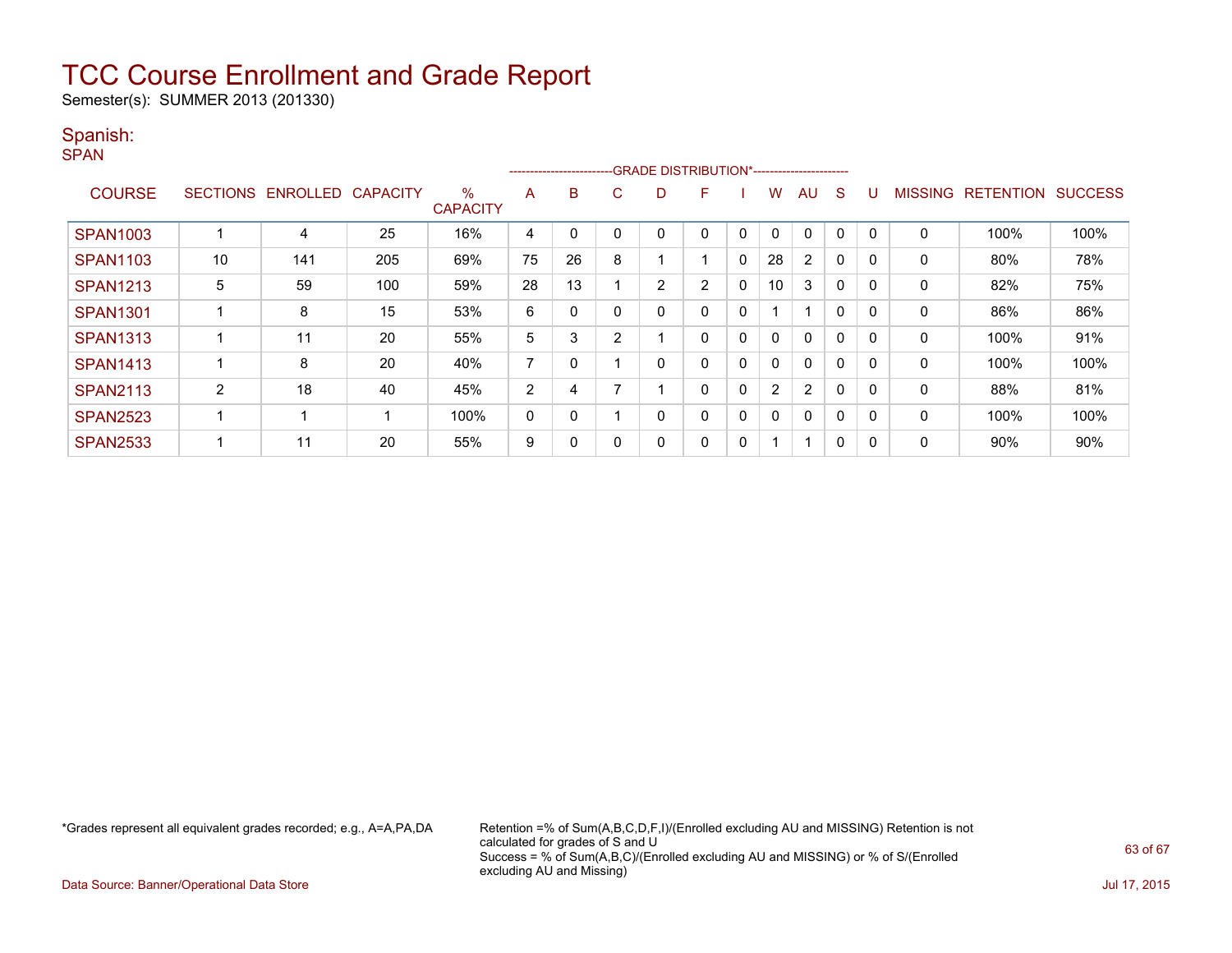# TCC Course Enrollment and Grade Report

Semester(s): SUMMER 2013 (201330)

## Spanish:

### SPAN

| COURSE | SECTIONS | ENROLLED | CAPACITY | % CAPACITY | A | B | C | D | F | I | W | AU | S | U | MISSING | RETENTION | SUCCESS |
|---|---|---|---|---|---|---|---|---|---|---|---|---|---|---|---|---|---|
| | | | | | GRADE DISTRIBUTION* | | | | | | | | | | | | |
| SPAN1003 | 1 | 4 | 25 | 16% | 4 | 0 | 0 | 0 | 0 | 0 | 0 | 0 | 0 | 0 | 0 | 100% | 100% |
| SPAN1103 | 10 | 141 | 205 | 69% | 75 | 26 | 8 | 1 | 1 | 0 | 28 | 2 | 0 | 0 | 0 | 80% | 78% |
| SPAN1213 | 5 | 59 | 100 | 59% | 28 | 13 | 1 | 2 | 2 | 0 | 10 | 3 | 0 | 0 | 0 | 82% | 75% |
| SPAN1301 | 1 | 8 | 15 | 53% | 6 | 0 | 0 | 0 | 0 | 0 | 1 | 1 | 0 | 0 | 0 | 86% | 86% |
| SPAN1313 | 1 | 11 | 20 | 55% | 5 | 3 | 2 | 1 | 0 | 0 | 0 | 0 | 0 | 0 | 0 | 100% | 91% |
| SPAN1413 | 1 | 8 | 20 | 40% | 7 | 0 | 1 | 0 | 0 | 0 | 0 | 0 | 0 | 0 | 0 | 100% | 100% |
| SPAN2113 | 2 | 18 | 40 | 45% | 2 | 4 | 7 | 1 | 0 | 0 | 2 | 2 | 0 | 0 | 0 | 88% | 81% |
| SPAN2523 | 1 | 1 | 1 | 100% | 0 | 0 | 1 | 0 | 0 | 0 | 0 | 0 | 0 | 0 | 0 | 100% | 100% |
| SPAN2533 | 1 | 11 | 20 | 55% | 9 | 0 | 0 | 0 | 0 | 0 | 1 | 1 | 0 | 0 | 0 | 90% | 90% |

*Grades represent all equivalent grades recorded; e.g., A=A,PA,DA

Retention =% of Sum(A,B,C,D,F,I)/(Enrolled excluding AU and MISSING) Retention is not calculated for grades of S and U
Success = % of Sum(A,B,C)/(Enrolled excluding AU and MISSING) or % of S/(Enrolled excluding AU and Missing)

Data Source: Banner/Operational Data Store

Jul 17, 2015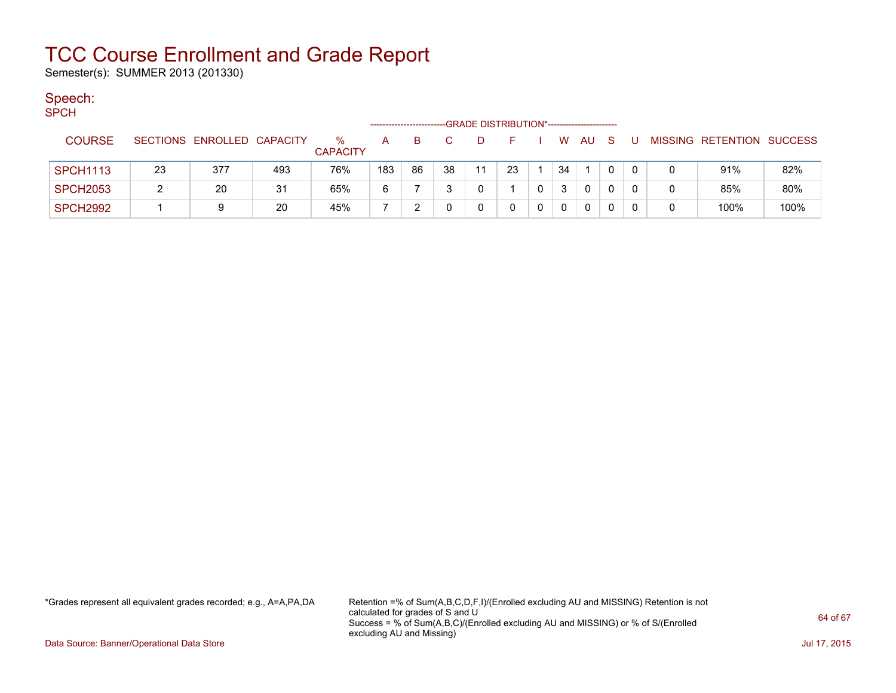# TCC Course Enrollment and Grade Report

Semester(s): SUMMER 2013 (201330)

## Speech:

SPCH

| COURSE | SECTIONS | ENROLLED | CAPACITY | % CAPACITY | A | B | C | D | F | I | W | AU | S | U | MISSING | RETENTION | SUCCESS |
|---|---|---|---|---|---|---|---|---|---|---|---|---|---|---|---|---|---|
| | | | | | GRADE DISTRIBUTION* | | | | | | | | | | | | |
| SPCH1113 | 23 | 377 | 493 | 76% | 183 | 86 | 38 | 11 | 23 | 1 | 34 | 1 | 0 | 0 | 0 | 91% | 82% |
| SPCH2053 | 2 | 20 | 31 | 65% | 6 | 7 | 3 | 0 | 1 | 0 | 3 | 0 | 0 | 0 | 0 | 85% | 80% |
| SPCH2992 | 1 | 9 | 20 | 45% | 7 | 2 | 0 | 0 | 0 | 0 | 0 | 0 | 0 | 0 | 0 | 100% | 100% |

*Grades represent all equivalent grades recorded; e.g., A=A,PA,DA

Retention =% of Sum(A,B,C,D,F,I)/(Enrolled excluding AU and MISSING) Retention is not calculated for grades of S and U
Success = % of Sum(A,B,C)/(Enrolled excluding AU and MISSING) or % of S/(Enrolled excluding AU and Missing)

Data Source: Banner/Operational Data Store

Jul 17, 2015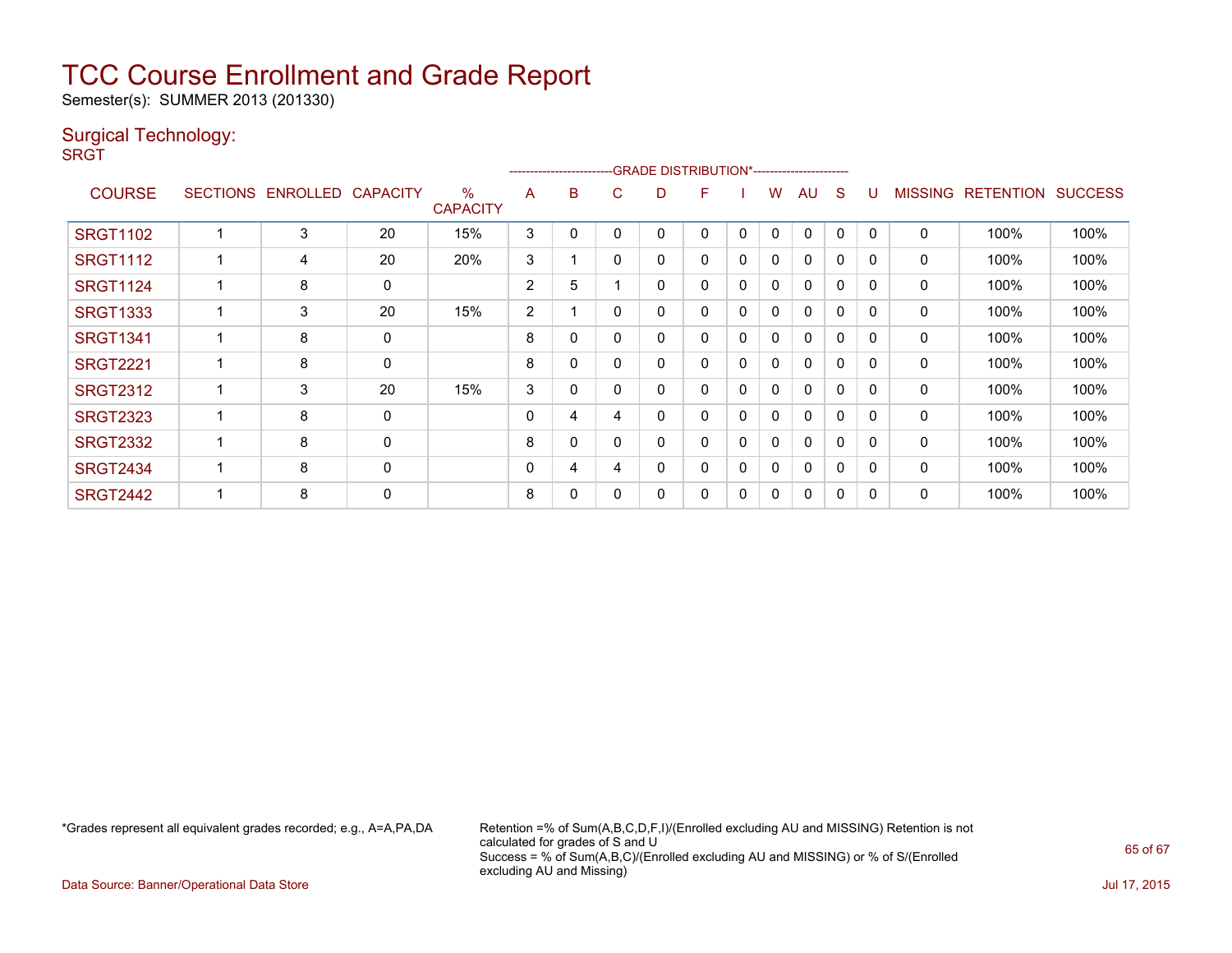# TCC Course Enrollment and Grade Report

Semester(s): SUMMER 2013 (201330)

## Surgical Technology:

SRGT

| COURSE | SECTIONS | ENROLLED | CAPACITY | % CAPACITY | A | B | C | D | F | I | W | AU | S | U | MISSING | RETENTION | SUCCESS |
|---|---|---|---|---|---|---|---|---|---|---|---|---|---|---|---|---|---|
| | | | | | GRADE DISTRIBUTION* | | | | | | | | | | | | |
| SRGT1102 | 1 | 3 | 20 | 15% | 3 | 0 | 0 | 0 | 0 | 0 | 0 | 0 | 0 | 0 | 0 | 100% | 100% |
| SRGT1112 | 1 | 4 | 20 | 20% | 3 | 1 | 0 | 0 | 0 | 0 | 0 | 0 | 0 | 0 | 0 | 100% | 100% |
| SRGT1124 | 1 | 8 | 0 | | 2 | 5 | 1 | 0 | 0 | 0 | 0 | 0 | 0 | 0 | 0 | 100% | 100% |
| SRGT1333 | 1 | 3 | 20 | 15% | 2 | 1 | 0 | 0 | 0 | 0 | 0 | 0 | 0 | 0 | 0 | 100% | 100% |
| SRGT1341 | 1 | 8 | 0 | | 8 | 0 | 0 | 0 | 0 | 0 | 0 | 0 | 0 | 0 | 0 | 100% | 100% |
| SRGT2221 | 1 | 8 | 0 | | 8 | 0 | 0 | 0 | 0 | 0 | 0 | 0 | 0 | 0 | 0 | 100% | 100% |
| SRGT2312 | 1 | 3 | 20 | 15% | 3 | 0 | 0 | 0 | 0 | 0 | 0 | 0 | 0 | 0 | 0 | 100% | 100% |
| SRGT2323 | 1 | 8 | 0 | | 0 | 4 | 4 | 0 | 0 | 0 | 0 | 0 | 0 | 0 | 0 | 100% | 100% |
| SRGT2332 | 1 | 8 | 0 | | 8 | 0 | 0 | 0 | 0 | 0 | 0 | 0 | 0 | 0 | 0 | 100% | 100% |
| SRGT2434 | 1 | 8 | 0 | | 0 | 4 | 4 | 0 | 0 | 0 | 0 | 0 | 0 | 0 | 0 | 100% | 100% |
| SRGT2442 | 1 | 8 | 0 | | 8 | 0 | 0 | 0 | 0 | 0 | 0 | 0 | 0 | 0 | 0 | 100% | 100% |

*Grades represent all equivalent grades recorded; e.g., A=A,PA,DA

Retention =% of Sum(A,B,C,D,F,I)/(Enrolled excluding AU and MISSING) Retention is not calculated for grades of S and U
Success = % of Sum(A,B,C)/(Enrolled excluding AU and MISSING) or % of S/(Enrolled excluding AU and Missing)

Data Source: Banner/Operational Data Store

Jul 17, 2015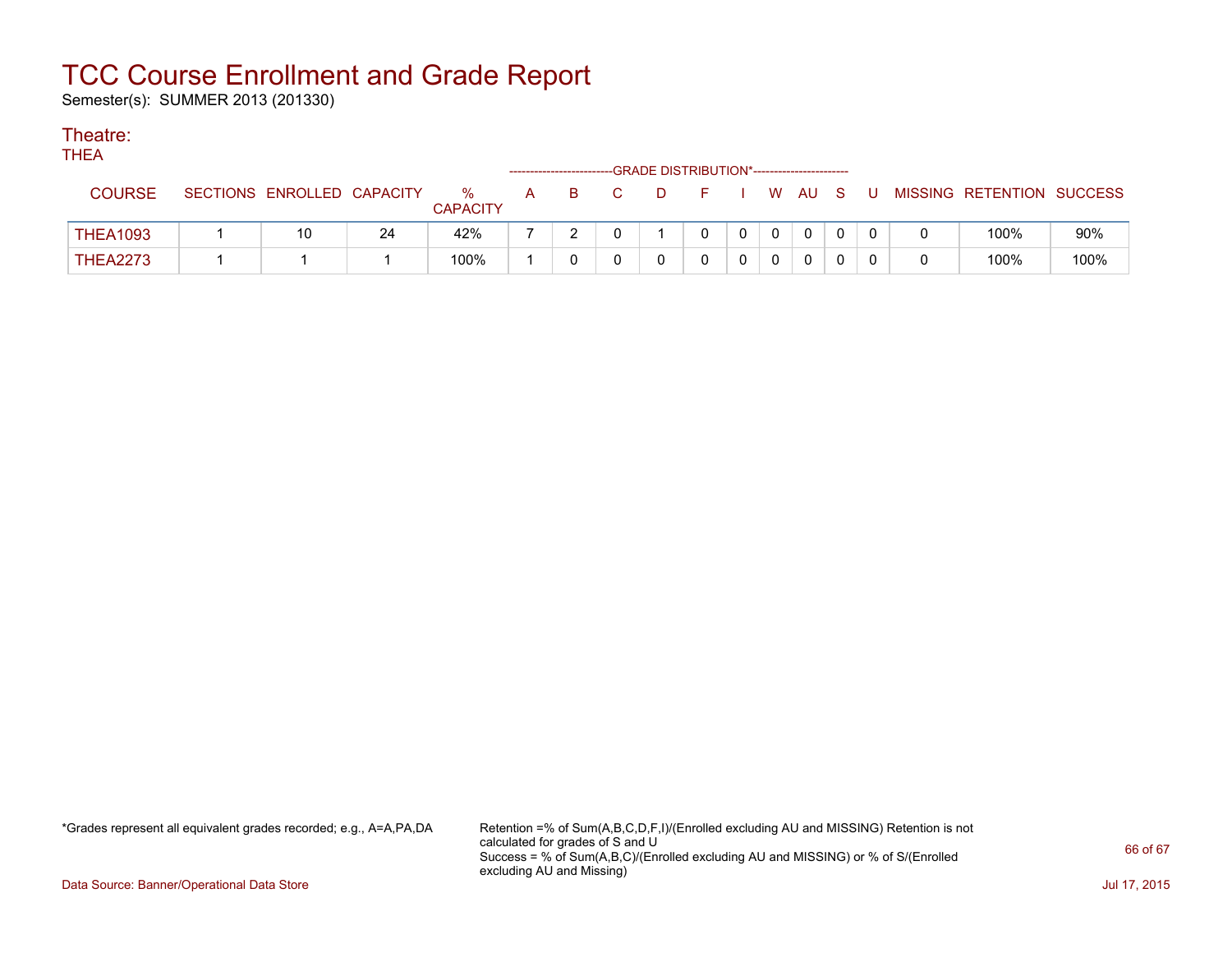# TCC Course Enrollment and Grade Report

Semester(s): SUMMER 2013 (201330)

## Theatre:

THEA

| COURSE | SECTIONS | ENROLLED | CAPACITY | % CAPACITY | A | B | C | D | F | I | W | AU | S | U | MISSING | RETENTION | SUCCESS |
|---|---|---|---|---|---|---|---|---|---|---|---|---|---|---|---|---|---|
| | | | | | GRADE DISTRIBUTION* | | | | | | | | | | | | |
| THEA1093 | 1 | 10 | 24 | 42% | 7 | 2 | 0 | 1 | 0 | 0 | 0 | 0 | 0 | 0 | 0 | 100% | 90% |
| THEA2273 | 1 | 1 | 1 | 100% | 1 | 0 | 0 | 0 | 0 | 0 | 0 | 0 | 0 | 0 | 0 | 100% | 100% |

*Grades represent all equivalent grades recorded; e.g., A=A,PA,DA

Retention =% of Sum(A,B,C,D,F,I)/(Enrolled excluding AU and MISSING) Retention is not calculated for grades of S and U

Success = % of Sum(A,B,C)/(Enrolled excluding AU and MISSING) or % of S/(Enrolled excluding AU and Missing)

Data Source: Banner/Operational Data Store

Jul 17, 2015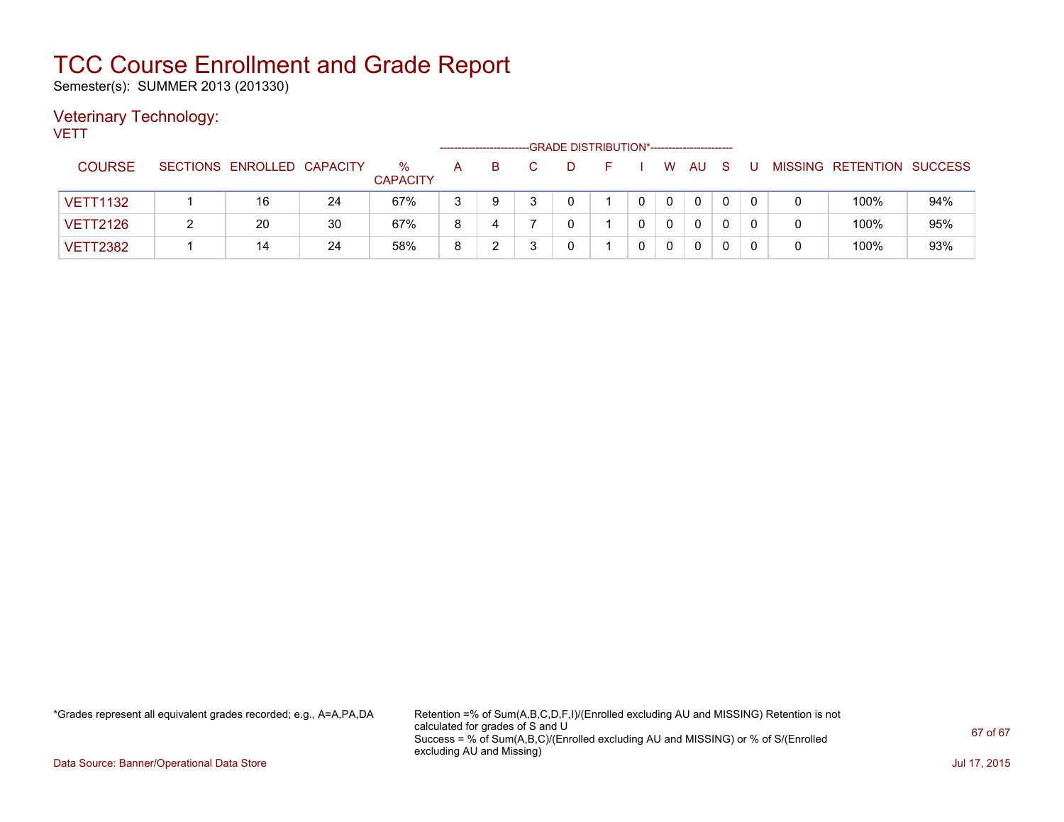# TCC Course Enrollment and Grade Report

Semester(s): SUMMER 2013 (201330)

## Veterinary Technology:

VETT

| COURSE | SECTIONS | ENROLLED | CAPACITY | % CAPACITY | GRADE DISTRIBUTION* A | B | C | D | F | I | W | AU | S | U | MISSING | RETENTION | SUCCESS |
|---|---|---|---|---|---|---|---|---|---|---|---|---|---|---|---|---|---|
| VETT1132 | 1 | 16 | 24 | 67% | 3 | 9 | 3 | 0 | 1 | 0 | 0 | 0 | 0 | 0 | 0 | 100% | 94% |
| VETT2126 | 2 | 20 | 30 | 67% | 8 | 4 | 7 | 0 | 1 | 0 | 0 | 0 | 0 | 0 | 0 | 100% | 95% |
| VETT2382 | 1 | 14 | 24 | 58% | 8 | 2 | 3 | 0 | 1 | 0 | 0 | 0 | 0 | 0 | 0 | 100% | 93% |

*Grades represent all equivalent grades recorded; e.g., A=A,PA,DA

Retention =% of Sum(A,B,C,D,F,I)/(Enrolled excluding AU and MISSING) Retention is not calculated for grades of S and U
Success = % of Sum(A,B,C)/(Enrolled excluding AU and MISSING) or % of S/(Enrolled excluding AU and Missing)

Data Source: Banner/Operational Data Store

Jul 17, 2015